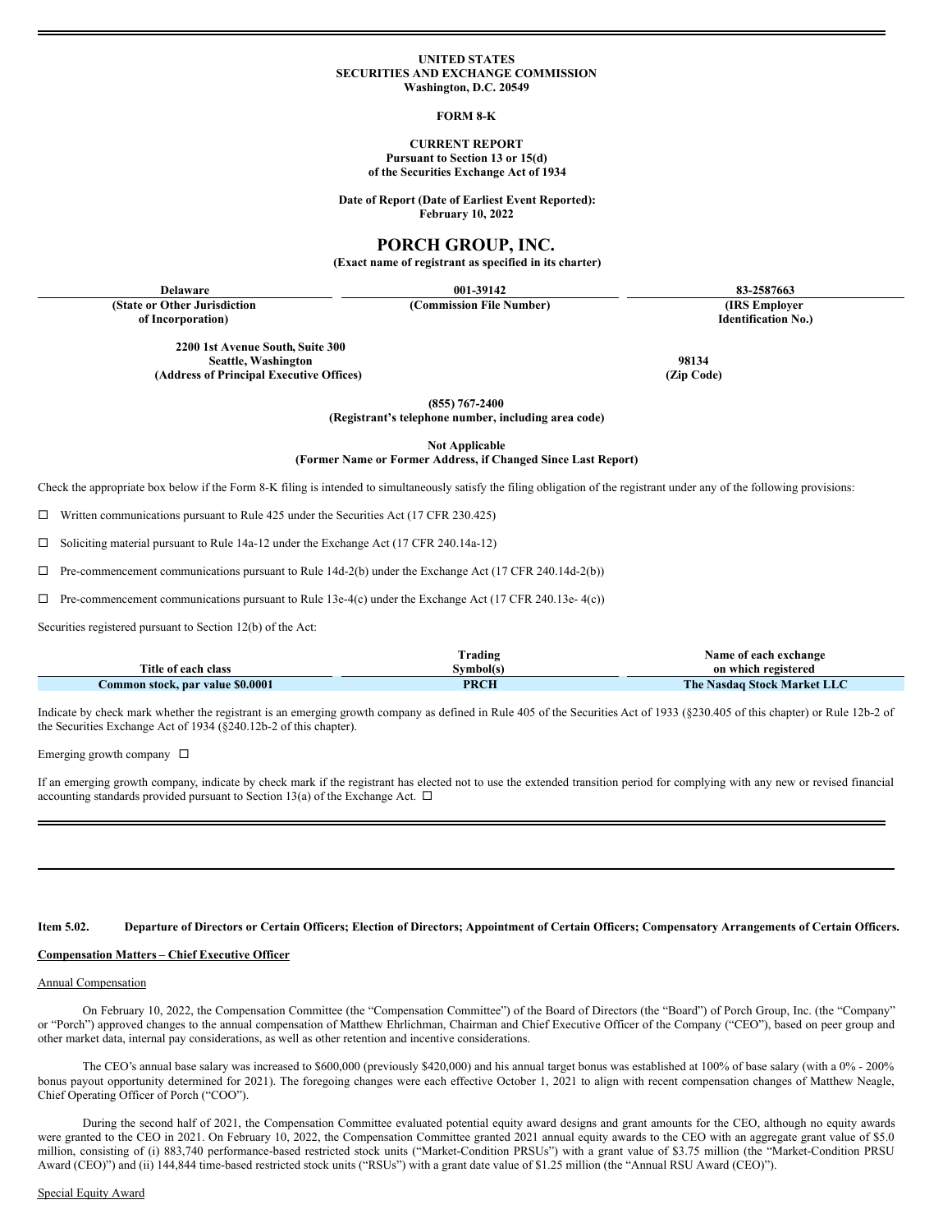UNITED STATES
SECURITIES AND EXCHANGE COMMISSION
Washington, D.C. 20549

**FORM 8-K**

**CURRENT REPORT**
**Pursuant to Section 13 or 15(d)**
**of the Securities Exchange Act of 1934**

**Date of Report (Date of Earliest Event Reported):**
**February 10, 2022**

# PORCH GROUP, INC.

**(Exact name of registrant as specified in its charter)**

| Delaware | 001-39142 | 83-2587663 |
|---|---|---|
| (State or Other Jurisdiction of Incorporation) | (Commission File Number) | (IRS Employer Identification No.) |

| 2200 1st Avenue South, Suite 300 Seattle, Washington | 98134 |
|---|---|
| (Address of Principal Executive Offices) | (Zip Code) |

**(855) 767-2400**
**(Registrant's telephone number, including area code)**

**Not Applicable**
**(Former Name or Former Address, if Changed Since Last Report)**

Check the appropriate box below if the Form 8-K filing is intended to simultaneously satisfy the filing obligation of the registrant under any of the following provisions:

☐ Written communications pursuant to Rule 425 under the Securities Act (17 CFR 230.425)

☐ Soliciting material pursuant to Rule 14a-12 under the Exchange Act (17 CFR 240.14a-12)

☐ Pre-commencement communications pursuant to Rule 14d-2(b) under the Exchange Act (17 CFR 240.14d-2(b))

☐ Pre-commencement communications pursuant to Rule 13e-4(c) under the Exchange Act (17 CFR 240.13e- 4(c))

Securities registered pursuant to Section 12(b) of the Act:

| Title of each class | Trading Symbol(s) | Name of each exchange on which registered |
|---|---|---|
| Common stock, par value $0.0001 | PRCH | The Nasdaq Stock Market LLC |

Indicate by check mark whether the registrant is an emerging growth company as defined in Rule 405 of the Securities Act of 1933 (§230.405 of this chapter) or Rule 12b-2 of the Securities Exchange Act of 1934 (§240.12b-2 of this chapter).

Emerging growth company ☐

If an emerging growth company, indicate by check mark if the registrant has elected not to use the extended transition period for complying with any new or revised financial accounting standards provided pursuant to Section 13(a) of the Exchange Act. ☐

**Item 5.02. Departure of Directors or Certain Officers; Election of Directors; Appointment of Certain Officers; Compensatory Arrangements of Certain Officers.**

**Compensation Matters – Chief Executive Officer**

Annual Compensation

On February 10, 2022, the Compensation Committee (the "Compensation Committee") of the Board of Directors (the "Board") of Porch Group, Inc. (the "Company" or "Porch") approved changes to the annual compensation of Matthew Ehrlichman, Chairman and Chief Executive Officer of the Company ("CEO"), based on peer group and other market data, internal pay considerations, as well as other retention and incentive considerations.

The CEO's annual base salary was increased to $600,000 (previously $420,000) and his annual target bonus was established at 100% of base salary (with a 0% - 200% bonus payout opportunity determined for 2021). The foregoing changes were each effective October 1, 2021 to align with recent compensation changes of Matthew Neagle, Chief Operating Officer of Porch ("COO").

During the second half of 2021, the Compensation Committee evaluated potential equity award designs and grant amounts for the CEO, although no equity awards were granted to the CEO in 2021. On February 10, 2022, the Compensation Committee granted 2021 annual equity awards to the CEO with an aggregate grant value of $5.0 million, consisting of (i) 883,740 performance-based restricted stock units ("Market-Condition PRSUs") with a grant value of $3.75 million (the "Market-Condition PRSU Award (CEO)") and (ii) 144,844 time-based restricted stock units ("RSUs") with a grant date value of $1.25 million (the "Annual RSU Award (CEO)").

Special Equity Award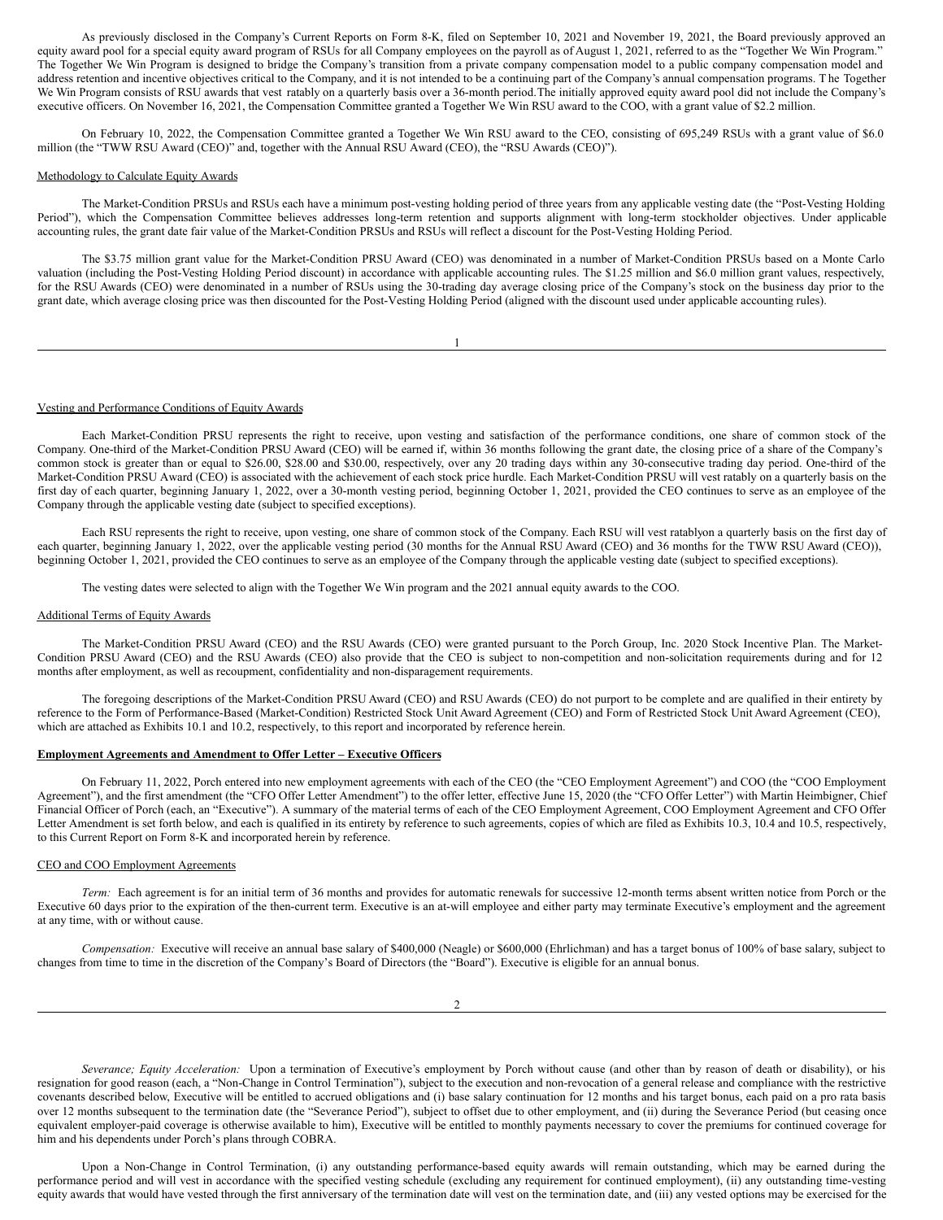As previously disclosed in the Company's Current Reports on Form 8-K, filed on September 10, 2021 and November 19, 2021, the Board previously approved an equity award pool for a special equity award program of RSUs for all Company employees on the payroll as of August 1, 2021, referred to as the "Together We Win Program." The Together We Win Program is designed to bridge the Company's transition from a private company compensation model to a public company compensation model and address retention and incentive objectives critical to the Company, and it is not intended to be a continuing part of the Company's annual compensation programs. T he Together We Win Program consists of RSU awards that vest ratably on a quarterly basis over a 36-month period.The initially approved equity award pool did not include the Company's executive officers. On November 16, 2021, the Compensation Committee granted a Together We Win RSU award to the COO, with a grant value of $2.2 million.

On February 10, 2022, the Compensation Committee granted a Together We Win RSU award to the CEO, consisting of 695,249 RSUs with a grant value of $6.0 million (the "TWW RSU Award (CEO)" and, together with the Annual RSU Award (CEO), the "RSU Awards (CEO)").

Methodology to Calculate Equity Awards

The Market-Condition PRSUs and RSUs each have a minimum post-vesting holding period of three years from any applicable vesting date (the "Post-Vesting Holding Period"), which the Compensation Committee believes addresses long-term retention and supports alignment with long-term stockholder objectives. Under applicable accounting rules, the grant date fair value of the Market-Condition PRSUs and RSUs will reflect a discount for the Post-Vesting Holding Period.

The $3.75 million grant value for the Market-Condition PRSU Award (CEO) was denominated in a number of Market-Condition PRSUs based on a Monte Carlo valuation (including the Post-Vesting Holding Period discount) in accordance with applicable accounting rules. The $1.25 million and $6.0 million grant values, respectively, for the RSU Awards (CEO) were denominated in a number of RSUs using the 30-trading day average closing price of the Company's stock on the business day prior to the grant date, which average closing price was then discounted for the Post-Vesting Holding Period (aligned with the discount used under applicable accounting rules).

Vesting and Performance Conditions of Equity Awards

Each Market-Condition PRSU represents the right to receive, upon vesting and satisfaction of the performance conditions, one share of common stock of the Company. One-third of the Market-Condition PRSU Award (CEO) will be earned if, within 36 months following the grant date, the closing price of a share of the Company's common stock is greater than or equal to $26.00, $28.00 and $30.00, respectively, over any 20 trading days within any 30-consecutive trading day period. One-third of the Market-Condition PRSU Award (CEO) is associated with the achievement of each stock price hurdle. Each Market-Condition PRSU will vest ratably on a quarterly basis on the first day of each quarter, beginning January 1, 2022, over a 30-month vesting period, beginning October 1, 2021, provided the CEO continues to serve as an employee of the Company through the applicable vesting date (subject to specified exceptions).

Each RSU represents the right to receive, upon vesting, one share of common stock of the Company. Each RSU will vest ratablyon a quarterly basis on the first day of each quarter, beginning January 1, 2022, over the applicable vesting period (30 months for the Annual RSU Award (CEO) and 36 months for the TWW RSU Award (CEO)), beginning October 1, 2021, provided the CEO continues to serve as an employee of the Company through the applicable vesting date (subject to specified exceptions).

The vesting dates were selected to align with the Together We Win program and the 2021 annual equity awards to the COO.

Additional Terms of Equity Awards

The Market-Condition PRSU Award (CEO) and the RSU Awards (CEO) were granted pursuant to the Porch Group, Inc. 2020 Stock Incentive Plan. The Market-Condition PRSU Award (CEO) and the RSU Awards (CEO) also provide that the CEO is subject to non-competition and non-solicitation requirements during and for 12 months after employment, as well as recoupment, confidentiality and non-disparagement requirements.

The foregoing descriptions of the Market-Condition PRSU Award (CEO) and RSU Awards (CEO) do not purport to be complete and are qualified in their entirety by reference to the Form of Performance-Based (Market-Condition) Restricted Stock Unit Award Agreement (CEO) and Form of Restricted Stock Unit Award Agreement (CEO), which are attached as Exhibits 10.1 and 10.2, respectively, to this report and incorporated by reference herein.

**Employment Agreements and Amendment to Offer Letter – Executive Officers**

On February 11, 2022, Porch entered into new employment agreements with each of the CEO (the "CEO Employment Agreement") and COO (the "COO Employment Agreement"), and the first amendment (the "CFO Offer Letter Amendment") to the offer letter, effective June 15, 2020 (the "CFO Offer Letter") with Martin Heimbigner, Chief Financial Officer of Porch (each, an "Executive"). A summary of the material terms of each of the CEO Employment Agreement, COO Employment Agreement and CFO Offer Letter Amendment is set forth below, and each is qualified in its entirety by reference to such agreements, copies of which are filed as Exhibits 10.3, 10.4 and 10.5, respectively, to this Current Report on Form 8-K and incorporated herein by reference.

CEO and COO Employment Agreements

*Term:* Each agreement is for an initial term of 36 months and provides for automatic renewals for successive 12-month terms absent written notice from Porch or the Executive 60 days prior to the expiration of the then-current term. Executive is an at-will employee and either party may terminate Executive's employment and the agreement at any time, with or without cause.

*Compensation:* Executive will receive an annual base salary of $400,000 (Neagle) or $600,000 (Ehrlichman) and has a target bonus of 100% of base salary, subject to changes from time to time in the discretion of the Company's Board of Directors (the "Board"). Executive is eligible for an annual bonus.

*Severance; Equity Acceleration:* Upon a termination of Executive's employment by Porch without cause (and other than by reason of death or disability), or his resignation for good reason (each, a "Non-Change in Control Termination"), subject to the execution and non-revocation of a general release and compliance with the restrictive covenants described below, Executive will be entitled to accrued obligations and (i) base salary continuation for 12 months and his target bonus, each paid on a pro rata basis over 12 months subsequent to the termination date (the "Severance Period"), subject to offset due to other employment, and (ii) during the Severance Period (but ceasing once equivalent employer-paid coverage is otherwise available to him), Executive will be entitled to monthly payments necessary to cover the premiums for continued coverage for him and his dependents under Porch's plans through COBRA.

Upon a Non-Change in Control Termination, (i) any outstanding performance-based equity awards will remain outstanding, which may be earned during the performance period and will vest in accordance with the specified vesting schedule (excluding any requirement for continued employment), (ii) any outstanding time-vesting equity awards that would have vested through the first anniversary of the termination date will vest on the termination date, and (iii) any vested options may be exercised for the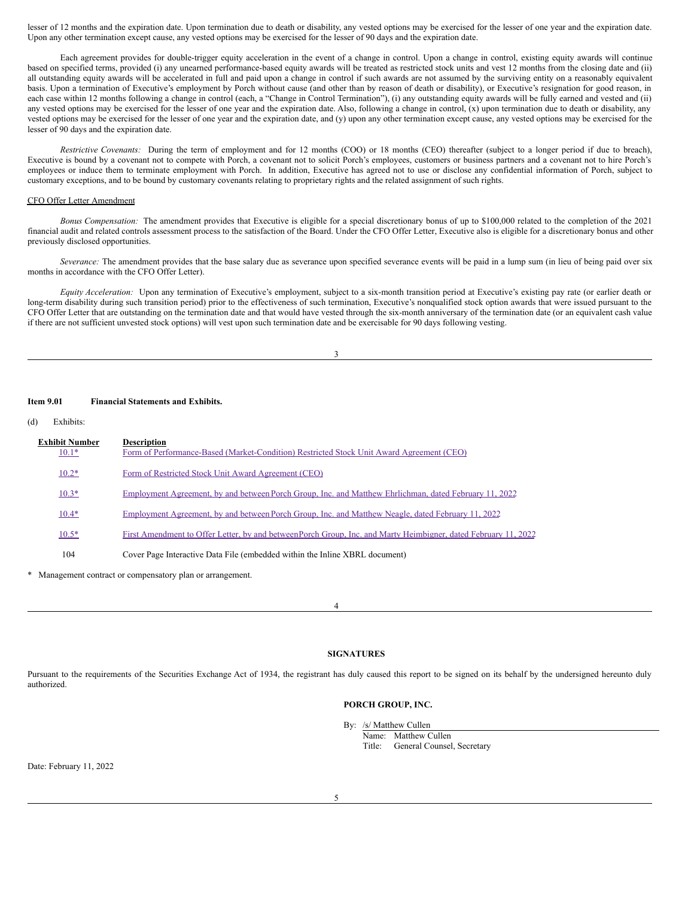lesser of 12 months and the expiration date. Upon termination due to death or disability, any vested options may be exercised for the lesser of one year and the expiration date. Upon any other termination except cause, any vested options may be exercised for the lesser of 90 days and the expiration date.

Each agreement provides for double-trigger equity acceleration in the event of a change in control. Upon a change in control, existing equity awards will continue based on specified terms, provided (i) any unearned performance-based equity awards will be treated as restricted stock units and vest 12 months from the closing date and (ii) all outstanding equity awards will be accelerated in full and paid upon a change in control if such awards are not assumed by the surviving entity on a reasonably equivalent basis. Upon a termination of Executive's employment by Porch without cause (and other than by reason of death or disability), or Executive's resignation for good reason, in each case within 12 months following a change in control (each, a "Change in Control Termination"), (i) any outstanding equity awards will be fully earned and vested and (ii) any vested options may be exercised for the lesser of one year and the expiration date. Also, following a change in control, (x) upon termination due to death or disability, any vested options may be exercised for the lesser of one year and the expiration date, and (y) upon any other termination except cause, any vested options may be exercised for the lesser of 90 days and the expiration date.

*Restrictive Covenants:* During the term of employment and for 12 months (COO) or 18 months (CEO) thereafter (subject to a longer period if due to breach), Executive is bound by a covenant not to compete with Porch, a covenant not to solicit Porch's employees, customers or business partners and a covenant not to hire Porch's employees or induce them to terminate employment with Porch. In addition, Executive has agreed not to use or disclose any confidential information of Porch, subject to customary exceptions, and to be bound by customary covenants relating to proprietary rights and the related assignment of such rights.

CFO Offer Letter Amendment

*Bonus Compensation:* The amendment provides that Executive is eligible for a special discretionary bonus of up to $100,000 related to the completion of the 2021 financial audit and related controls assessment process to the satisfaction of the Board. Under the CFO Offer Letter, Executive also is eligible for a discretionary bonus and other previously disclosed opportunities.

*Severance:* The amendment provides that the base salary due as severance upon specified severance events will be paid in a lump sum (in lieu of being paid over six months in accordance with the CFO Offer Letter).

*Equity Acceleration:* Upon any termination of Executive's employment, subject to a six-month transition period at Executive's existing pay rate (or earlier death or long-term disability during such transition period) prior to the effectiveness of such termination, Executive's nonqualified stock option awards that were issued pursuant to the CFO Offer Letter that are outstanding on the termination date and that would have vested through the six-month anniversary of the termination date (or an equivalent cash value if there are not sufficient unvested stock options) will vest upon such termination date and be exercisable for 90 days following vesting.

**Item 9.01 Financial Statements and Exhibits.**

(d) Exhibits:

| Exhibit Number | Description |
|---|---|
| 10.1* | Form of Performance-Based (Market-Condition) Restricted Stock Unit Award Agreement (CEO) |
| 10.2* | Form of Restricted Stock Unit Award Agreement (CEO) |
| 10.3* | Employment Agreement, by and between Porch Group, Inc. and Matthew Ehrlichman, dated February 11, 2022 |
| 10.4* | Employment Agreement, by and between Porch Group, Inc. and Matthew Neagle, dated February 11, 2022 |
| 10.5* | First Amendment to Offer Letter, by and between Porch Group, Inc. and Marty Heimbigner, dated February 11, 2022 |
| 104 | Cover Page Interactive Data File (embedded within the Inline XBRL document) |

\* Management contract or compensatory plan or arrangement.

**SIGNATURES**

Pursuant to the requirements of the Securities Exchange Act of 1934, the registrant has duly caused this report to be signed on its behalf by the undersigned hereunto duly authorized.

**PORCH GROUP, INC.**

By: /s/ Matthew Cullen
Name: Matthew Cullen
Title: General Counsel, Secretary

Date: February 11, 2022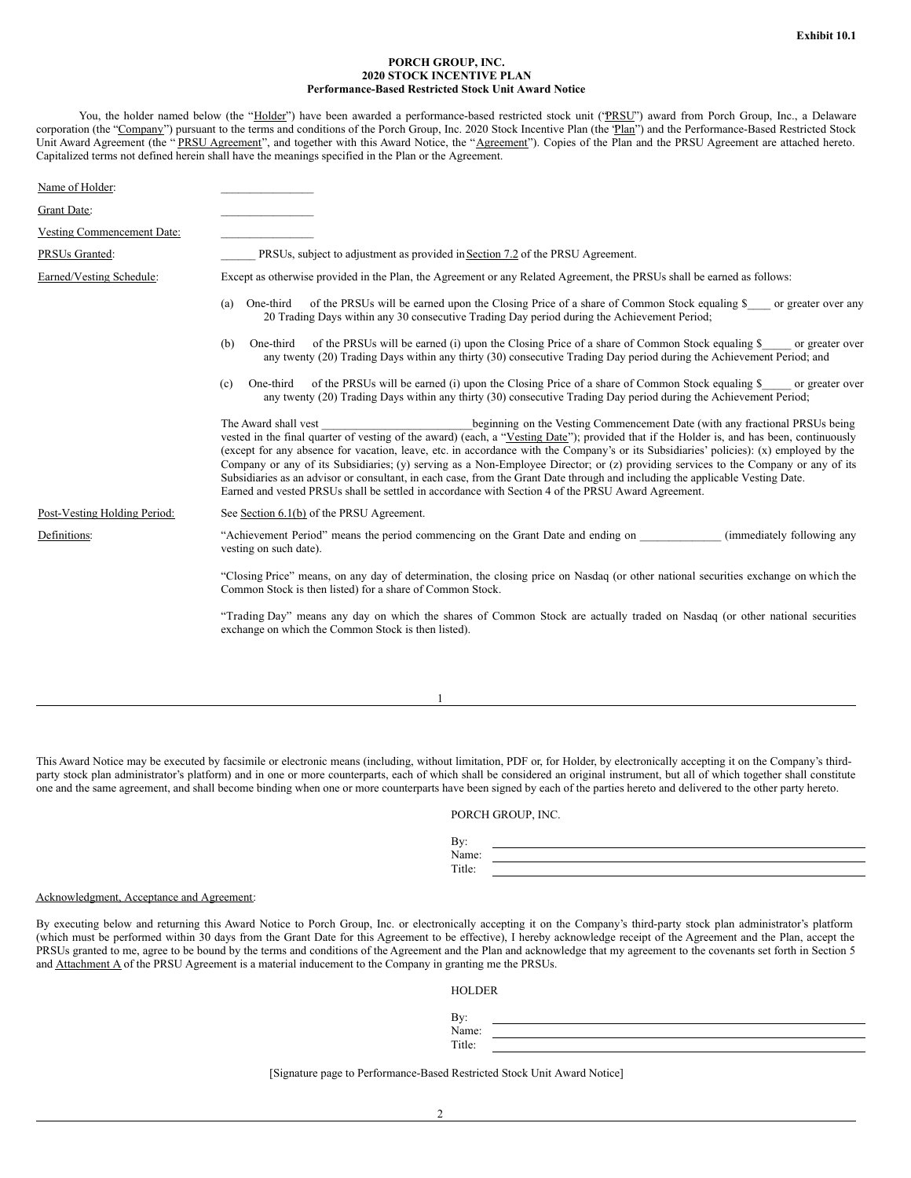Exhibit 10.1

**PORCH GROUP, INC.**
**2020 STOCK INCENTIVE PLAN**
**Performance-Based Restricted Stock Unit Award Notice**

You, the holder named below (the "Holder") have been awarded a performance-based restricted stock unit ("PRSU") award from Porch Group, Inc., a Delaware corporation (the "Company") pursuant to the terms and conditions of the Porch Group, Inc. 2020 Stock Incentive Plan (the "Plan") and the Performance-Based Restricted Stock Unit Award Agreement (the "PRSU Agreement", and together with this Award Notice, the "Agreement"). Copies of the Plan and the PRSU Agreement are attached hereto. Capitalized terms not defined herein shall have the meanings specified in the Plan or the Agreement.

| | |
|---|---|
| Name of Holder: | ________________ |
| Grant Date: | ________________ |
| Vesting Commencement Date: | ________________ |
| PRSUs Granted: | ______ PRSUs, subject to adjustment as provided in Section 7.2 of the PRSU Agreement. |
| Earned/Vesting Schedule: | Except as otherwise provided in the Plan, the Agreement or any Related Agreement, the PRSUs shall be earned as follows: |

(a) One-third of the PRSUs will be earned upon the Closing Price of a share of Common Stock equaling $____ or greater over any 20 Trading Days within any 30 consecutive Trading Day period during the Achievement Period;

(b) One-third of the PRSUs will be earned (i) upon the Closing Price of a share of Common Stock equaling $_____ or greater over any twenty (20) Trading Days within any thirty (30) consecutive Trading Day period during the Achievement Period; and

(c) One-third of the PRSUs will be earned (i) upon the Closing Price of a share of Common Stock equaling $_____ or greater over any twenty (20) Trading Days within any thirty (30) consecutive Trading Day period during the Achievement Period;

The Award shall vest __________________________beginning on the Vesting Commencement Date (with any fractional PRSUs being vested in the final quarter of vesting of the award) (each, a "Vesting Date"); provided that if the Holder is, and has been, continuously (except for any absence for vacation, leave, etc. in accordance with the Company's or its Subsidiaries' policies): (x) employed by the Company or any of its Subsidiaries; (y) serving as a Non-Employee Director; or (z) providing services to the Company or any of its Subsidiaries as an advisor or consultant, in each case, from the Grant Date through and including the applicable Vesting Date. Earned and vested PRSUs shall be settled in accordance with Section 4 of the PRSU Award Agreement.

Post-Vesting Holding Period: See Section 6.1(b) of the PRSU Agreement.

Definitions:

"Achievement Period" means the period commencing on the Grant Date and ending on ______________ (immediately following any vesting on such date).

"Closing Price" means, on any day of determination, the closing price on Nasdaq (or other national securities exchange on which the Common Stock is then listed) for a share of Common Stock.

"Trading Day" means any day on which the shares of Common Stock are actually traded on Nasdaq (or other national securities exchange on which the Common Stock is then listed).

This Award Notice may be executed by facsimile or electronic means (including, without limitation, PDF or, for Holder, by electronically accepting it on the Company's third-party stock plan administrator's platform) and in one or more counterparts, each of which shall be considered an original instrument, but all of which together shall constitute one and the same agreement, and shall become binding when one or more counterparts have been signed by each of the parties hereto and delivered to the other party hereto.

PORCH GROUP, INC.

By: ______________________________
Name: ______________________________
Title: ______________________________

Acknowledgment, Acceptance and Agreement:

By executing below and returning this Award Notice to Porch Group, Inc. or electronically accepting it on the Company's third-party stock plan administrator's platform (which must be performed within 30 days from the Grant Date for this Agreement to be effective), I hereby acknowledge receipt of the Agreement and the Plan, accept the PRSUs granted to me, agree to be bound by the terms and conditions of the Agreement and the Plan and acknowledge that my agreement to the covenants set forth in Section 5 and Attachment A of the PRSU Agreement is a material inducement to the Company in granting me the PRSUs.

HOLDER

By: ______________________________
Name: ______________________________
Title: ______________________________

[Signature page to Performance-Based Restricted Stock Unit Award Notice]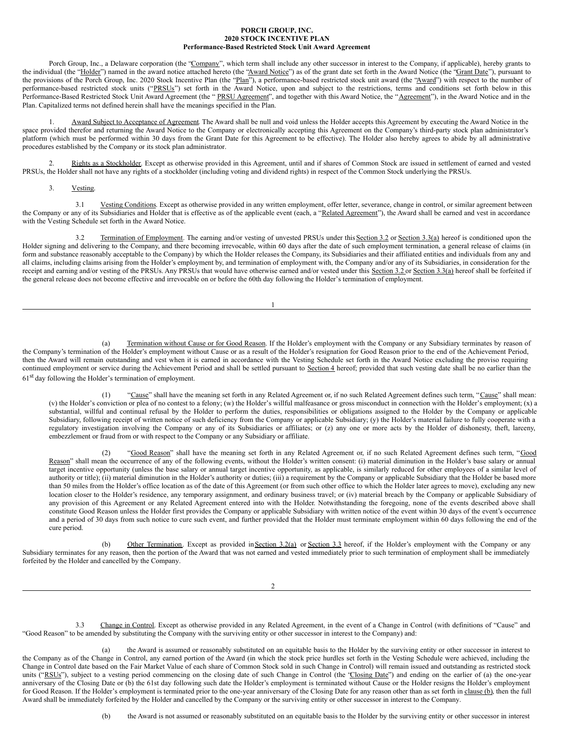**PORCH GROUP, INC.**
**2020 STOCK INCENTIVE PLAN**
**Performance-Based Restricted Stock Unit Award Agreement**

Porch Group, Inc., a Delaware corporation (the "Company", which term shall include any other successor in interest to the Company, if applicable), hereby grants to the individual (the "Holder") named in the award notice attached hereto (the "Award Notice") as of the grant date set forth in the Award Notice (the "Grant Date"), pursuant to the provisions of the Porch Group, Inc. 2020 Stock Incentive Plan (the "Plan"), a performance-based restricted stock unit award (the "Award") with respect to the number of performance-based restricted stock units ("PRSUs") set forth in the Award Notice, upon and subject to the restrictions, terms and conditions set forth below in this Performance-Based Restricted Stock Unit Award Agreement (the " PRSU Agreement", and together with this Award Notice, the "Agreement"), in the Award Notice and in the Plan. Capitalized terms not defined herein shall have the meanings specified in the Plan.

1. Award Subject to Acceptance of Agreement. The Award shall be null and void unless the Holder accepts this Agreement by executing the Award Notice in the space provided therefor and returning the Award Notice to the Company or electronically accepting this Agreement on the Company's third-party stock plan administrator's platform (which must be performed within 30 days from the Grant Date for this Agreement to be effective). The Holder also hereby agrees to abide by all administrative procedures established by the Company or its stock plan administrator.

2. Rights as a Stockholder. Except as otherwise provided in this Agreement, until and if shares of Common Stock are issued in settlement of earned and vested PRSUs, the Holder shall not have any rights of a stockholder (including voting and dividend rights) in respect of the Common Stock underlying the PRSUs.

3. Vesting.

3.1 Vesting Conditions. Except as otherwise provided in any written employment, offer letter, severance, change in control, or similar agreement between the Company or any of its Subsidiaries and Holder that is effective as of the applicable event (each, a "Related Agreement"), the Award shall be earned and vest in accordance with the Vesting Schedule set forth in the Award Notice.

3.2 Termination of Employment. The earning and/or vesting of unvested PRSUs under this Section 3.2 or Section 3.3(a) hereof is conditioned upon the Holder signing and delivering to the Company, and there becoming irrevocable, within 60 days after the date of such employment termination, a general release of claims (in form and substance reasonably acceptable to the Company) by which the Holder releases the Company, its Subsidiaries and their affiliated entities and individuals from any and all claims, including claims arising from the Holder's employment by, and termination of employment with, the Company and/or any of its Subsidiaries, in consideration for the receipt and earning and/or vesting of the PRSUs. Any PRSUs that would have otherwise earned and/or vested under this Section 3.2 or Section 3.3(a) hereof shall be forfeited if the general release does not become effective and irrevocable on or before the 60th day following the Holder's termination of employment.

(a) Termination without Cause or for Good Reason. If the Holder's employment with the Company or any Subsidiary terminates by reason of the Company's termination of the Holder's employment without Cause or as a result of the Holder's resignation for Good Reason prior to the end of the Achievement Period, then the Award will remain outstanding and vest when it is earned in accordance with the Vesting Schedule set forth in the Award Notice excluding the proviso requiring continued employment or service during the Achievement Period and shall be settled pursuant to Section 4 hereof; provided that such vesting date shall be no earlier than the 61st day following the Holder's termination of employment.

(1) "Cause" shall have the meaning set forth in any Related Agreement or, if no such Related Agreement defines such term, "Cause" shall mean: (v) the Holder's conviction or plea of no contest to a felony; (w) the Holder's willful malfeasance or gross misconduct in connection with the Holder's employment; (x) a substantial, willful and continual refusal by the Holder to perform the duties, responsibilities or obligations assigned to the Holder by the Company or applicable Subsidiary, following receipt of written notice of such deficiency from the Company or applicable Subsidiary; (y) the Holder's material failure to fully cooperate with a regulatory investigation involving the Company or any of its Subsidiaries or affiliates; or (z) any one or more acts by the Holder of dishonesty, theft, larceny, embezzlement or fraud from or with respect to the Company or any Subsidiary or affiliate.

(2) "Good Reason" shall have the meaning set forth in any Related Agreement or, if no such Related Agreement defines such term, "Good Reason" shall mean the occurrence of any of the following events, without the Holder's written consent: (i) material diminution in the Holder's base salary or annual target incentive opportunity (unless the base salary or annual target incentive opportunity, as applicable, is similarly reduced for other employees of a similar level of authority or title); (ii) material diminution in the Holder's authority or duties; (iii) a requirement by the Company or applicable Subsidiary that the Holder be based more than 50 miles from the Holder's office location as of the date of this Agreement (or from such other office to which the Holder later agrees to move), excluding any new location closer to the Holder's residence, any temporary assignment, and ordinary business travel; or (iv) material breach by the Company or applicable Subsidiary of any provision of this Agreement or any Related Agreement entered into with the Holder. Notwithstanding the foregoing, none of the events described above shall constitute Good Reason unless the Holder first provides the Company or applicable Subsidiary with written notice of the event within 30 days of the event's occurrence and a period of 30 days from such notice to cure such event, and further provided that the Holder must terminate employment within 60 days following the end of the cure period.

(b) Other Termination. Except as provided in Section 3.2(a) or Section 3.3 hereof, if the Holder's employment with the Company or any Subsidiary terminates for any reason, then the portion of the Award that was not earned and vested immediately prior to such termination of employment shall be immediately forfeited by the Holder and cancelled by the Company.

3.3 Change in Control. Except as otherwise provided in any Related Agreement, in the event of a Change in Control (with definitions of "Cause" and "Good Reason" to be amended by substituting the Company with the surviving entity or other successor in interest to the Company) and:

(a) the Award is assumed or reasonably substituted on an equitable basis to the Holder by the surviving entity or other successor in interest to the Company as of the Change in Control, any earned portion of the Award (in which the stock price hurdles set forth in the Vesting Schedule were achieved, including the Change in Control date based on the Fair Market Value of each share of Common Stock sold in such Change in Control) will remain issued and outstanding as restricted stock units ("RSUs"), subject to a vesting period commencing on the closing date of such Change in Control (the "Closing Date") and ending on the earlier of (a) the one-year anniversary of the Closing Date or (b) the 61st day following such date the Holder's employment is terminated without Cause or the Holder resigns the Holder's employment for Good Reason. If the Holder's employment is terminated prior to the one-year anniversary of the Closing Date for any reason other than as set forth in clause (b), then the full Award shall be immediately forfeited by the Holder and cancelled by the Company or the surviving entity or other successor in interest to the Company.

(b) the Award is not assumed or reasonably substituted on an equitable basis to the Holder by the surviving entity or other successor in interest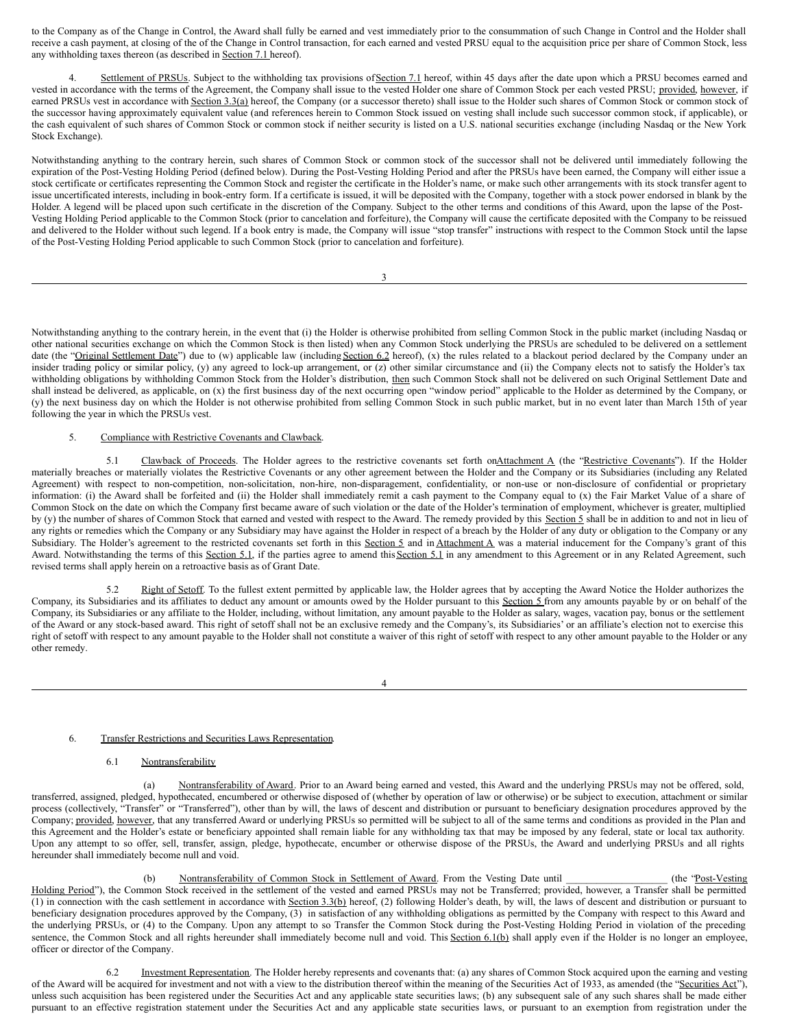to the Company as of the Change in Control, the Award shall fully be earned and vest immediately prior to the consummation of such Change in Control and the Holder shall receive a cash payment, at closing of the of the Change in Control transaction, for each earned and vested PRSU equal to the acquisition price per share of Common Stock, less any withholding taxes thereon (as described in Section 7.1 hereof).

4. Settlement of PRSUs. Subject to the withholding tax provisions of Section 7.1 hereof, within 45 days after the date upon which a PRSU becomes earned and vested in accordance with the terms of the Agreement, the Company shall issue to the vested Holder one share of Common Stock per each vested PRSU; provided, however, if earned PRSUs vest in accordance with Section 3.3(a) hereof, the Company (or a successor thereto) shall issue to the Holder such shares of Common Stock or common stock of the successor having approximately equivalent value (and references herein to Common Stock issued on vesting shall include such successor common stock, if applicable), or the cash equivalent of such shares of Common Stock or common stock if neither security is listed on a U.S. national securities exchange (including Nasdaq or the New York Stock Exchange).

Notwithstanding anything to the contrary herein, such shares of Common Stock or common stock of the successor shall not be delivered until immediately following the expiration of the Post-Vesting Holding Period (defined below). During the Post-Vesting Holding Period and after the PRSUs have been earned, the Company will either issue a stock certificate or certificates representing the Common Stock and register the certificate in the Holder's name, or make such other arrangements with its stock transfer agent to issue uncertificated interests, including in book-entry form. If a certificate is issued, it will be deposited with the Company, together with a stock power endorsed in blank by the Holder. A legend will be placed upon such certificate in the discretion of the Company. Subject to the other terms and conditions of this Award, upon the lapse of the Post-Vesting Holding Period applicable to the Common Stock (prior to cancelation and forfeiture), the Company will cause the certificate deposited with the Company to be reissued and delivered to the Holder without such legend. If a book entry is made, the Company will issue "stop transfer" instructions with respect to the Common Stock until the lapse of the Post-Vesting Holding Period applicable to such Common Stock (prior to cancelation and forfeiture).

Notwithstanding anything to the contrary herein, in the event that (i) the Holder is otherwise prohibited from selling Common Stock in the public market (including Nasdaq or other national securities exchange on which the Common Stock is then listed) when any Common Stock underlying the PRSUs are scheduled to be delivered on a settlement date (the "Original Settlement Date") due to (w) applicable law (including Section 6.2 hereof), (x) the rules related to a blackout period declared by the Company under an insider trading policy or similar policy, (y) any agreed to lock-up arrangement, or (z) other similar circumstance and (ii) the Company elects not to satisfy the Holder's tax withholding obligations by withholding Common Stock from the Holder's distribution, then such Common Stock shall not be delivered on such Original Settlement Date and shall instead be delivered, as applicable, on (x) the first business day of the next occurring open "window period" applicable to the Holder as determined by the Company, or (y) the next business day on which the Holder is not otherwise prohibited from selling Common Stock in such public market, but in no event later than March 15th of year following the year in which the PRSUs vest.

5. Compliance with Restrictive Covenants and Clawback.

5.1 Clawback of Proceeds. The Holder agrees to the restrictive covenants set forth on Attachment A (the "Restrictive Covenants"). If the Holder materially breaches or materially violates the Restrictive Covenants or any other agreement between the Holder and the Company or its Subsidiaries (including any Related Agreement) with respect to non-competition, non-solicitation, non-hire, non-disparagement, confidentiality, or non-use or non-disclosure of confidential or proprietary information: (i) the Award shall be forfeited and (ii) the Holder shall immediately remit a cash payment to the Company equal to (x) the Fair Market Value of a share of Common Stock on the date on which the Company first became aware of such violation or the date of the Holder's termination of employment, whichever is greater, multiplied by (y) the number of shares of Common Stock that earned and vested with respect to the Award. The remedy provided by this Section 5 shall be in addition to and not in lieu of any rights or remedies which the Company or any Subsidiary may have against the Holder in respect of a breach by the Holder of any duty or obligation to the Company or any Subsidiary. The Holder's agreement to the restricted covenants set forth in this Section 5 and in Attachment A was a material inducement for the Company's grant of this Award. Notwithstanding the terms of this Section 5.1, if the parties agree to amend this Section 5.1 in any amendment to this Agreement or in any Related Agreement, such revised terms shall apply herein on a retroactive basis as of Grant Date.

5.2 Right of Setoff. To the fullest extent permitted by applicable law, the Holder agrees that by accepting the Award Notice the Holder authorizes the Company, its Subsidiaries and its affiliates to deduct any amount or amounts owed by the Holder pursuant to this Section 5 from any amounts payable by or on behalf of the Company, its Subsidiaries or any affiliate to the Holder, including, without limitation, any amount payable to the Holder as salary, wages, vacation pay, bonus or the settlement of the Award or any stock-based award. This right of setoff shall not be an exclusive remedy and the Company's, its Subsidiaries' or an affiliate's election not to exercise this right of setoff with respect to any amount payable to the Holder shall not constitute a waiver of this right of setoff with respect to any other amount payable to the Holder or any other remedy.

6. Transfer Restrictions and Securities Laws Representation.

6.1 Nontransferability

(a) Nontransferability of Award. Prior to an Award being earned and vested, this Award and the underlying PRSUs may not be offered, sold, transferred, assigned, pledged, hypothecated, encumbered or otherwise disposed of (whether by operation of law or otherwise) or be subject to execution, attachment or similar process (collectively, "Transfer" or "Transferred"), other than by will, the laws of descent and distribution or pursuant to beneficiary designation procedures approved by the Company; provided, however, that any transferred Award or underlying PRSUs so permitted will be subject to all of the same terms and conditions as provided in the Plan and this Agreement and the Holder's estate or beneficiary appointed shall remain liable for any withholding tax that may be imposed by any federal, state or local tax authority. Upon any attempt to so offer, sell, transfer, assign, pledge, hypothecate, encumber or otherwise dispose of the PRSUs, the Award and underlying PRSUs and all rights hereunder shall immediately become null and void.

(b) Nontransferability of Common Stock in Settlement of Award. From the Vesting Date until ____________________ (the "Post-Vesting Holding Period"), the Common Stock received in the settlement of the vested and earned PRSUs may not be Transferred; provided, however, a Transfer shall be permitted (1) in connection with the cash settlement in accordance with Section 3.3(b) hereof, (2) following Holder's death, by will, the laws of descent and distribution or pursuant to beneficiary designation procedures approved by the Company, (3) in satisfaction of any withholding obligations as permitted by the Company with respect to this Award and the underlying PRSUs, or (4) to the Company. Upon any attempt to so Transfer the Common Stock during the Post-Vesting Holding Period in violation of the preceding sentence, the Common Stock and all rights hereunder shall immediately become null and void. This Section 6.1(b) shall apply even if the Holder is no longer an employee, officer or director of the Company.

6.2 Investment Representation. The Holder hereby represents and covenants that: (a) any shares of Common Stock acquired upon the earning and vesting of the Award will be acquired for investment and not with a view to the distribution thereof within the meaning of the Securities Act of 1933, as amended (the "Securities Act"), unless such acquisition has been registered under the Securities Act and any applicable state securities laws; (b) any subsequent sale of any such shares shall be made either pursuant to an effective registration statement under the Securities Act and any applicable state securities laws, or pursuant to an exemption from registration under the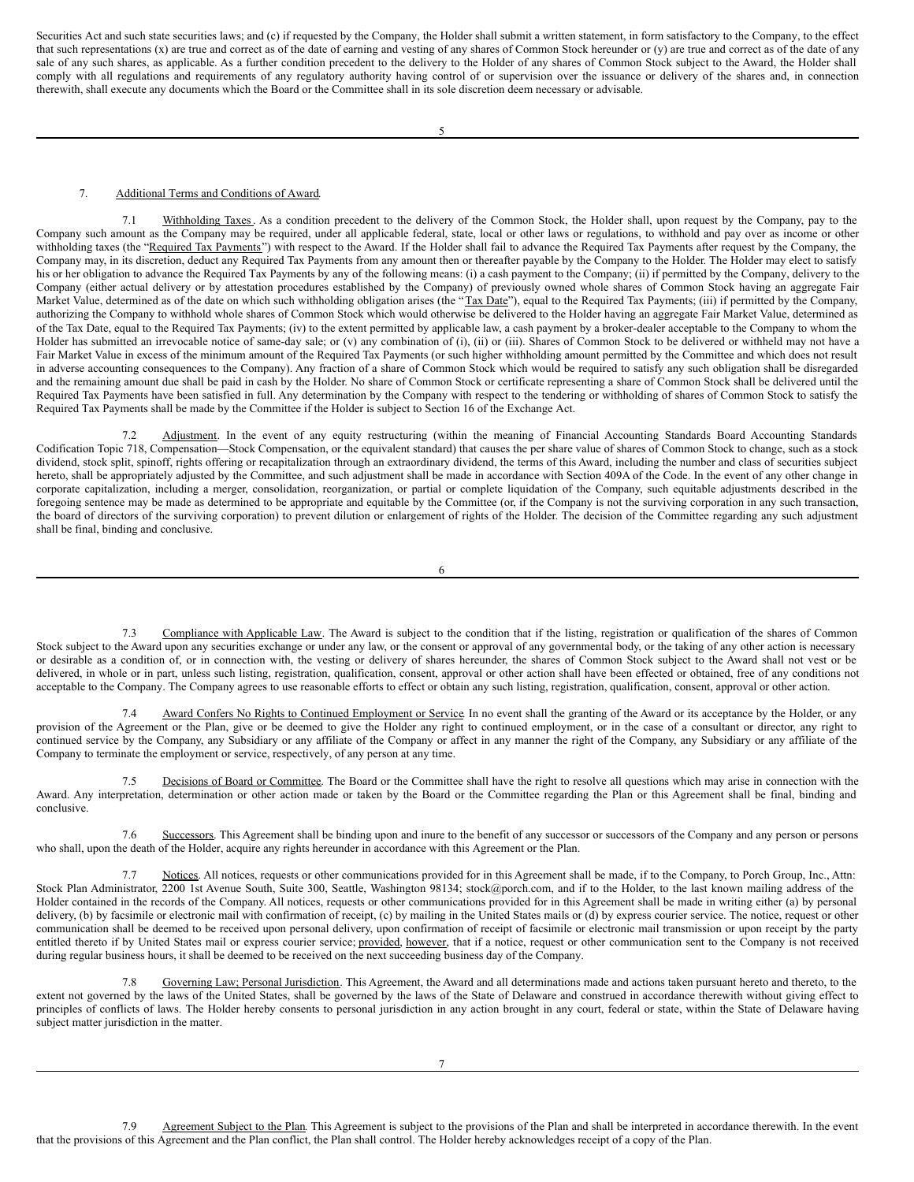Securities Act and such state securities laws; and (c) if requested by the Company, the Holder shall submit a written statement, in form satisfactory to the Company, to the effect that such representations (x) are true and correct as of the date of earning and vesting of any shares of Common Stock hereunder or (y) are true and correct as of the date of any sale of any such shares, as applicable. As a further condition precedent to the delivery to the Holder of any shares of Common Stock subject to the Award, the Holder shall comply with all regulations and requirements of any regulatory authority having control of or supervision over the issuance or delivery of the shares and, in connection therewith, shall execute any documents which the Board or the Committee shall in its sole discretion deem necessary or advisable.

7. Additional Terms and Conditions of Award.

7.1 Withholding Taxes. As a condition precedent to the delivery of the Common Stock, the Holder shall, upon request by the Company, pay to the Company such amount as the Company may be required, under all applicable federal, state, local or other laws or regulations, to withhold and pay over as income or other withholding taxes (the "Required Tax Payments") with respect to the Award. If the Holder shall fail to advance the Required Tax Payments after request by the Company, the Company may, in its discretion, deduct any Required Tax Payments from any amount then or thereafter payable by the Company to the Holder. The Holder may elect to satisfy his or her obligation to advance the Required Tax Payments by any of the following means: (i) a cash payment to the Company; (ii) if permitted by the Company, delivery to the Company (either actual delivery or by attestation procedures established by the Company) of previously owned whole shares of Common Stock having an aggregate Fair Market Value, determined as of the date on which such withholding obligation arises (the "Tax Date"), equal to the Required Tax Payments; (iii) if permitted by the Company, authorizing the Company to withhold whole shares of Common Stock which would otherwise be delivered to the Holder having an aggregate Fair Market Value, determined as of the Tax Date, equal to the Required Tax Payments; (iv) to the extent permitted by applicable law, a cash payment by a broker-dealer acceptable to the Company to whom the Holder has submitted an irrevocable notice of same-day sale; or (v) any combination of (i), (ii) or (iii). Shares of Common Stock to be delivered or withheld may not have a Fair Market Value in excess of the minimum amount of the Required Tax Payments (or such higher withholding amount permitted by the Committee and which does not result in adverse accounting consequences to the Company). Any fraction of a share of Common Stock which would be required to satisfy any such obligation shall be disregarded and the remaining amount due shall be paid in cash by the Holder. No share of Common Stock or certificate representing a share of Common Stock shall be delivered until the Required Tax Payments have been satisfied in full. Any determination by the Company with respect to the tendering or withholding of shares of Common Stock to satisfy the Required Tax Payments shall be made by the Committee if the Holder is subject to Section 16 of the Exchange Act.

7.2 Adjustment. In the event of any equity restructuring (within the meaning of Financial Accounting Standards Board Accounting Standards Codification Topic 718, Compensation—Stock Compensation, or the equivalent standard) that causes the per share value of shares of Common Stock to change, such as a stock dividend, stock split, spinoff, rights offering or recapitalization through an extraordinary dividend, the terms of this Award, including the number and class of securities subject hereto, shall be appropriately adjusted by the Committee, and such adjustment shall be made in accordance with Section 409A of the Code. In the event of any other change in corporate capitalization, including a merger, consolidation, reorganization, or partial or complete liquidation of the Company, such equitable adjustments described in the foregoing sentence may be made as determined to be appropriate and equitable by the Committee (or, if the Company is not the surviving corporation in any such transaction, the board of directors of the surviving corporation) to prevent dilution or enlargement of rights of the Holder. The decision of the Committee regarding any such adjustment shall be final, binding and conclusive.

7.3 Compliance with Applicable Law. The Award is subject to the condition that if the listing, registration or qualification of the shares of Common Stock subject to the Award upon any securities exchange or under any law, or the consent or approval of any governmental body, or the taking of any other action is necessary or desirable as a condition of, or in connection with, the vesting or delivery of shares hereunder, the shares of Common Stock subject to the Award shall not vest or be delivered, in whole or in part, unless such listing, registration, qualification, consent, approval or other action shall have been effected or obtained, free of any conditions not acceptable to the Company. The Company agrees to use reasonable efforts to effect or obtain any such listing, registration, qualification, consent, approval or other action.

7.4 Award Confers No Rights to Continued Employment or Service. In no event shall the granting of the Award or its acceptance by the Holder, or any provision of the Agreement or the Plan, give or be deemed to give the Holder any right to continued employment, or in the case of a consultant or director, any right to continued service by the Company, any Subsidiary or any affiliate of the Company or affect in any manner the right of the Company, any Subsidiary or any affiliate of the Company to terminate the employment or service, respectively, of any person at any time.

7.5 Decisions of Board or Committee. The Board or the Committee shall have the right to resolve all questions which may arise in connection with the Award. Any interpretation, determination or other action made or taken by the Board or the Committee regarding the Plan or this Agreement shall be final, binding and conclusive.

7.6 Successors. This Agreement shall be binding upon and inure to the benefit of any successor or successors of the Company and any person or persons who shall, upon the death of the Holder, acquire any rights hereunder in accordance with this Agreement or the Plan.

7.7 Notices. All notices, requests or other communications provided for in this Agreement shall be made, if to the Company, to Porch Group, Inc., Attn: Stock Plan Administrator, 2200 1st Avenue South, Suite 300, Seattle, Washington 98134; stock@porch.com, and if to the Holder, to the last known mailing address of the Holder contained in the records of the Company. All notices, requests or other communications provided for in this Agreement shall be made in writing either (a) by personal delivery, (b) by facsimile or electronic mail with confirmation of receipt, (c) by mailing in the United States mails or (d) by express courier service. The notice, request or other communication shall be deemed to be received upon personal delivery, upon confirmation of receipt of facsimile or electronic mail transmission or upon receipt by the party entitled thereto if by United States mail or express courier service; provided, however, that if a notice, request or other communication sent to the Company is not received during regular business hours, it shall be deemed to be received on the next succeeding business day of the Company.

7.8 Governing Law; Personal Jurisdiction. This Agreement, the Award and all determinations made and actions taken pursuant hereto and thereto, to the extent not governed by the laws of the United States, shall be governed by the laws of the State of Delaware and construed in accordance therewith without giving effect to principles of conflicts of laws. The Holder hereby consents to personal jurisdiction in any action brought in any court, federal or state, within the State of Delaware having subject matter jurisdiction in the matter.

7.9 Agreement Subject to the Plan. This Agreement is subject to the provisions of the Plan and shall be interpreted in accordance therewith. In the event that the provisions of this Agreement and the Plan conflict, the Plan shall control. The Holder hereby acknowledges receipt of a copy of the Plan.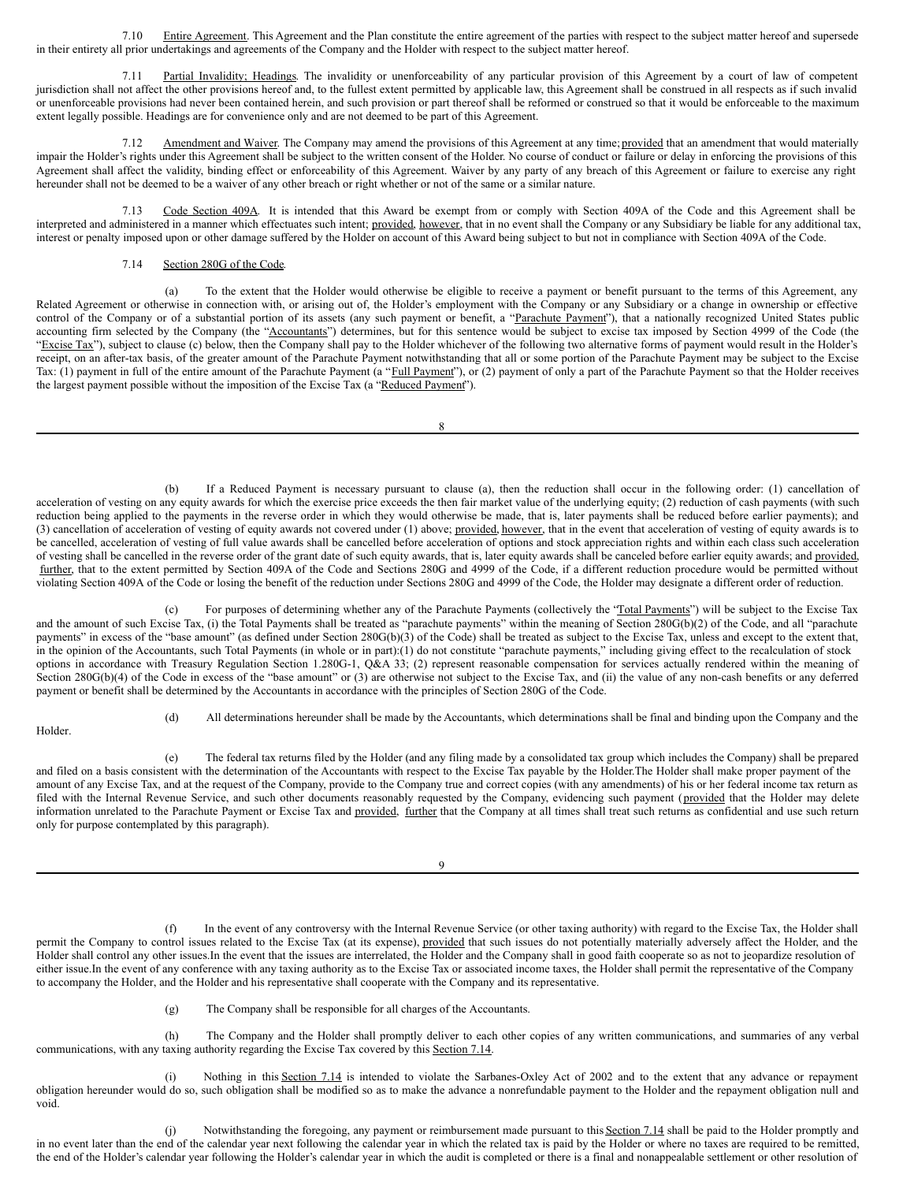7.10 Entire Agreement. This Agreement and the Plan constitute the entire agreement of the parties with respect to the subject matter hereof and supersede in their entirety all prior undertakings and agreements of the Company and the Holder with respect to the subject matter hereof.

7.11 Partial Invalidity; Headings. The invalidity or unenforceability of any particular provision of this Agreement by a court of law of competent jurisdiction shall not affect the other provisions hereof and, to the fullest extent permitted by applicable law, this Agreement shall be construed in all respects as if such invalid or unenforceable provisions had never been contained herein, and such provision or part thereof shall be reformed or construed so that it would be enforceable to the maximum extent legally possible. Headings are for convenience only and are not deemed to be part of this Agreement.

7.12 Amendment and Waiver. The Company may amend the provisions of this Agreement at any time; provided that an amendment that would materially impair the Holder's rights under this Agreement shall be subject to the written consent of the Holder. No course of conduct or failure or delay in enforcing the provisions of this Agreement shall affect the validity, binding effect or enforceability of this Agreement. Waiver by any party of any breach of this Agreement or failure to exercise any right hereunder shall not be deemed to be a waiver of any other breach or right whether or not of the same or a similar nature.

7.13 Code Section 409A. It is intended that this Award be exempt from or comply with Section 409A of the Code and this Agreement shall be interpreted and administered in a manner which effectuates such intent; provided, however, that in no event shall the Company or any Subsidiary be liable for any additional tax, interest or penalty imposed upon or other damage suffered by the Holder on account of this Award being subject to but not in compliance with Section 409A of the Code.

7.14 Section 280G of the Code.

(a) To the extent that the Holder would otherwise be eligible to receive a payment or benefit pursuant to the terms of this Agreement, any Related Agreement or otherwise in connection with, or arising out of, the Holder's employment with the Company or any Subsidiary or a change in ownership or effective control of the Company or of a substantial portion of its assets (any such payment or benefit, a "Parachute Payment"), that a nationally recognized United States public accounting firm selected by the Company (the "Accountants") determines, but for this sentence would be subject to excise tax imposed by Section 4999 of the Code (the "Excise Tax"), subject to clause (c) below, then the Company shall pay to the Holder whichever of the following two alternative forms of payment would result in the Holder's receipt, on an after-tax basis, of the greater amount of the Parachute Payment notwithstanding that all or some portion of the Parachute Payment may be subject to the Excise Tax: (1) payment in full of the entire amount of the Parachute Payment (a "Full Payment"), or (2) payment of only a part of the Parachute Payment so that the Holder receives the largest payment possible without the imposition of the Excise Tax (a "Reduced Payment").

(b) If a Reduced Payment is necessary pursuant to clause (a), then the reduction shall occur in the following order: (1) cancellation of acceleration of vesting on any equity awards for which the exercise price exceeds the then fair market value of the underlying equity; (2) reduction of cash payments (with such reduction being applied to the payments in the reverse order in which they would otherwise be made, that is, later payments shall be reduced before earlier payments); and (3) cancellation of acceleration of vesting of equity awards not covered under (1) above; provided, however, that in the event that acceleration of vesting of equity awards is to be cancelled, acceleration of vesting of full value awards shall be cancelled before acceleration of options and stock appreciation rights and within each class such acceleration of vesting shall be cancelled in the reverse order of the grant date of such equity awards, that is, later equity awards shall be canceled before earlier equity awards; and provided, further, that to the extent permitted by Section 409A of the Code and Sections 280G and 4999 of the Code, if a different reduction procedure would be permitted without violating Section 409A of the Code or losing the benefit of the reduction under Sections 280G and 4999 of the Code, the Holder may designate a different order of reduction.

(c) For purposes of determining whether any of the Parachute Payments (collectively the "Total Payments") will be subject to the Excise Tax and the amount of such Excise Tax, (i) the Total Payments shall be treated as "parachute payments" within the meaning of Section 280G(b)(2) of the Code, and all "parachute payments" in excess of the "base amount" (as defined under Section 280G(b)(3) of the Code) shall be treated as subject to the Excise Tax, unless and except to the extent that, in the opinion of the Accountants, such Total Payments (in whole or in part):(1) do not constitute "parachute payments," including giving effect to the recalculation of stock options in accordance with Treasury Regulation Section 1.280G-1, Q&A 33; (2) represent reasonable compensation for services actually rendered within the meaning of Section 280G(b)(4) of the Code in excess of the "base amount" or (3) are otherwise not subject to the Excise Tax, and (ii) the value of any non-cash benefits or any deferred payment or benefit shall be determined by the Accountants in accordance with the principles of Section 280G of the Code.

(d) All determinations hereunder shall be made by the Accountants, which determinations shall be final and binding upon the Company and the Holder.

(e) The federal tax returns filed by the Holder (and any filing made by a consolidated tax group which includes the Company) shall be prepared and filed on a basis consistent with the determination of the Accountants with respect to the Excise Tax payable by the Holder.The Holder shall make proper payment of the amount of any Excise Tax, and at the request of the Company, provide to the Company true and correct copies (with any amendments) of his or her federal income tax return as filed with the Internal Revenue Service, and such other documents reasonably requested by the Company, evidencing such payment (provided that the Holder may delete information unrelated to the Parachute Payment or Excise Tax and provided, further that the Company at all times shall treat such returns as confidential and use such return only for purpose contemplated by this paragraph).

(f) In the event of any controversy with the Internal Revenue Service (or other taxing authority) with regard to the Excise Tax, the Holder shall permit the Company to control issues related to the Excise Tax (at its expense), provided that such issues do not potentially materially adversely affect the Holder, and the Holder shall control any other issues.In the event that the issues are interrelated, the Holder and the Company shall in good faith cooperate so as not to jeopardize resolution of either issue.In the event of any conference with any taxing authority as to the Excise Tax or associated income taxes, the Holder shall permit the representative of the Company to accompany the Holder, and the Holder and his representative shall cooperate with the Company and its representative.

(g) The Company shall be responsible for all charges of the Accountants.

(h) The Company and the Holder shall promptly deliver to each other copies of any written communications, and summaries of any verbal communications, with any taxing authority regarding the Excise Tax covered by this Section 7.14.

(i) Nothing in this Section 7.14 is intended to violate the Sarbanes-Oxley Act of 2002 and to the extent that any advance or repayment obligation hereunder would do so, such obligation shall be modified so as to make the advance a nonrefundable payment to the Holder and the repayment obligation null and void.

(j) Notwithstanding the foregoing, any payment or reimbursement made pursuant to this Section 7.14 shall be paid to the Holder promptly and in no event later than the end of the calendar year next following the calendar year in which the related tax is paid by the Holder or where no taxes are required to be remitted, the end of the Holder's calendar year following the Holder's calendar year in which the audit is completed or there is a final and nonappealable settlement or other resolution of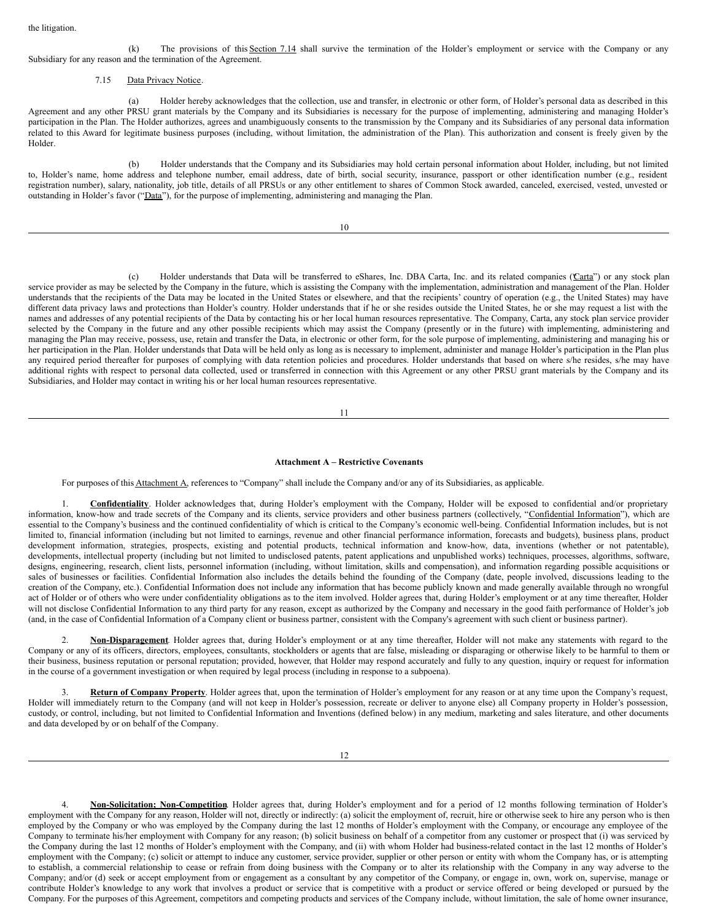the litigation.

(k) The provisions of this Section 7.14 shall survive the termination of the Holder's employment or service with the Company or any Subsidiary for any reason and the termination of the Agreement.

7.15 Data Privacy Notice.

(a) Holder hereby acknowledges that the collection, use and transfer, in electronic or other form, of Holder's personal data as described in this Agreement and any other PRSU grant materials by the Company and its Subsidiaries is necessary for the purpose of implementing, administering and managing Holder's participation in the Plan. The Holder authorizes, agrees and unambiguously consents to the transmission by the Company and its Subsidiaries of any personal data information related to this Award for legitimate business purposes (including, without limitation, the administration of the Plan). This authorization and consent is freely given by the Holder.

(b) Holder understands that the Company and its Subsidiaries may hold certain personal information about Holder, including, but not limited to, Holder's name, home address and telephone number, email address, date of birth, social security, insurance, passport or other identification number (e.g., resident registration number), salary, nationality, job title, details of all PRSUs or any other entitlement to shares of Common Stock awarded, canceled, exercised, vested, unvested or outstanding in Holder's favor ("Data"), for the purpose of implementing, administering and managing the Plan.

(c) Holder understands that Data will be transferred to eShares, Inc. DBA Carta, Inc. and its related companies ("Carta") or any stock plan service provider as may be selected by the Company in the future, which is assisting the Company with the implementation, administration and management of the Plan. Holder understands that the recipients of the Data may be located in the United States or elsewhere, and that the recipients' country of operation (e.g., the United States) may have different data privacy laws and protections than Holder's country. Holder understands that if he or she resides outside the United States, he or she may request a list with the names and addresses of any potential recipients of the Data by contacting his or her local human resources representative. The Company, Carta, any stock plan service provider selected by the Company in the future and any other possible recipients which may assist the Company (presently or in the future) with implementing, administering and managing the Plan may receive, possess, use, retain and transfer the Data, in electronic or other form, for the sole purpose of implementing, administering and managing his or her participation in the Plan. Holder understands that Data will be held only as long as is necessary to implement, administer and manage Holder's participation in the Plan plus any required period thereafter for purposes of complying with data retention policies and procedures. Holder understands that based on where s/he resides, s/he may have additional rights with respect to personal data collected, used or transferred in connection with this Agreement or any other PRSU grant materials by the Company and its Subsidiaries, and Holder may contact in writing his or her local human resources representative.

**Attachment A – Restrictive Covenants**

For purposes of this Attachment A, references to "Company" shall include the Company and/or any of its Subsidiaries, as applicable.

1. **Confidentiality**. Holder acknowledges that, during Holder's employment with the Company, Holder will be exposed to confidential and/or proprietary information, know-how and trade secrets of the Company and its clients, service providers and other business partners (collectively, "Confidential Information"), which are essential to the Company's business and the continued confidentiality of which is critical to the Company's economic well-being. Confidential Information includes, but is not limited to, financial information (including but not limited to earnings, revenue and other financial performance information, forecasts and budgets), business plans, product development information, strategies, prospects, existing and potential products, technical information and know-how, data, inventions (whether or not patentable), developments, intellectual property (including but not limited to undisclosed patents, patent applications and unpublished works) techniques, processes, algorithms, software, designs, engineering, research, client lists, personnel information (including, without limitation, skills and compensation), and information regarding possible acquisitions or sales of businesses or facilities. Confidential Information also includes the details behind the founding of the Company (date, people involved, discussions leading to the creation of the Company, etc.). Confidential Information does not include any information that has become publicly known and made generally available through no wrongful act of Holder or of others who were under confidentiality obligations as to the item involved. Holder agrees that, during Holder's employment or at any time thereafter, Holder will not disclose Confidential Information to any third party for any reason, except as authorized by the Company and necessary in the good faith performance of Holder's job (and, in the case of Confidential Information of a Company client or business partner, consistent with the Company's agreement with such client or business partner).

2. **Non-Disparagement**. Holder agrees that, during Holder's employment or at any time thereafter, Holder will not make any statements with regard to the Company or any of its officers, directors, employees, consultants, stockholders or agents that are false, misleading or disparaging or otherwise likely to be harmful to them or their business, business reputation or personal reputation; provided, however, that Holder may respond accurately and fully to any question, inquiry or request for information in the course of a government investigation or when required by legal process (including in response to a subpoena).

3. **Return of Company Property**. Holder agrees that, upon the termination of Holder's employment for any reason or at any time upon the Company's request, Holder will immediately return to the Company (and will not keep in Holder's possession, recreate or deliver to anyone else) all Company property in Holder's possession, custody, or control, including, but not limited to Confidential Information and Inventions (defined below) in any medium, marketing and sales literature, and other documents and data developed by or on behalf of the Company.

4. **Non-Solicitation; Non-Competition**. Holder agrees that, during Holder's employment and for a period of 12 months following termination of Holder's employment with the Company for any reason, Holder will not, directly or indirectly: (a) solicit the employment of, recruit, hire or otherwise seek to hire any person who is then employed by the Company or who was employed by the Company during the last 12 months of Holder's employment with the Company, or encourage any employee of the Company to terminate his/her employment with Company for any reason; (b) solicit business on behalf of a competitor from any customer or prospect that (i) was serviced by the Company during the last 12 months of Holder's employment with the Company, and (ii) with whom Holder had business-related contact in the last 12 months of Holder's employment with the Company; (c) solicit or attempt to induce any customer, service provider, supplier or other person or entity with whom the Company has, or is attempting to establish, a commercial relationship to cease or refrain from doing business with the Company or to alter its relationship with the Company in any way adverse to the Company; and/or (d) seek or accept employment from or engagement as a consultant by any competitor of the Company, or engage in, own, work on, supervise, manage or contribute Holder's knowledge to any work that involves a product or service that is competitive with a product or service offered or being developed or pursued by the Company. For the purposes of this Agreement, competitors and competing products and services of the Company include, without limitation, the sale of home owner insurance,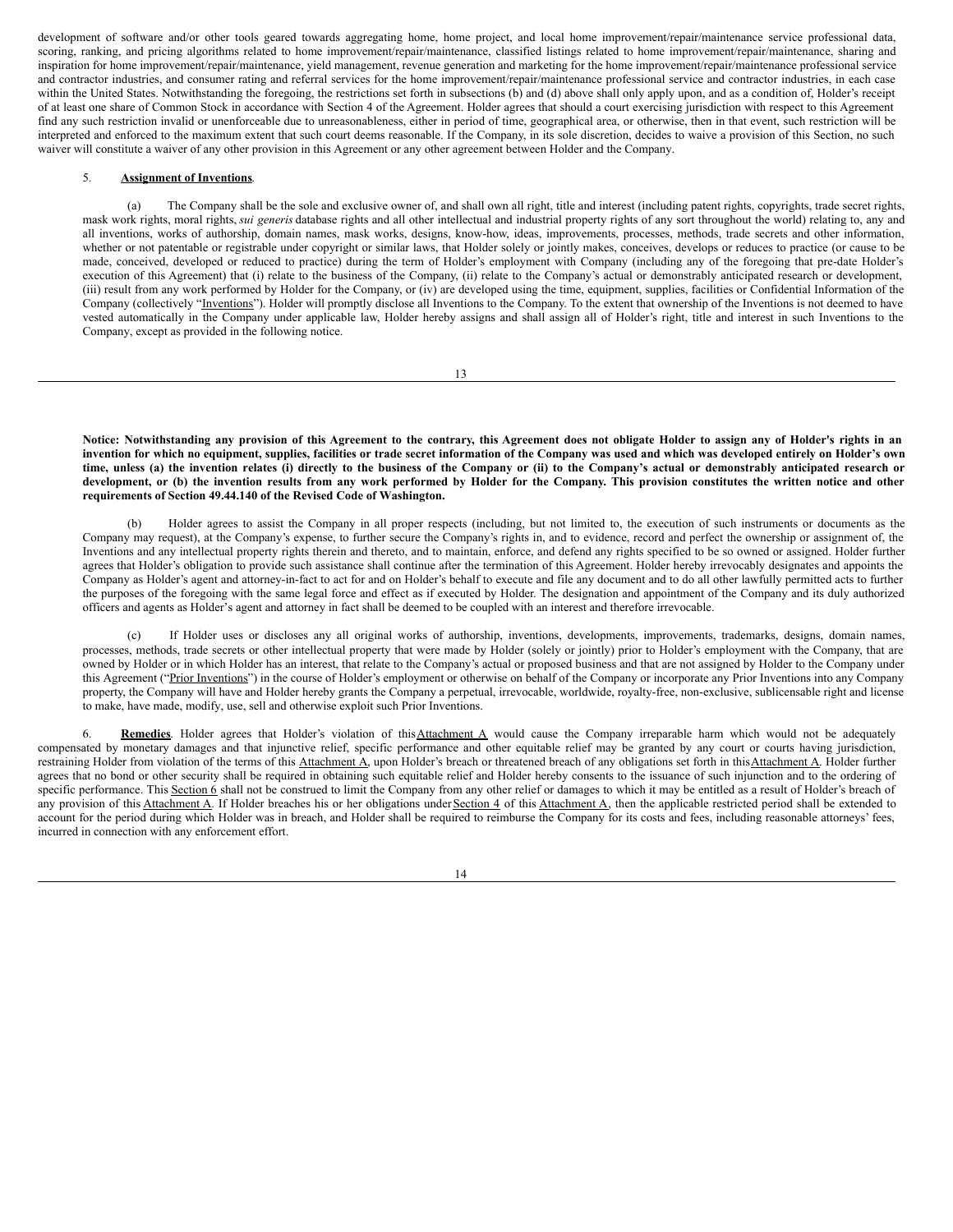development of software and/or other tools geared towards aggregating home, home project, and local home improvement/repair/maintenance service professional data, scoring, ranking, and pricing algorithms related to home improvement/repair/maintenance, classified listings related to home improvement/repair/maintenance, sharing and inspiration for home improvement/repair/maintenance, yield management, revenue generation and marketing for the home improvement/repair/maintenance professional service and contractor industries, and consumer rating and referral services for the home improvement/repair/maintenance professional service and contractor industries, in each case within the United States. Notwithstanding the foregoing, the restrictions set forth in subsections (b) and (d) above shall only apply upon, and as a condition of, Holder's receipt of at least one share of Common Stock in accordance with Section 4 of the Agreement. Holder agrees that should a court exercising jurisdiction with respect to this Agreement find any such restriction invalid or unenforceable due to unreasonableness, either in period of time, geographical area, or otherwise, then in that event, such restriction will be interpreted and enforced to the maximum extent that such court deems reasonable. If the Company, in its sole discretion, decides to waive a provision of this Section, no such waiver will constitute a waiver of any other provision in this Agreement or any other agreement between Holder and the Company.

5. **Assignment of Inventions**.

(a) The Company shall be the sole and exclusive owner of, and shall own all right, title and interest (including patent rights, copyrights, trade secret rights, mask work rights, moral rights, *sui generis* database rights and all other intellectual and industrial property rights of any sort throughout the world) relating to, any and all inventions, works of authorship, domain names, mask works, designs, know-how, ideas, improvements, processes, methods, trade secrets and other information, whether or not patentable or registrable under copyright or similar laws, that Holder solely or jointly makes, conceives, develops or reduces to practice (or cause to be made, conceived, developed or reduced to practice) during the term of Holder's employment with Company (including any of the foregoing that pre-date Holder's execution of this Agreement) that (i) relate to the business of the Company, (ii) relate to the Company's actual or demonstrably anticipated research or development, (iii) result from any work performed by Holder for the Company, or (iv) are developed using the time, equipment, supplies, facilities or Confidential Information of the Company (collectively "Inventions"). Holder will promptly disclose all Inventions to the Company. To the extent that ownership of the Inventions is not deemed to have vested automatically in the Company under applicable law, Holder hereby assigns and shall assign all of Holder's right, title and interest in such Inventions to the Company, except as provided in the following notice.

**Notice: Notwithstanding any provision of this Agreement to the contrary, this Agreement does not obligate Holder to assign any of Holder's rights in an invention for which no equipment, supplies, facilities or trade secret information of the Company was used and which was developed entirely on Holder's own time, unless (a) the invention relates (i) directly to the business of the Company or (ii) to the Company's actual or demonstrably anticipated research or development, or (b) the invention results from any work performed by Holder for the Company. This provision constitutes the written notice and other requirements of Section 49.44.140 of the Revised Code of Washington.**

(b) Holder agrees to assist the Company in all proper respects (including, but not limited to, the execution of such instruments or documents as the Company may request), at the Company's expense, to further secure the Company's rights in, and to evidence, record and perfect the ownership or assignment of, the Inventions and any intellectual property rights therein and thereto, and to maintain, enforce, and defend any rights specified to be so owned or assigned. Holder further agrees that Holder's obligation to provide such assistance shall continue after the termination of this Agreement. Holder hereby irrevocably designates and appoints the Company as Holder's agent and attorney-in-fact to act for and on Holder's behalf to execute and file any document and to do all other lawfully permitted acts to further the purposes of the foregoing with the same legal force and effect as if executed by Holder. The designation and appointment of the Company and its duly authorized officers and agents as Holder's agent and attorney in fact shall be deemed to be coupled with an interest and therefore irrevocable.

(c) If Holder uses or discloses any all original works of authorship, inventions, developments, improvements, trademarks, designs, domain names, processes, methods, trade secrets or other intellectual property that were made by Holder (solely or jointly) prior to Holder's employment with the Company, that are owned by Holder or in which Holder has an interest, that relate to the Company's actual or proposed business and that are not assigned by Holder to the Company under this Agreement ("Prior Inventions") in the course of Holder's employment or otherwise on behalf of the Company or incorporate any Prior Inventions into any Company property, the Company will have and Holder hereby grants the Company a perpetual, irrevocable, worldwide, royalty-free, non-exclusive, sublicensable right and license to make, have made, modify, use, sell and otherwise exploit such Prior Inventions.

6. **Remedies**. Holder agrees that Holder's violation of this Attachment A would cause the Company irreparable harm which would not be adequately compensated by monetary damages and that injunctive relief, specific performance and other equitable relief may be granted by any court or courts having jurisdiction, restraining Holder from violation of the terms of this Attachment A, upon Holder's breach or threatened breach of any obligations set forth in this Attachment A. Holder further agrees that no bond or other security shall be required in obtaining such equitable relief and Holder hereby consents to the issuance of such injunction and to the ordering of specific performance. This Section 6 shall not be construed to limit the Company from any other relief or damages to which it may be entitled as a result of Holder's breach of any provision of this Attachment A. If Holder breaches his or her obligations under Section 4 of this Attachment A, then the applicable restricted period shall be extended to account for the period during which Holder was in breach, and Holder shall be required to reimburse the Company for its costs and fees, including reasonable attorneys' fees, incurred in connection with any enforcement effort.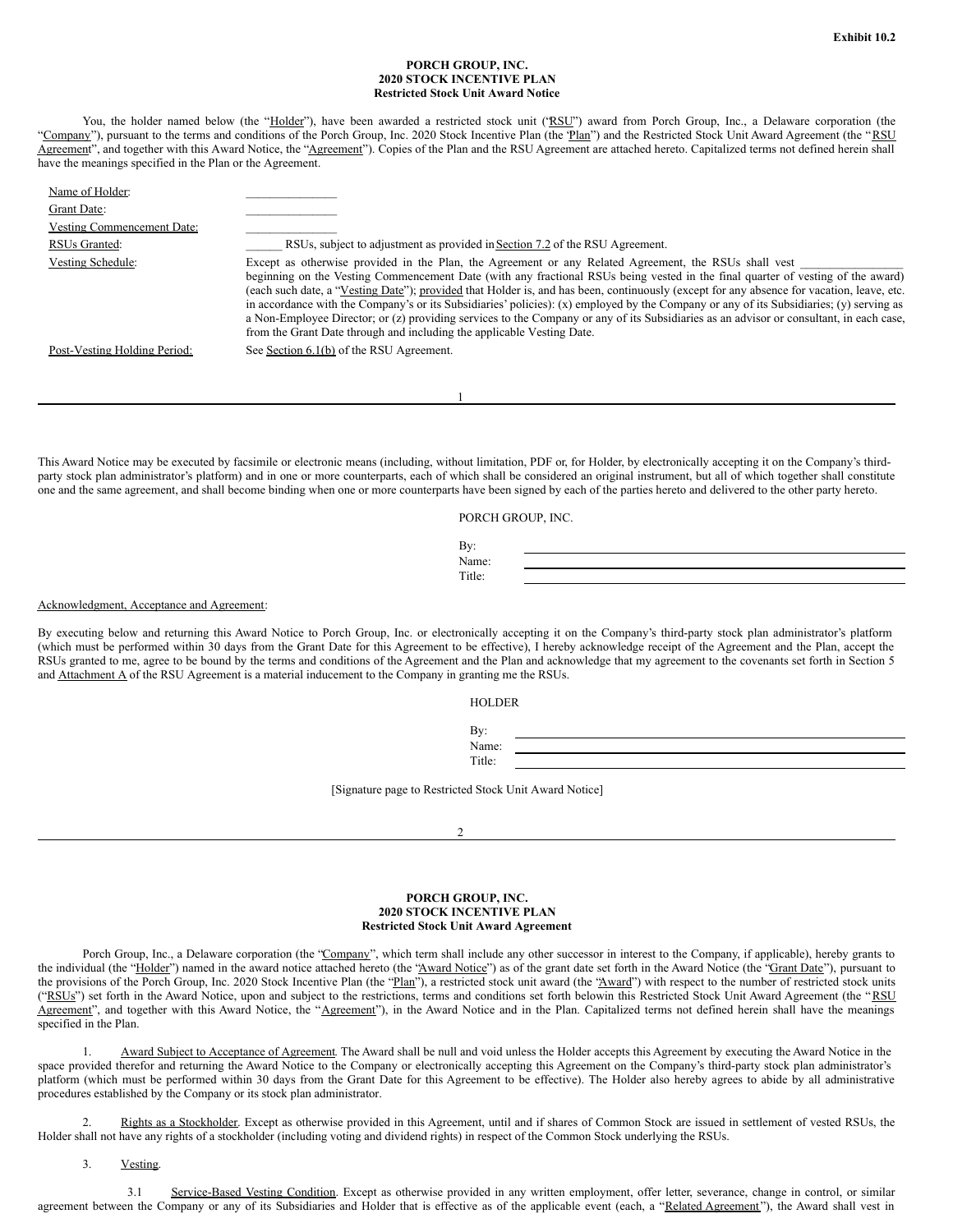**Exhibit 10.2**

**PORCH GROUP, INC.**
**2020 STOCK INCENTIVE PLAN**
**Restricted Stock Unit Award Notice**

You, the holder named below (the "Holder"), have been awarded a restricted stock unit ("RSU") award from Porch Group, Inc., a Delaware corporation (the "Company"), pursuant to the terms and conditions of the Porch Group, Inc. 2020 Stock Incentive Plan (the "Plan") and the Restricted Stock Unit Award Agreement (the "RSU Agreement", and together with this Award Notice, the "Agreement"). Copies of the Plan and the RSU Agreement are attached hereto. Capitalized terms not defined herein shall have the meanings specified in the Plan or the Agreement.

| | |
|---|---|
| Name of Holder: | ______________ |
| Grant Date: | ______________ |
| Vesting Commencement Date: | ______________ |
| RSUs Granted: | ______ RSUs, subject to adjustment as provided in Section 7.2 of the RSU Agreement. |
| Vesting Schedule: | Except as otherwise provided in the Plan, the Agreement or any Related Agreement, the RSUs shall vest ________________ beginning on the Vesting Commencement Date (with any fractional RSUs being vested in the final quarter of vesting of the award) (each such date, a "Vesting Date"); provided that Holder is, and has been, continuously (except for any absence for vacation, leave, etc. in accordance with the Company's or its Subsidiaries' policies): (x) employed by the Company or any of its Subsidiaries; (y) serving as a Non-Employee Director; or (z) providing services to the Company or any of its Subsidiaries as an advisor or consultant, in each case, from the Grant Date through and including the applicable Vesting Date. |
| Post-Vesting Holding Period: | See Section 6.1(b) of the RSU Agreement. |

This Award Notice may be executed by facsimile or electronic means (including, without limitation, PDF or, for Holder, by electronically accepting it on the Company's third-party stock plan administrator's platform) and in one or more counterparts, each of which shall be considered an original instrument, but all of which together shall constitute one and the same agreement, and shall become binding when one or more counterparts have been signed by each of the parties hereto and delivered to the other party hereto.

PORCH GROUP, INC.

By: ______________________
Name: ______________________
Title: ______________________

Acknowledgment, Acceptance and Agreement:

By executing below and returning this Award Notice to Porch Group, Inc. or electronically accepting it on the Company's third-party stock plan administrator's platform (which must be performed within 30 days from the Grant Date for this Agreement to be effective), I hereby acknowledge receipt of the Agreement and the Plan, accept the RSUs granted to me, agree to be bound by the terms and conditions of the Agreement and the Plan and acknowledge that my agreement to the covenants set forth in Section 5 and Attachment A of the RSU Agreement is a material inducement to the Company in granting me the RSUs.

HOLDER

By: ______________________
Name: ______________________
Title: ______________________

[Signature page to Restricted Stock Unit Award Notice]

**PORCH GROUP, INC.**
**2020 STOCK INCENTIVE PLAN**
**Restricted Stock Unit Award Agreement**

Porch Group, Inc., a Delaware corporation (the "Company", which term shall include any other successor in interest to the Company, if applicable), hereby grants to the individual (the "Holder") named in the award notice attached hereto (the "Award Notice") as of the grant date set forth in the Award Notice (the "Grant Date"), pursuant to the provisions of the Porch Group, Inc. 2020 Stock Incentive Plan (the "Plan"), a restricted stock unit award (the "Award") with respect to the number of restricted stock units ("RSUs") set forth in the Award Notice, upon and subject to the restrictions, terms and conditions set forth below in this Restricted Stock Unit Award Agreement (the "RSU Agreement", and together with this Award Notice, the "Agreement"), in the Award Notice and in the Plan. Capitalized terms not defined herein shall have the meanings specified in the Plan.

1. Award Subject to Acceptance of Agreement. The Award shall be null and void unless the Holder accepts this Agreement by executing the Award Notice in the space provided therefor and returning the Award Notice to the Company or electronically accepting this Agreement on the Company's third-party stock plan administrator's platform (which must be performed within 30 days from the Grant Date for this Agreement to be effective). The Holder also hereby agrees to abide by all administrative procedures established by the Company or its stock plan administrator.

2. Rights as a Stockholder. Except as otherwise provided in this Agreement, until and if shares of Common Stock are issued in settlement of vested RSUs, the Holder shall not have any rights of a stockholder (including voting and dividend rights) in respect of the Common Stock underlying the RSUs.

3. Vesting.

3.1 Service-Based Vesting Condition. Except as otherwise provided in any written employment, offer letter, severance, change in control, or similar agreement between the Company or any of its Subsidiaries and Holder that is effective as of the applicable event (each, a "Related Agreement"), the Award shall vest in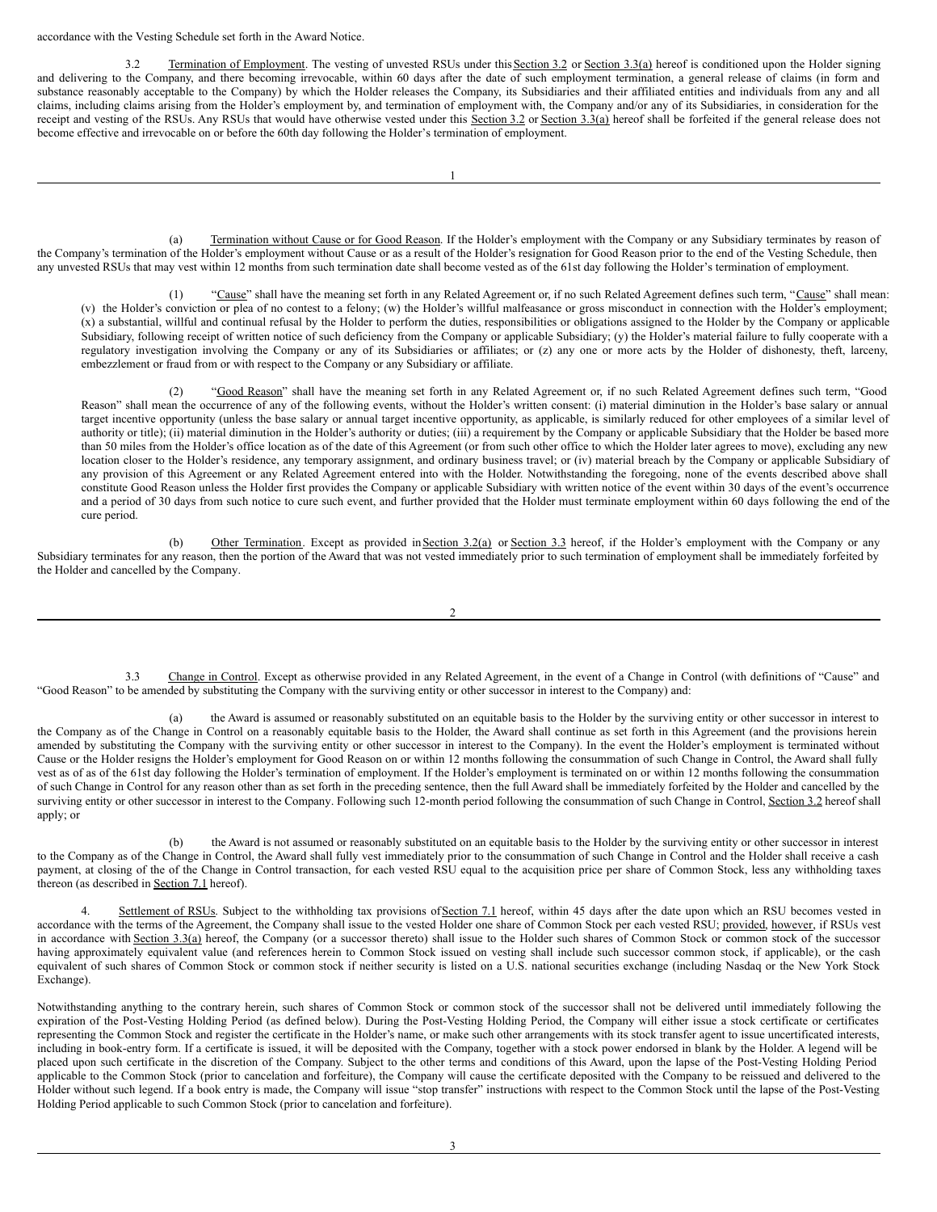accordance with the Vesting Schedule set forth in the Award Notice.

3.2 Termination of Employment. The vesting of unvested RSUs under this Section 3.2 or Section 3.3(a) hereof is conditioned upon the Holder signing and delivering to the Company, and there becoming irrevocable, within 60 days after the date of such employment termination, a general release of claims (in form and substance reasonably acceptable to the Company) by which the Holder releases the Company, its Subsidiaries and their affiliated entities and individuals from any and all claims, including claims arising from the Holder's employment by, and termination of employment with, the Company and/or any of its Subsidiaries, in consideration for the receipt and vesting of the RSUs. Any RSUs that would have otherwise vested under this Section 3.2 or Section 3.3(a) hereof shall be forfeited if the general release does not become effective and irrevocable on or before the 60th day following the Holder's termination of employment.

(a) Termination without Cause or for Good Reason. If the Holder's employment with the Company or any Subsidiary terminates by reason of the Company's termination of the Holder's employment without Cause or as a result of the Holder's resignation for Good Reason prior to the end of the Vesting Schedule, then any unvested RSUs that may vest within 12 months from such termination date shall become vested as of the 61st day following the Holder's termination of employment.

(1) "Cause" shall have the meaning set forth in any Related Agreement or, if no such Related Agreement defines such term, "Cause" shall mean: (v) the Holder's conviction or plea of no contest to a felony; (w) the Holder's willful malfeasance or gross misconduct in connection with the Holder's employment; (x) a substantial, willful and continual refusal by the Holder to perform the duties, responsibilities or obligations assigned to the Holder by the Company or applicable Subsidiary, following receipt of written notice of such deficiency from the Company or applicable Subsidiary; (y) the Holder's material failure to fully cooperate with a regulatory investigation involving the Company or any of its Subsidiaries or affiliates; or (z) any one or more acts by the Holder of dishonesty, theft, larceny, embezzlement or fraud from or with respect to the Company or any Subsidiary or affiliate.

(2) "Good Reason" shall have the meaning set forth in any Related Agreement or, if no such Related Agreement defines such term, "Good Reason" shall mean the occurrence of any of the following events, without the Holder's written consent: (i) material diminution in the Holder's base salary or annual target incentive opportunity (unless the base salary or annual target incentive opportunity, as applicable, is similarly reduced for other employees of a similar level of authority or title); (ii) material diminution in the Holder's authority or duties; (iii) a requirement by the Company or applicable Subsidiary that the Holder be based more than 50 miles from the Holder's office location as of the date of this Agreement (or from such other office to which the Holder later agrees to move), excluding any new location closer to the Holder's residence, any temporary assignment, and ordinary business travel; or (iv) material breach by the Company or applicable Subsidiary of any provision of this Agreement or any Related Agreement entered into with the Holder. Notwithstanding the foregoing, none of the events described above shall constitute Good Reason unless the Holder first provides the Company or applicable Subsidiary with written notice of the event within 30 days of the event's occurrence and a period of 30 days from such notice to cure such event, and further provided that the Holder must terminate employment within 60 days following the end of the cure period.

(b) Other Termination. Except as provided in Section 3.2(a) or Section 3.3 hereof, if the Holder's employment with the Company or any Subsidiary terminates for any reason, then the portion of the Award that was not vested immediately prior to such termination of employment shall be immediately forfeited by the Holder and cancelled by the Company.

3.3 Change in Control. Except as otherwise provided in any Related Agreement, in the event of a Change in Control (with definitions of "Cause" and "Good Reason" to be amended by substituting the Company with the surviving entity or other successor in interest to the Company) and:

(a) the Award is assumed or reasonably substituted on an equitable basis to the Holder by the surviving entity or other successor in interest to the Company as of the Change in Control on a reasonably equitable basis to the Holder, the Award shall continue as set forth in this Agreement (and the provisions herein amended by substituting the Company with the surviving entity or other successor in interest to the Company). In the event the Holder's employment is terminated without Cause or the Holder resigns the Holder's employment for Good Reason on or within 12 months following the consummation of such Change in Control, the Award shall fully vest as of as of the 61st day following the Holder's termination of employment. If the Holder's employment is terminated on or within 12 months following the consummation of such Change in Control for any reason other than as set forth in the preceding sentence, then the full Award shall be immediately forfeited by the Holder and cancelled by the surviving entity or other successor in interest to the Company. Following such 12-month period following the consummation of such Change in Control, Section 3.2 hereof shall apply; or

(b) the Award is not assumed or reasonably substituted on an equitable basis to the Holder by the surviving entity or other successor in interest to the Company as of the Change in Control, the Award shall fully vest immediately prior to the consummation of such Change in Control and the Holder shall receive a cash payment, at closing of the of the Change in Control transaction, for each vested RSU equal to the acquisition price per share of Common Stock, less any withholding taxes thereon (as described in Section 7.1 hereof).

4. Settlement of RSUs. Subject to the withholding tax provisions of Section 7.1 hereof, within 45 days after the date upon which an RSU becomes vested in accordance with the terms of the Agreement, the Company shall issue to the vested Holder one share of Common Stock per each vested RSU; provided, however, if RSUs vest in accordance with Section 3.3(a) hereof, the Company (or a successor thereto) shall issue to the Holder such shares of Common Stock or common stock of the successor having approximately equivalent value (and references herein to Common Stock issued on vesting shall include such successor common stock, if applicable), or the cash equivalent of such shares of Common Stock or common stock if neither security is listed on a U.S. national securities exchange (including Nasdaq or the New York Stock Exchange).

Notwithstanding anything to the contrary herein, such shares of Common Stock or common stock of the successor shall not be delivered until immediately following the expiration of the Post-Vesting Holding Period (as defined below). During the Post-Vesting Holding Period, the Company will either issue a stock certificate or certificates representing the Common Stock and register the certificate in the Holder's name, or make such other arrangements with its stock transfer agent to issue uncertificated interests, including in book-entry form. If a certificate is issued, it will be deposited with the Company, together with a stock power endorsed in blank by the Holder. A legend will be placed upon such certificate in the discretion of the Company. Subject to the other terms and conditions of this Award, upon the lapse of the Post-Vesting Holding Period applicable to the Common Stock (prior to cancelation and forfeiture), the Company will cause the certificate deposited with the Company to be reissued and delivered to the Holder without such legend. If a book entry is made, the Company will issue "stop transfer" instructions with respect to the Common Stock until the lapse of the Post-Vesting Holding Period applicable to such Common Stock (prior to cancelation and forfeiture).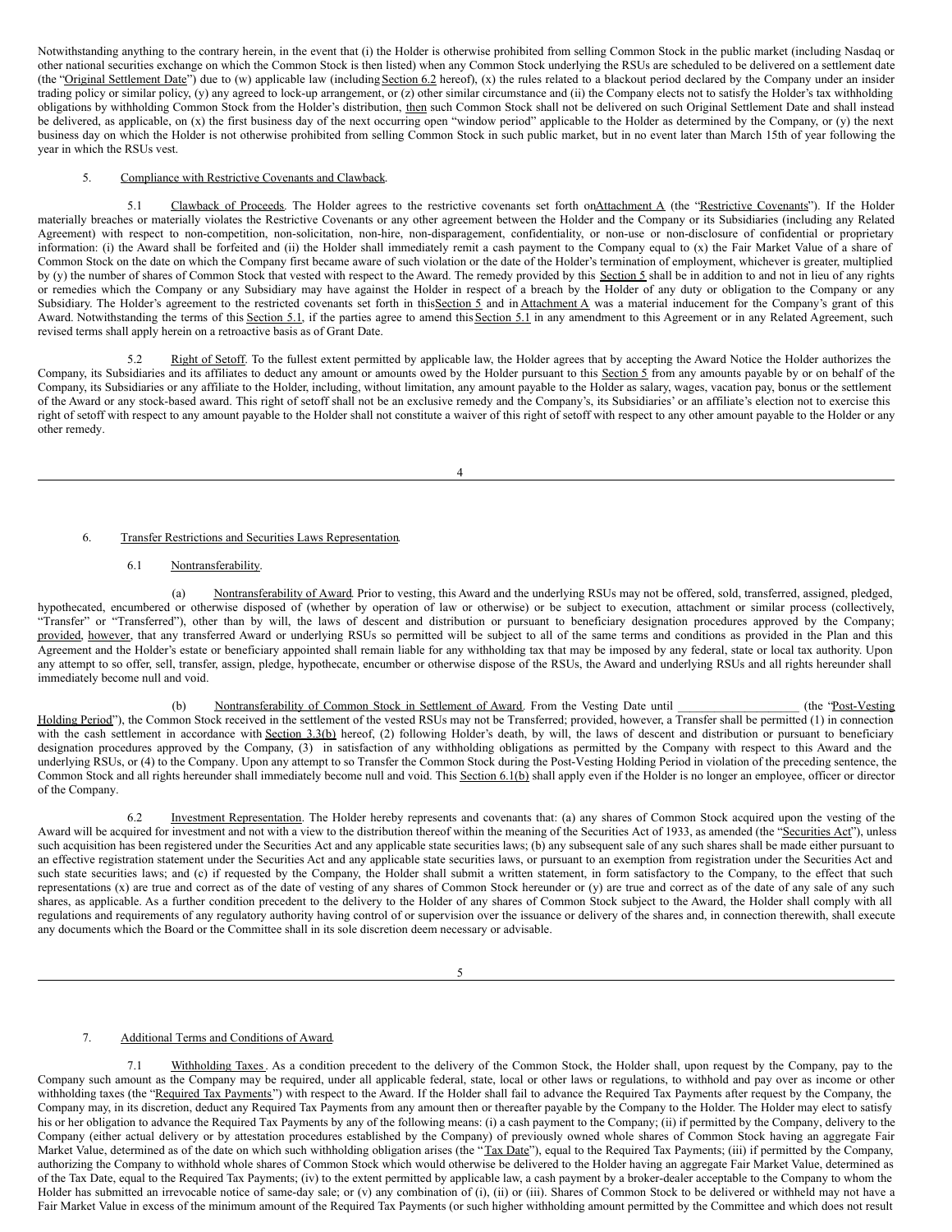Notwithstanding anything to the contrary herein, in the event that (i) the Holder is otherwise prohibited from selling Common Stock in the public market (including Nasdaq or other national securities exchange on which the Common Stock is then listed) when any Common Stock underlying the RSUs are scheduled to be delivered on a settlement date (the "Original Settlement Date") due to (w) applicable law (including Section 6.2 hereof), (x) the rules related to a blackout period declared by the Company under an insider trading policy or similar policy, (y) any agreed to lock-up arrangement, or (z) other similar circumstance and (ii) the Company elects not to satisfy the Holder's tax withholding obligations by withholding Common Stock from the Holder's distribution, then such Common Stock shall not be delivered on such Original Settlement Date and shall instead be delivered, as applicable, on (x) the first business day of the next occurring open "window period" applicable to the Holder as determined by the Company, or (y) the next business day on which the Holder is not otherwise prohibited from selling Common Stock in such public market, but in no event later than March 15th of year following the year in which the RSUs vest.

5. Compliance with Restrictive Covenants and Clawback.

5.1 Clawback of Proceeds. The Holder agrees to the restrictive covenants set forth on Attachment A (the "Restrictive Covenants"). If the Holder materially breaches or materially violates the Restrictive Covenants or any other agreement between the Holder and the Company or its Subsidiaries (including any Related Agreement) with respect to non-competition, non-solicitation, non-hire, non-disparagement, confidentiality, or non-use or non-disclosure of confidential or proprietary information: (i) the Award shall be forfeited and (ii) the Holder shall immediately remit a cash payment to the Company equal to (x) the Fair Market Value of a share of Common Stock on the date on which the Company first became aware of such violation or the date of the Holder's termination of employment, whichever is greater, multiplied by (y) the number of shares of Common Stock that vested with respect to the Award. The remedy provided by this Section 5 shall be in addition to and not in lieu of any rights or remedies which the Company or any Subsidiary may have against the Holder in respect of a breach by the Holder of any duty or obligation to the Company or any Subsidiary. The Holder's agreement to the restricted covenants set forth in this Section 5 and in Attachment A was a material inducement for the Company's grant of this Award. Notwithstanding the terms of this Section 5.1, if the parties agree to amend this Section 5.1 in any amendment to this Agreement or in any Related Agreement, such revised terms shall apply herein on a retroactive basis as of Grant Date.

5.2 Right of Setoff. To the fullest extent permitted by applicable law, the Holder agrees that by accepting the Award Notice the Holder authorizes the Company, its Subsidiaries and its affiliates to deduct any amount or amounts owed by the Holder pursuant to this Section 5 from any amounts payable by or on behalf of the Company, its Subsidiaries or any affiliate to the Holder, including, without limitation, any amount payable to the Holder as salary, wages, vacation pay, bonus or the settlement of the Award or any stock-based award. This right of setoff shall not be an exclusive remedy and the Company's, its Subsidiaries' or an affiliate's election not to exercise this right of setoff with respect to any amount payable to the Holder shall not constitute a waiver of this right of setoff with respect to any other amount payable to the Holder or any other remedy.

6. Transfer Restrictions and Securities Laws Representation.

6.1 Nontransferability.

(a) Nontransferability of Award. Prior to vesting, this Award and the underlying RSUs may not be offered, sold, transferred, assigned, pledged, hypothecated, encumbered or otherwise disposed of (whether by operation of law or otherwise) or be subject to execution, attachment or similar process (collectively, "Transfer" or "Transferred"), other than by will, the laws of descent and distribution or pursuant to beneficiary designation procedures approved by the Company; provided, however, that any transferred Award or underlying RSUs so permitted will be subject to all of the same terms and conditions as provided in the Plan and this Agreement and the Holder's estate or beneficiary appointed shall remain liable for any withholding tax that may be imposed by any federal, state or local tax authority. Upon any attempt to so offer, sell, transfer, assign, pledge, hypothecate, encumber or otherwise dispose of the RSUs, the Award and underlying RSUs and all rights hereunder shall immediately become null and void.

(b) Nontransferability of Common Stock in Settlement of Award. From the Vesting Date until ____________________ (the "Post-Vesting Holding Period"), the Common Stock received in the settlement of the vested RSUs may not be Transferred; provided, however, a Transfer shall be permitted (1) in connection with the cash settlement in accordance with Section 3.3(b) hereof, (2) following Holder's death, by will, the laws of descent and distribution or pursuant to beneficiary designation procedures approved by the Company, (3) in satisfaction of any withholding obligations as permitted by the Company with respect to this Award and the underlying RSUs, or (4) to the Company. Upon any attempt to so Transfer the Common Stock during the Post-Vesting Holding Period in violation of the preceding sentence, the Common Stock and all rights hereunder shall immediately become null and void. This Section 6.1(b) shall apply even if the Holder is no longer an employee, officer or director of the Company.

6.2 Investment Representation. The Holder hereby represents and covenants that: (a) any shares of Common Stock acquired upon the vesting of the Award will be acquired for investment and not with a view to the distribution thereof within the meaning of the Securities Act of 1933, as amended (the "Securities Act"), unless such acquisition has been registered under the Securities Act and any applicable state securities laws; (b) any subsequent sale of any such shares shall be made either pursuant to an effective registration statement under the Securities Act and any applicable state securities laws, or pursuant to an exemption from registration under the Securities Act and such state securities laws; and (c) if requested by the Company, the Holder shall submit a written statement, in form satisfactory to the Company, to the effect that such representations (x) are true and correct as of the date of vesting of any shares of Common Stock hereunder or (y) are true and correct as of the date of any sale of any such shares, as applicable. As a further condition precedent to the delivery to the Holder of any shares of Common Stock subject to the Award, the Holder shall comply with all regulations and requirements of any regulatory authority having control of or supervision over the issuance or delivery of the shares and, in connection therewith, shall execute any documents which the Board or the Committee shall in its sole discretion deem necessary or advisable.

7. Additional Terms and Conditions of Award.

7.1 Withholding Taxes. As a condition precedent to the delivery of the Common Stock, the Holder shall, upon request by the Company, pay to the Company such amount as the Company may be required, under all applicable federal, state, local or other laws or regulations, to withhold and pay over as income or other withholding taxes (the "Required Tax Payments") with respect to the Award. If the Holder shall fail to advance the Required Tax Payments after request by the Company, the Company may, in its discretion, deduct any Required Tax Payments from any amount then or thereafter payable by the Company to the Holder. The Holder may elect to satisfy his or her obligation to advance the Required Tax Payments by any of the following means: (i) a cash payment to the Company; (ii) if permitted by the Company, delivery to the Company (either actual delivery or by attestation procedures established by the Company) of previously owned whole shares of Common Stock having an aggregate Fair Market Value, determined as of the date on which such withholding obligation arises (the "Tax Date"), equal to the Required Tax Payments; (iii) if permitted by the Company, authorizing the Company to withhold whole shares of Common Stock which would otherwise be delivered to the Holder having an aggregate Fair Market Value, determined as of the Tax Date, equal to the Required Tax Payments; (iv) to the extent permitted by applicable law, a cash payment by a broker-dealer acceptable to the Company to whom the Holder has submitted an irrevocable notice of same-day sale; or (v) any combination of (i), (ii) or (iii). Shares of Common Stock to be delivered or withheld may not have a Fair Market Value in excess of the minimum amount of the Required Tax Payments (or such higher withholding amount permitted by the Committee and which does not result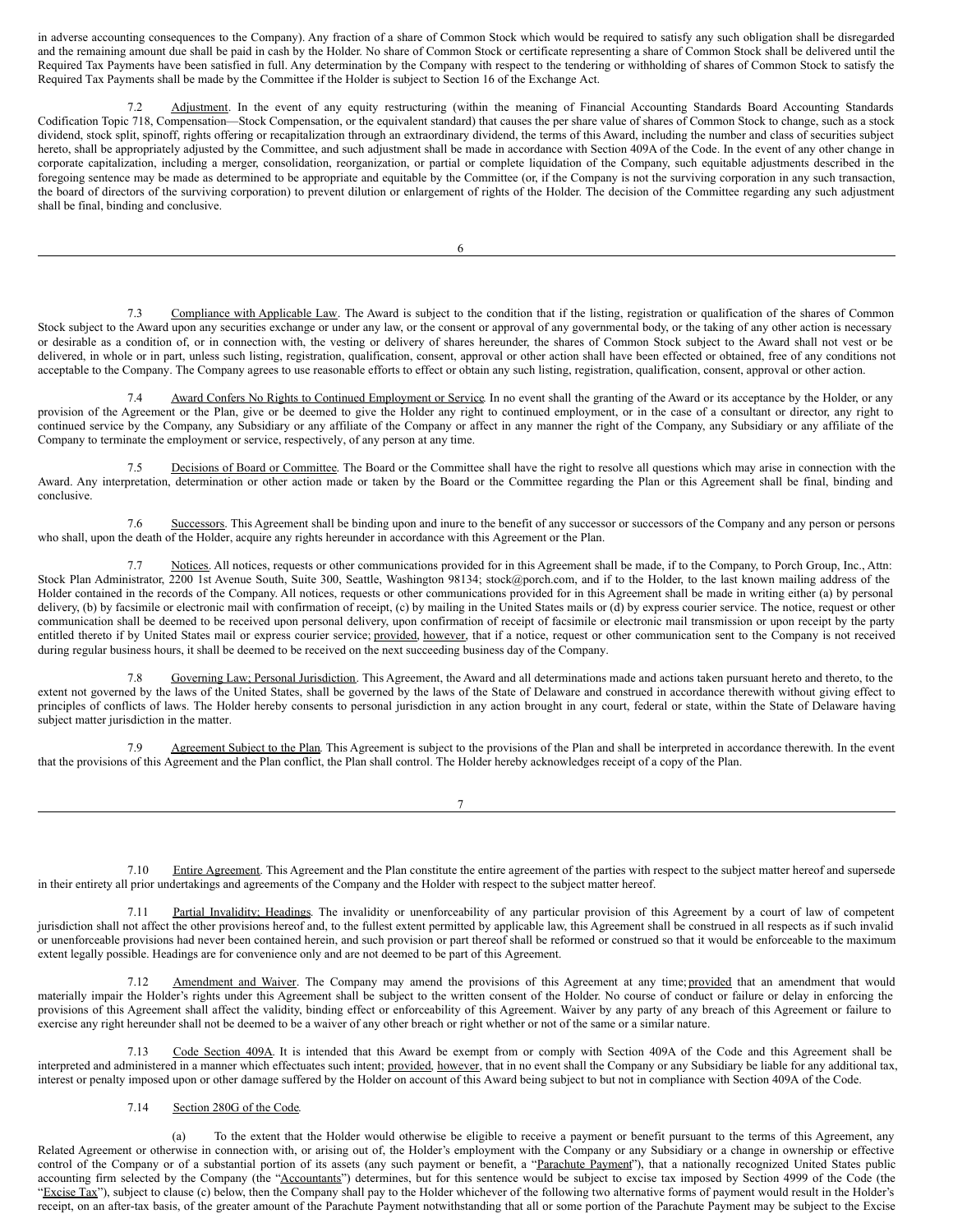in adverse accounting consequences to the Company). Any fraction of a share of Common Stock which would be required to satisfy any such obligation shall be disregarded and the remaining amount due shall be paid in cash by the Holder. No share of Common Stock or certificate representing a share of Common Stock shall be delivered until the Required Tax Payments have been satisfied in full. Any determination by the Company with respect to the tendering or withholding of shares of Common Stock to satisfy the Required Tax Payments shall be made by the Committee if the Holder is subject to Section 16 of the Exchange Act.

7.2 Adjustment. In the event of any equity restructuring (within the meaning of Financial Accounting Standards Board Accounting Standards Codification Topic 718, Compensation—Stock Compensation, or the equivalent standard) that causes the per share value of shares of Common Stock to change, such as a stock dividend, stock split, spinoff, rights offering or recapitalization through an extraordinary dividend, the terms of this Award, including the number and class of securities subject hereto, shall be appropriately adjusted by the Committee, and such adjustment shall be made in accordance with Section 409A of the Code. In the event of any other change in corporate capitalization, including a merger, consolidation, reorganization, or partial or complete liquidation of the Company, such equitable adjustments described in the foregoing sentence may be made as determined to be appropriate and equitable by the Committee (or, if the Company is not the surviving corporation in any such transaction, the board of directors of the surviving corporation) to prevent dilution or enlargement of rights of the Holder. The decision of the Committee regarding any such adjustment shall be final, binding and conclusive.

7.3 Compliance with Applicable Law. The Award is subject to the condition that if the listing, registration or qualification of the shares of Common Stock subject to the Award upon any securities exchange or under any law, or the consent or approval of any governmental body, or the taking of any other action is necessary or desirable as a condition of, or in connection with, the vesting or delivery of shares hereunder, the shares of Common Stock subject to the Award shall not vest or be delivered, in whole or in part, unless such listing, registration, qualification, consent, approval or other action shall have been effected or obtained, free of any conditions not acceptable to the Company. The Company agrees to use reasonable efforts to effect or obtain any such listing, registration, qualification, consent, approval or other action.

7.4 Award Confers No Rights to Continued Employment or Service. In no event shall the granting of the Award or its acceptance by the Holder, or any provision of the Agreement or the Plan, give or be deemed to give the Holder any right to continued employment, or in the case of a consultant or director, any right to continued service by the Company, any Subsidiary or any affiliate of the Company or affect in any manner the right of the Company, any Subsidiary or any affiliate of the Company to terminate the employment or service, respectively, of any person at any time.

7.5 Decisions of Board or Committee. The Board or the Committee shall have the right to resolve all questions which may arise in connection with the Award. Any interpretation, determination or other action made or taken by the Board or the Committee regarding the Plan or this Agreement shall be final, binding and conclusive.

7.6 Successors. This Agreement shall be binding upon and inure to the benefit of any successor or successors of the Company and any person or persons who shall, upon the death of the Holder, acquire any rights hereunder in accordance with this Agreement or the Plan.

7.7 Notices. All notices, requests or other communications provided for in this Agreement shall be made, if to the Company, to Porch Group, Inc., Attn: Stock Plan Administrator, 2200 1st Avenue South, Suite 300, Seattle, Washington 98134; stock@porch.com, and if to the Holder, to the last known mailing address of the Holder contained in the records of the Company. All notices, requests or other communications provided for in this Agreement shall be made in writing either (a) by personal delivery, (b) by facsimile or electronic mail with confirmation of receipt, (c) by mailing in the United States mails or (d) by express courier service. The notice, request or other communication shall be deemed to be received upon personal delivery, upon confirmation of receipt of facsimile or electronic mail transmission or upon receipt by the party entitled thereto if by United States mail or express courier service; provided, however, that if a notice, request or other communication sent to the Company is not received during regular business hours, it shall be deemed to be received on the next succeeding business day of the Company.

7.8 Governing Law; Personal Jurisdiction. This Agreement, the Award and all determinations made and actions taken pursuant hereto and thereto, to the extent not governed by the laws of the United States, shall be governed by the laws of the State of Delaware and construed in accordance therewith without giving effect to principles of conflicts of laws. The Holder hereby consents to personal jurisdiction in any action brought in any court, federal or state, within the State of Delaware having subject matter jurisdiction in the matter.

7.9 Agreement Subject to the Plan. This Agreement is subject to the provisions of the Plan and shall be interpreted in accordance therewith. In the event that the provisions of this Agreement and the Plan conflict, the Plan shall control. The Holder hereby acknowledges receipt of a copy of the Plan.

7.10 Entire Agreement. This Agreement and the Plan constitute the entire agreement of the parties with respect to the subject matter hereof and supersede in their entirety all prior undertakings and agreements of the Company and the Holder with respect to the subject matter hereof.

7.11 Partial Invalidity; Headings. The invalidity or unenforceability of any particular provision of this Agreement by a court of law of competent jurisdiction shall not affect the other provisions hereof and, to the fullest extent permitted by applicable law, this Agreement shall be construed in all respects as if such invalid or unenforceable provisions had never been contained herein, and such provision or part thereof shall be reformed or construed so that it would be enforceable to the maximum extent legally possible. Headings are for convenience only and are not deemed to be part of this Agreement.

7.12 Amendment and Waiver. The Company may amend the provisions of this Agreement at any time; provided that an amendment that would materially impair the Holder's rights under this Agreement shall be subject to the written consent of the Holder. No course of conduct or failure or delay in enforcing the provisions of this Agreement shall affect the validity, binding effect or enforceability of this Agreement. Waiver by any party of any breach of this Agreement or failure to exercise any right hereunder shall not be deemed to be a waiver of any other breach or right whether or not of the same or a similar nature.

7.13 Code Section 409A. It is intended that this Award be exempt from or comply with Section 409A of the Code and this Agreement shall be interpreted and administered in a manner which effectuates such intent; provided, however, that in no event shall the Company or any Subsidiary be liable for any additional tax, interest or penalty imposed upon or other damage suffered by the Holder on account of this Award being subject to but not in compliance with Section 409A of the Code.

7.14 Section 280G of the Code.

(a) To the extent that the Holder would otherwise be eligible to receive a payment or benefit pursuant to the terms of this Agreement, any Related Agreement or otherwise in connection with, or arising out of, the Holder's employment with the Company or any Subsidiary or a change in ownership or effective control of the Company or of a substantial portion of its assets (any such payment or benefit, a "Parachute Payment"), that a nationally recognized United States public accounting firm selected by the Company (the "Accountants") determines, but for this sentence would be subject to excise tax imposed by Section 4999 of the Code (the "Excise Tax"), subject to clause (c) below, then the Company shall pay to the Holder whichever of the following two alternative forms of payment would result in the Holder's receipt, on an after-tax basis, of the greater amount of the Parachute Payment notwithstanding that all or some portion of the Parachute Payment may be subject to the Excise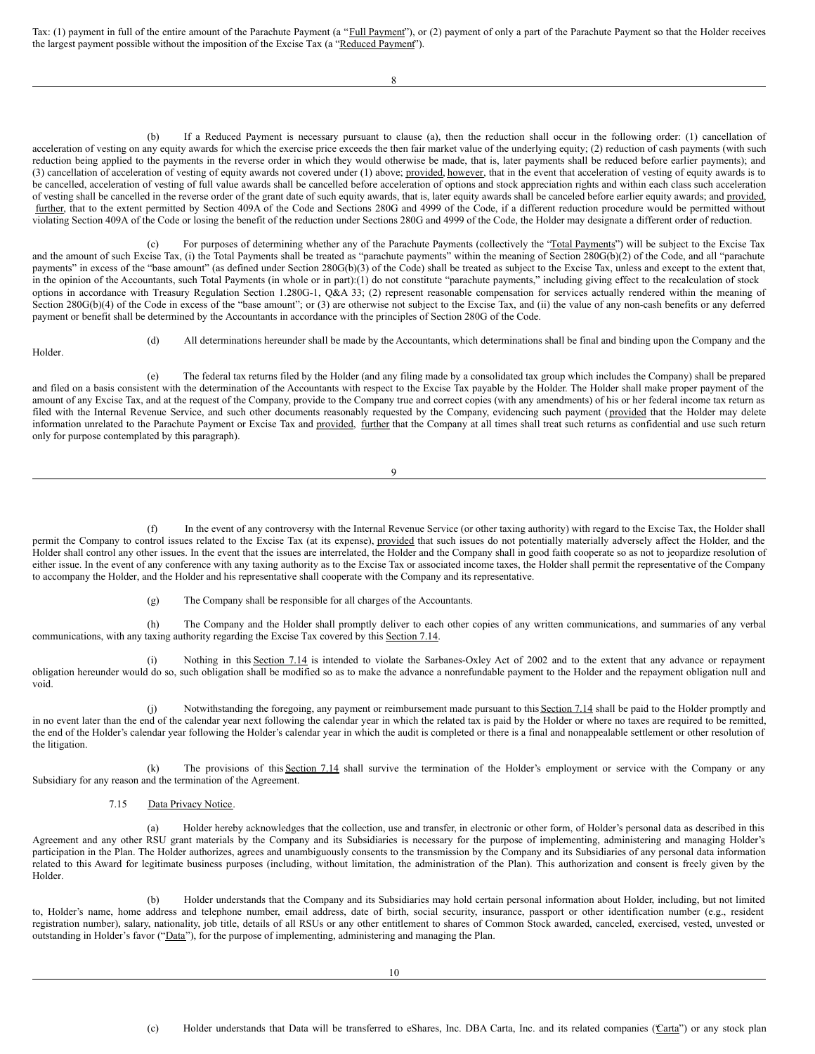Tax: (1) payment in full of the entire amount of the Parachute Payment (a "Full Payment"), or (2) payment of only a part of the Parachute Payment so that the Holder receives the largest payment possible without the imposition of the Excise Tax (a "Reduced Payment").

(b) If a Reduced Payment is necessary pursuant to clause (a), then the reduction shall occur in the following order: (1) cancellation of acceleration of vesting on any equity awards for which the exercise price exceeds the then fair market value of the underlying equity; (2) reduction of cash payments (with such reduction being applied to the payments in the reverse order in which they would otherwise be made, that is, later payments shall be reduced before earlier payments); and (3) cancellation of acceleration of vesting of equity awards not covered under (1) above; provided, however, that in the event that acceleration of vesting of equity awards is to be cancelled, acceleration of vesting of full value awards shall be cancelled before acceleration of options and stock appreciation rights and within each class such acceleration of vesting shall be cancelled in the reverse order of the grant date of such equity awards, that is, later equity awards shall be canceled before earlier equity awards; and provided, further, that to the extent permitted by Section 409A of the Code and Sections 280G and 4999 of the Code, if a different reduction procedure would be permitted without violating Section 409A of the Code or losing the benefit of the reduction under Sections 280G and 4999 of the Code, the Holder may designate a different order of reduction.

(c) For purposes of determining whether any of the Parachute Payments (collectively the "Total Payments") will be subject to the Excise Tax and the amount of such Excise Tax, (i) the Total Payments shall be treated as "parachute payments" within the meaning of Section 280G(b)(2) of the Code, and all "parachute payments" in excess of the "base amount" (as defined under Section 280G(b)(3) of the Code) shall be treated as subject to the Excise Tax, unless and except to the extent that, in the opinion of the Accountants, such Total Payments (in whole or in part):(1) do not constitute "parachute payments," including giving effect to the recalculation of stock options in accordance with Treasury Regulation Section 1.280G-1, Q&A 33; (2) represent reasonable compensation for services actually rendered within the meaning of Section 280G(b)(4) of the Code in excess of the "base amount"; or (3) are otherwise not subject to the Excise Tax, and (ii) the value of any non-cash benefits or any deferred payment or benefit shall be determined by the Accountants in accordance with the principles of Section 280G of the Code.

(d) All determinations hereunder shall be made by the Accountants, which determinations shall be final and binding upon the Company and the Holder.

(e) The federal tax returns filed by the Holder (and any filing made by a consolidated tax group which includes the Company) shall be prepared and filed on a basis consistent with the determination of the Accountants with respect to the Excise Tax payable by the Holder. The Holder shall make proper payment of the amount of any Excise Tax, and at the request of the Company, provide to the Company true and correct copies (with any amendments) of his or her federal income tax return as filed with the Internal Revenue Service, and such other documents reasonably requested by the Company, evidencing such payment (provided that the Holder may delete information unrelated to the Parachute Payment or Excise Tax and provided, further that the Company at all times shall treat such returns as confidential and use such return only for purpose contemplated by this paragraph).

(f) In the event of any controversy with the Internal Revenue Service (or other taxing authority) with regard to the Excise Tax, the Holder shall permit the Company to control issues related to the Excise Tax (at its expense), provided that such issues do not potentially materially adversely affect the Holder, and the Holder shall control any other issues. In the event that the issues are interrelated, the Holder and the Company shall in good faith cooperate so as not to jeopardize resolution of either issue. In the event of any conference with any taxing authority as to the Excise Tax or associated income taxes, the Holder shall permit the representative of the Company to accompany the Holder, and the Holder and his representative shall cooperate with the Company and its representative.

(g) The Company shall be responsible for all charges of the Accountants.

(h) The Company and the Holder shall promptly deliver to each other copies of any written communications, and summaries of any verbal communications, with any taxing authority regarding the Excise Tax covered by this Section 7.14.

(i) Nothing in this Section 7.14 is intended to violate the Sarbanes-Oxley Act of 2002 and to the extent that any advance or repayment obligation hereunder would do so, such obligation shall be modified so as to make the advance a nonrefundable payment to the Holder and the repayment obligation null and void.

(j) Notwithstanding the foregoing, any payment or reimbursement made pursuant to this Section 7.14 shall be paid to the Holder promptly and in no event later than the end of the calendar year next following the calendar year in which the related tax is paid by the Holder or where no taxes are required to be remitted, the end of the Holder's calendar year following the Holder's calendar year in which the audit is completed or there is a final and nonappealable settlement or other resolution of the litigation.

(k) The provisions of this Section 7.14 shall survive the termination of the Holder's employment or service with the Company or any Subsidiary for any reason and the termination of the Agreement.

7.15 Data Privacy Notice.

(a) Holder hereby acknowledges that the collection, use and transfer, in electronic or other form, of Holder's personal data as described in this Agreement and any other RSU grant materials by the Company and its Subsidiaries is necessary for the purpose of implementing, administering and managing Holder's participation in the Plan. The Holder authorizes, agrees and unambiguously consents to the transmission by the Company and its Subsidiaries of any personal data information related to this Award for legitimate business purposes (including, without limitation, the administration of the Plan). This authorization and consent is freely given by the Holder.

(b) Holder understands that the Company and its Subsidiaries may hold certain personal information about Holder, including, but not limited to, Holder's name, home address and telephone number, email address, date of birth, social security, insurance, passport or other identification number (e.g., resident registration number), salary, nationality, job title, details of all RSUs or any other entitlement to shares of Common Stock awarded, canceled, exercised, vested, unvested or outstanding in Holder's favor ("Data"), for the purpose of implementing, administering and managing the Plan.

(c) Holder understands that Data will be transferred to eShares, Inc. DBA Carta, Inc. and its related companies ("Carta") or any stock plan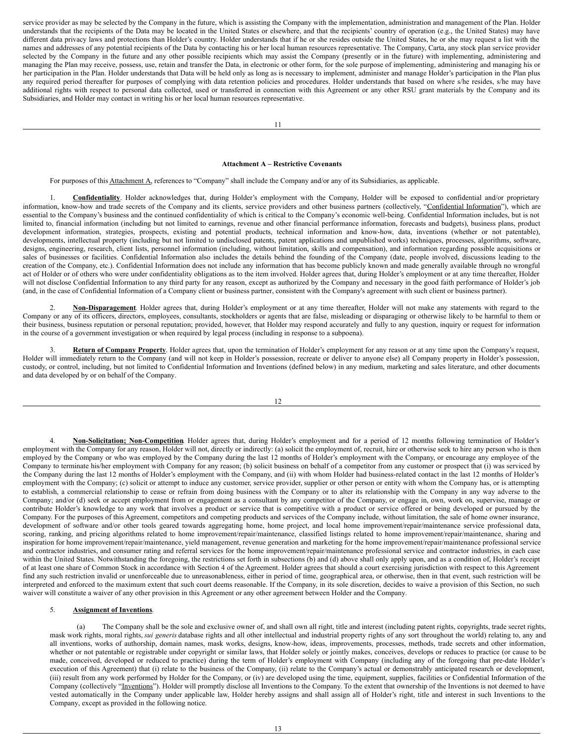service provider as may be selected by the Company in the future, which is assisting the Company with the implementation, administration and management of the Plan. Holder understands that the recipients of the Data may be located in the United States or elsewhere, and that the recipients' country of operation (e.g., the United States) may have different data privacy laws and protections than Holder's country. Holder understands that if he or she resides outside the United States, he or she may request a list with the names and addresses of any potential recipients of the Data by contacting his or her local human resources representative. The Company, Carta, any stock plan service provider selected by the Company in the future and any other possible recipients which may assist the Company (presently or in the future) with implementing, administering and managing the Plan may receive, possess, use, retain and transfer the Data, in electronic or other form, for the sole purpose of implementing, administering and managing his or her participation in the Plan. Holder understands that Data will be held only as long as is necessary to implement, administer and manage Holder's participation in the Plan plus any required period thereafter for purposes of complying with data retention policies and procedures. Holder understands that based on where s/he resides, s/he may have additional rights with respect to personal data collected, used or transferred in connection with this Agreement or any other RSU grant materials by the Company and its Subsidiaries, and Holder may contact in writing his or her local human resources representative.

**Attachment A – Restrictive Covenants**

For purposes of this Attachment A, references to "Company" shall include the Company and/or any of its Subsidiaries, as applicable.

1. **Confidentiality**. Holder acknowledges that, during Holder's employment with the Company, Holder will be exposed to confidential and/or proprietary information, know-how and trade secrets of the Company and its clients, service providers and other business partners (collectively, "Confidential Information"), which are essential to the Company's business and the continued confidentiality of which is critical to the Company's economic well-being. Confidential Information includes, but is not limited to, financial information (including but not limited to earnings, revenue and other financial performance information, forecasts and budgets), business plans, product development information, strategies, prospects, existing and potential products, technical information and know-how, data, inventions (whether or not patentable), developments, intellectual property (including but not limited to undisclosed patents, patent applications and unpublished works) techniques, processes, algorithms, software, designs, engineering, research, client lists, personnel information (including, without limitation, skills and compensation), and information regarding possible acquisitions or sales of businesses or facilities. Confidential Information also includes the details behind the founding of the Company (date, people involved, discussions leading to the creation of the Company, etc.). Confidential Information does not include any information that has become publicly known and made generally available through no wrongful act of Holder or of others who were under confidentiality obligations as to the item involved. Holder agrees that, during Holder's employment or at any time thereafter, Holder will not disclose Confidential Information to any third party for any reason, except as authorized by the Company and necessary in the good faith performance of Holder's job (and, in the case of Confidential Information of a Company client or business partner, consistent with the Company's agreement with such client or business partner).

2. **Non-Disparagement**. Holder agrees that, during Holder's employment or at any time thereafter, Holder will not make any statements with regard to the Company or any of its officers, directors, employees, consultants, stockholders or agents that are false, misleading or disparaging or otherwise likely to be harmful to them or their business, business reputation or personal reputation; provided, however, that Holder may respond accurately and fully to any question, inquiry or request for information in the course of a government investigation or when required by legal process (including in response to a subpoena).

3. **Return of Company Property**. Holder agrees that, upon the termination of Holder's employment for any reason or at any time upon the Company's request, Holder will immediately return to the Company (and will not keep in Holder's possession, recreate or deliver to anyone else) all Company property in Holder's possession, custody, or control, including, but not limited to Confidential Information and Inventions (defined below) in any medium, marketing and sales literature, and other documents and data developed by or on behalf of the Company.

4. **Non-Solicitation; Non-Competition**. Holder agrees that, during Holder's employment and for a period of 12 months following termination of Holder's employment with the Company for any reason, Holder will not, directly or indirectly: (a) solicit the employment of, recruit, hire or otherwise seek to hire any person who is then employed by the Company or who was employed by the Company during the last 12 months of Holder's employment with the Company, or encourage any employee of the Company to terminate his/her employment with Company for any reason; (b) solicit business on behalf of a competitor from any customer or prospect that (i) was serviced by the Company during the last 12 months of Holder's employment with the Company, and (ii) with whom Holder had business-related contact in the last 12 months of Holder's employment with the Company; (c) solicit or attempt to induce any customer, service provider, supplier or other person or entity with whom the Company has, or is attempting to establish, a commercial relationship to cease or refrain from doing business with the Company or to alter its relationship with the Company in any way adverse to the Company; and/or (d) seek or accept employment from or engagement as a consultant by any competitor of the Company, or engage in, own, work on, supervise, manage or contribute Holder's knowledge to any work that involves a product or service that is competitive with a product or service offered or being developed or pursued by the Company. For the purposes of this Agreement, competitors and competing products and services of the Company include, without limitation, the sale of home owner insurance, development of software and/or other tools geared towards aggregating home, home project, and local home improvement/repair/maintenance service professional data, scoring, ranking, and pricing algorithms related to home improvement/repair/maintenance, classified listings related to home improvement/repair/maintenance, sharing and inspiration for home improvement/repair/maintenance, yield management, revenue generation and marketing for the home improvement/repair/maintenance professional service and contractor industries, and consumer rating and referral services for the home improvement/repair/maintenance professional service and contractor industries, in each case within the United States. Notwithstanding the foregoing, the restrictions set forth in subsections (b) and (d) above shall only apply upon, and as a condition of, Holder's receipt of at least one share of Common Stock in accordance with Section 4 of the Agreement. Holder agrees that should a court exercising jurisdiction with respect to this Agreement find any such restriction invalid or unenforceable due to unreasonableness, either in period of time, geographical area, or otherwise, then in that event, such restriction will be interpreted and enforced to the maximum extent that such court deems reasonable. If the Company, in its sole discretion, decides to waive a provision of this Section, no such waiver will constitute a waiver of any other provision in this Agreement or any other agreement between Holder and the Company.

5. **Assignment of Inventions**.

(a) The Company shall be the sole and exclusive owner of, and shall own all right, title and interest (including patent rights, copyrights, trade secret rights, mask work rights, moral rights, *sui generis* database rights and all other intellectual and industrial property rights of any sort throughout the world) relating to, any and all inventions, works of authorship, domain names, mask works, designs, know-how, ideas, improvements, processes, methods, trade secrets and other information, whether or not patentable or registrable under copyright or similar laws, that Holder solely or jointly makes, conceives, develops or reduces to practice (or cause to be made, conceived, developed or reduced to practice) during the term of Holder's employment with Company (including any of the foregoing that pre-date Holder's execution of this Agreement) that (i) relate to the business of the Company, (ii) relate to the Company's actual or demonstrably anticipated research or development, (iii) result from any work performed by Holder for the Company, or (iv) are developed using the time, equipment, supplies, facilities or Confidential Information of the Company (collectively "Inventions"). Holder will promptly disclose all Inventions to the Company. To the extent that ownership of the Inventions is not deemed to have vested automatically in the Company under applicable law, Holder hereby assigns and shall assign all of Holder's right, title and interest in such Inventions to the Company, except as provided in the following notice.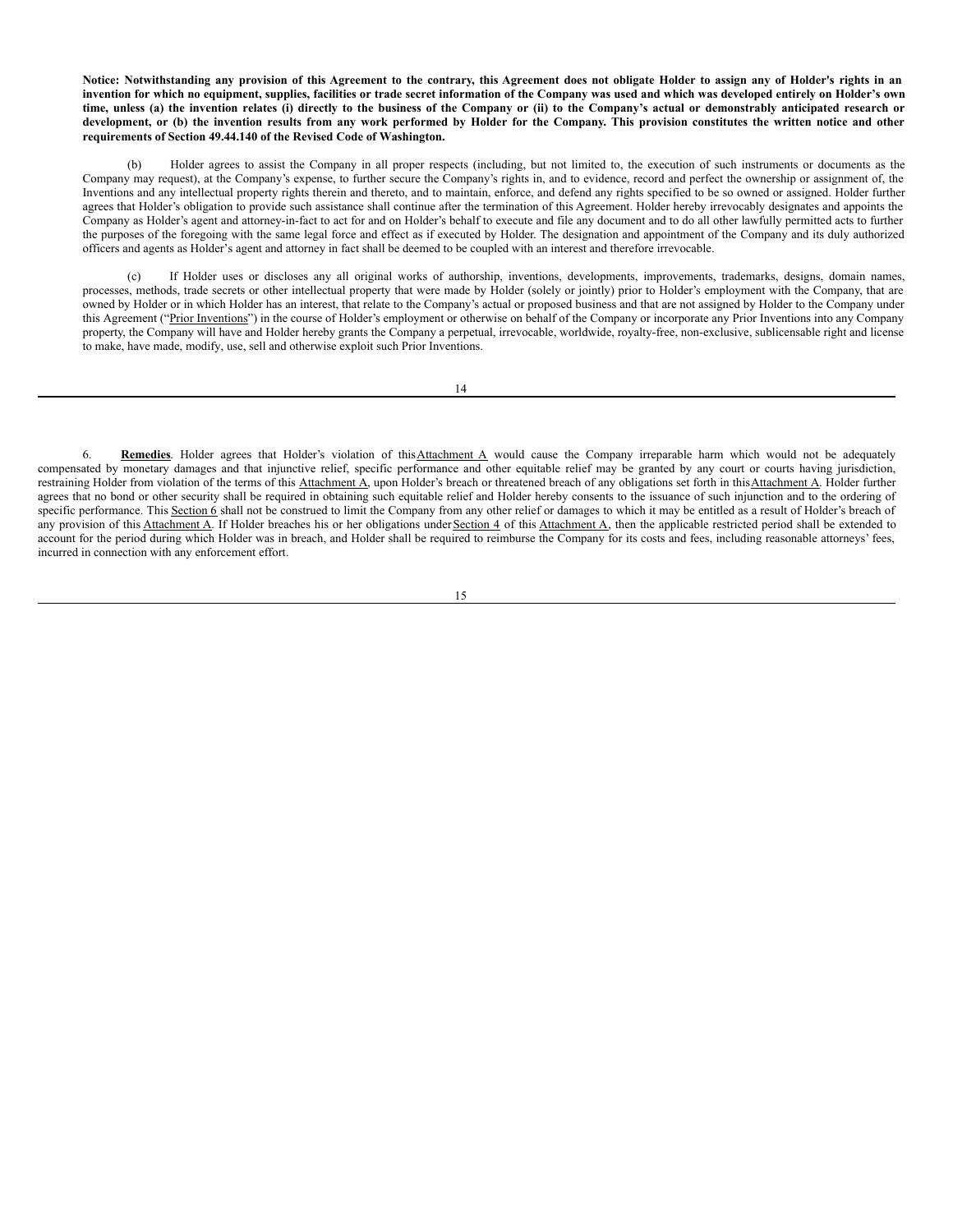**Notice: Notwithstanding any provision of this Agreement to the contrary, this Agreement does not obligate Holder to assign any of Holder's rights in an invention for which no equipment, supplies, facilities or trade secret information of the Company was used and which was developed entirely on Holder's own time, unless (a) the invention relates (i) directly to the business of the Company or (ii) to the Company's actual or demonstrably anticipated research or development, or (b) the invention results from any work performed by Holder for the Company. This provision constitutes the written notice and other requirements of Section 49.44.140 of the Revised Code of Washington.**

(b) Holder agrees to assist the Company in all proper respects (including, but not limited to, the execution of such instruments or documents as the Company may request), at the Company's expense, to further secure the Company's rights in, and to evidence, record and perfect the ownership or assignment of, the Inventions and any intellectual property rights therein and thereto, and to maintain, enforce, and defend any rights specified to be so owned or assigned. Holder further agrees that Holder's obligation to provide such assistance shall continue after the termination of this Agreement. Holder hereby irrevocably designates and appoints the Company as Holder's agent and attorney-in-fact to act for and on Holder's behalf to execute and file any document and to do all other lawfully permitted acts to further the purposes of the foregoing with the same legal force and effect as if executed by Holder. The designation and appointment of the Company and its duly authorized officers and agents as Holder's agent and attorney in fact shall be deemed to be coupled with an interest and therefore irrevocable.

(c) If Holder uses or discloses any all original works of authorship, inventions, developments, improvements, trademarks, designs, domain names, processes, methods, trade secrets or other intellectual property that were made by Holder (solely or jointly) prior to Holder's employment with the Company, that are owned by Holder or in which Holder has an interest, that relate to the Company's actual or proposed business and that are not assigned by Holder to the Company under this Agreement ("Prior Inventions") in the course of Holder's employment or otherwise on behalf of the Company or incorporate any Prior Inventions into any Company property, the Company will have and Holder hereby grants the Company a perpetual, irrevocable, worldwide, royalty-free, non-exclusive, sublicensable right and license to make, have made, modify, use, sell and otherwise exploit such Prior Inventions.

6. **Remedies**. Holder agrees that Holder's violation of this Attachment A would cause the Company irreparable harm which would not be adequately compensated by monetary damages and that injunctive relief, specific performance and other equitable relief may be granted by any court or courts having jurisdiction, restraining Holder from violation of the terms of this Attachment A, upon Holder's breach or threatened breach of any obligations set forth in this Attachment A. Holder further agrees that no bond or other security shall be required in obtaining such equitable relief and Holder hereby consents to the issuance of such injunction and to the ordering of specific performance. This Section 6 shall not be construed to limit the Company from any other relief or damages to which it may be entitled as a result of Holder's breach of any provision of this Attachment A. If Holder breaches his or her obligations under Section 4 of this Attachment A, then the applicable restricted period shall be extended to account for the period during which Holder was in breach, and Holder shall be required to reimburse the Company for its costs and fees, including reasonable attorneys' fees, incurred in connection with any enforcement effort.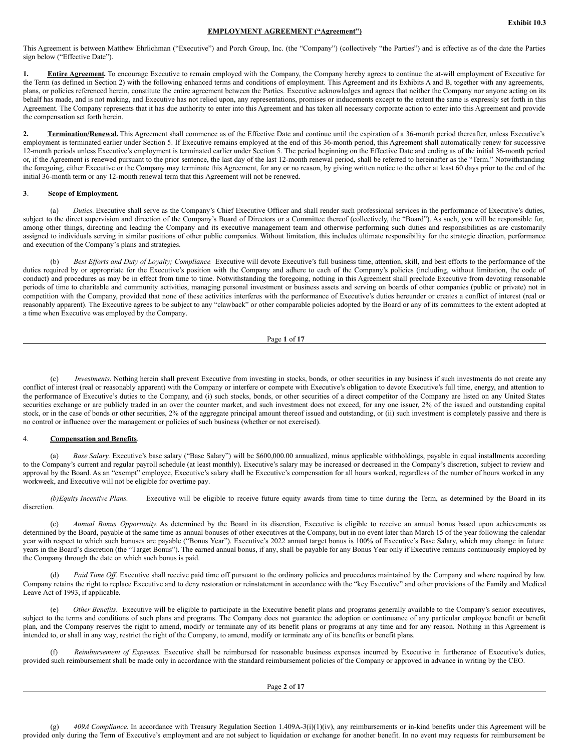**Exhibit 10.3**

**EMPLOYMENT AGREEMENT ("Agreement")**

This Agreement is between Matthew Ehrlichman ("Executive") and Porch Group, Inc. (the "Company") (collectively "the Parties") and is effective as of the date the Parties sign below ("Effective Date").

**1. Entire Agreement.** To encourage Executive to remain employed with the Company, the Company hereby agrees to continue the at-will employment of Executive for the Term (as defined in Section 2) with the following enhanced terms and conditions of employment. This Agreement and its Exhibits A and B, together with any agreements, plans, or policies referenced herein, constitute the entire agreement between the Parties. Executive acknowledges and agrees that neither the Company nor anyone acting on its behalf has made, and is not making, and Executive has not relied upon, any representations, promises or inducements except to the extent the same is expressly set forth in this Agreement. The Company represents that it has due authority to enter into this Agreement and has taken all necessary corporate action to enter into this Agreement and provide the compensation set forth herein.

**2. Termination/Renewal.** This Agreement shall commence as of the Effective Date and continue until the expiration of a 36-month period thereafter, unless Executive's employment is terminated earlier under Section 5. If Executive remains employed at the end of this 36-month period, this Agreement shall automatically renew for successive 12-month periods unless Executive's employment is terminated earlier under Section 5. The period beginning on the Effective Date and ending as of the initial 36-month period or, if the Agreement is renewed pursuant to the prior sentence, the last day of the last 12-month renewal period, shall be referred to hereinafter as the "Term." Notwithstanding the foregoing, either Executive or the Company may terminate this Agreement, for any or no reason, by giving written notice to the other at least 60 days prior to the end of the initial 36-month term or any 12-month renewal term that this Agreement will not be renewed.

**3. Scope of Employment.**

(a) *Duties.* Executive shall serve as the Company's Chief Executive Officer and shall render such professional services in the performance of Executive's duties, subject to the direct supervision and direction of the Company's Board of Directors or a Committee thereof (collectively, the "Board"). As such, you will be responsible for, among other things, directing and leading the Company and its executive management team and otherwise performing such duties and responsibilities as are customarily assigned to individuals serving in similar positions of other public companies. Without limitation, this includes ultimate responsibility for the strategic direction, performance and execution of the Company's plans and strategies.

(b) *Best Efforts and Duty of Loyalty; Compliance.* Executive will devote Executive's full business time, attention, skill, and best efforts to the performance of the duties required by or appropriate for the Executive's position with the Company and adhere to each of the Company's policies (including, without limitation, the code of conduct) and procedures as may be in effect from time to time. Notwithstanding the foregoing, nothing in this Agreement shall preclude Executive from devoting reasonable periods of time to charitable and community activities, managing personal investment or business assets and serving on boards of other companies (public or private) not in competition with the Company, provided that none of these activities interferes with the performance of Executive's duties hereunder or creates a conflict of interest (real or reasonably apparent). The Executive agrees to be subject to any "clawback" or other comparable policies adopted by the Board or any of its committees to the extent adopted at a time when Executive was employed by the Company.

(c) *Investments*. Nothing herein shall prevent Executive from investing in stocks, bonds, or other securities in any business if such investments do not create any conflict of interest (real or reasonably apparent) with the Company or interfere or compete with Executive's obligation to devote Executive's full time, energy, and attention to the performance of Executive's duties to the Company, and (i) such stocks, bonds, or other securities of a direct competitor of the Company are listed on any United States securities exchange or are publicly traded in an over the counter market, and such investment does not exceed, for any one issuer, 2% of the issued and outstanding capital stock, or in the case of bonds or other securities, 2% of the aggregate principal amount thereof issued and outstanding, or (ii) such investment is completely passive and there is no control or influence over the management or policies of such business (whether or not exercised).

4. **Compensation and Benefits**.

(a) *Base Salary.* Executive's base salary ("Base Salary") will be $600,000.00 annualized, minus applicable withholdings, payable in equal installments according to the Company's current and regular payroll schedule (at least monthly). Executive's salary may be increased or decreased in the Company's discretion, subject to review and approval by the Board. As an "exempt" employee, Executive's salary shall be Executive's compensation for all hours worked, regardless of the number of hours worked in any workweek, and Executive will not be eligible for overtime pay.

*(b) Equity Incentive Plans.* Executive will be eligible to receive future equity awards from time to time during the Term, as determined by the Board in its discretion.

(c) *Annual Bonus Opportunity.* As determined by the Board in its discretion, Executive is eligible to receive an annual bonus based upon achievements as determined by the Board, payable at the same time as annual bonuses of other executives at the Company, but in no event later than March 15 of the year following the calendar year with respect to which such bonuses are payable ("Bonus Year"). Executive's 2022 annual target bonus is 100% of Executive's Base Salary, which may change in future years in the Board's discretion (the "Target Bonus"). The earned annual bonus, if any, shall be payable for any Bonus Year only if Executive remains continuously employed by the Company through the date on which such bonus is paid.

(d) *Paid Time Off*. Executive shall receive paid time off pursuant to the ordinary policies and procedures maintained by the Company and where required by law. Company retains the right to replace Executive and to deny restoration or reinstatement in accordance with the "key Executive" and other provisions of the Family and Medical Leave Act of 1993, if applicable.

(e) *Other Benefits*. Executive will be eligible to participate in the Executive benefit plans and programs generally available to the Company's senior executives, subject to the terms and conditions of such plans and programs. The Company does not guarantee the adoption or continuance of any particular employee benefit or benefit plan, and the Company reserves the right to amend, modify or terminate any of its benefit plans or programs at any time and for any reason. Nothing in this Agreement is intended to, or shall in any way, restrict the right of the Company, to amend, modify or terminate any of its benefits or benefit plans.

(f) *Reimbursement of Expenses.* Executive shall be reimbursed for reasonable business expenses incurred by Executive in furtherance of Executive's duties, provided such reimbursement shall be made only in accordance with the standard reimbursement policies of the Company or approved in advance in writing by the CEO.

(g) *409A Compliance.* In accordance with Treasury Regulation Section 1.409A-3(i)(1)(iv), any reimbursements or in-kind benefits under this Agreement will be provided only during the Term of Executive's employment and are not subject to liquidation or exchange for another benefit. In no event may requests for reimbursement be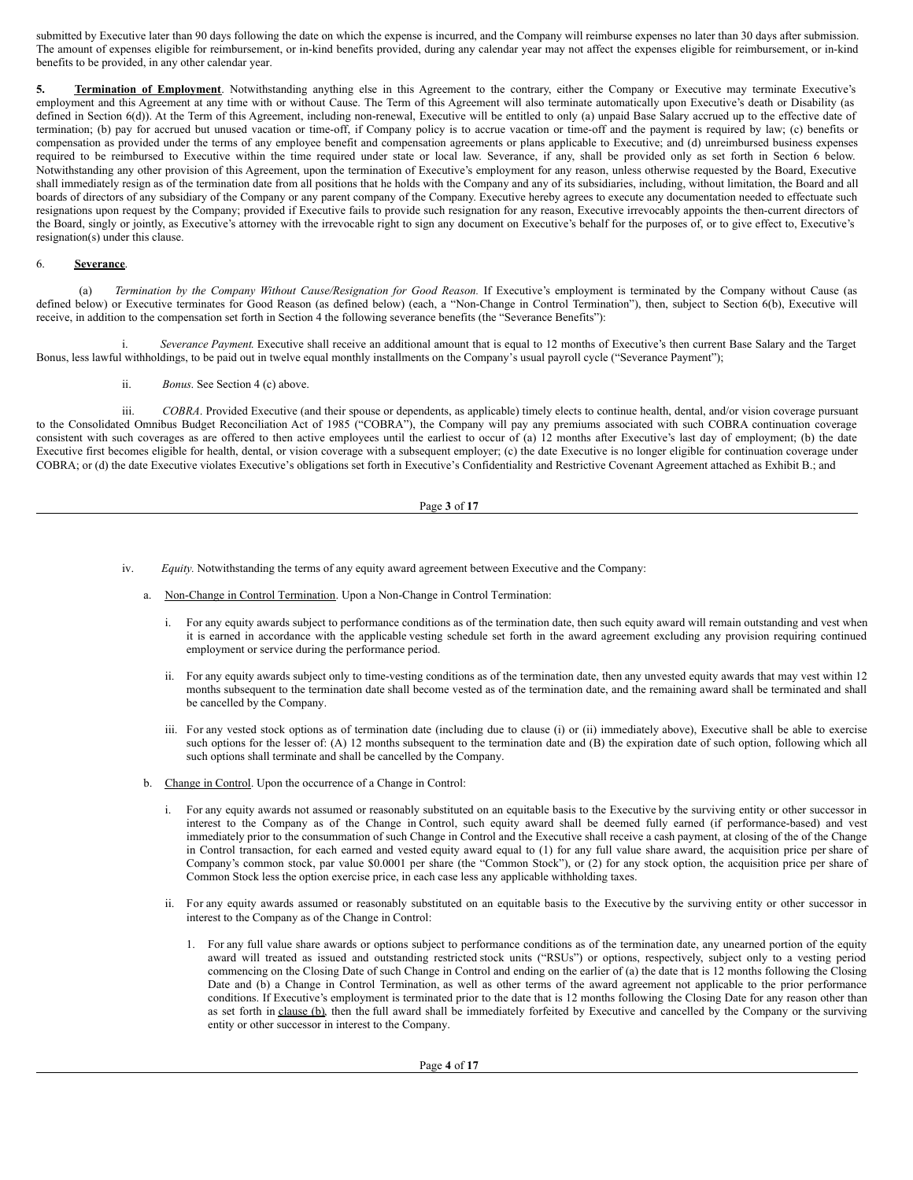submitted by Executive later than 90 days following the date on which the expense is incurred, and the Company will reimburse expenses no later than 30 days after submission. The amount of expenses eligible for reimbursement, or in-kind benefits provided, during any calendar year may not affect the expenses eligible for reimbursement, or in-kind benefits to be provided, in any other calendar year.

**5. Termination of Employment**. Notwithstanding anything else in this Agreement to the contrary, either the Company or Executive may terminate Executive's employment and this Agreement at any time with or without Cause. The Term of this Agreement will also terminate automatically upon Executive's death or Disability (as defined in Section 6(d)). At the Term of this Agreement, including non-renewal, Executive will be entitled to only (a) unpaid Base Salary accrued up to the effective date of termination; (b) pay for accrued but unused vacation or time-off, if Company policy is to accrue vacation or time-off and the payment is required by law; (c) benefits or compensation as provided under the terms of any employee benefit and compensation agreements or plans applicable to Executive; and (d) unreimbursed business expenses required to be reimbursed to Executive within the time required under state or local law. Severance, if any, shall be provided only as set forth in Section 6 below. Notwithstanding any other provision of this Agreement, upon the termination of Executive's employment for any reason, unless otherwise requested by the Board, Executive shall immediately resign as of the termination date from all positions that he holds with the Company and any of its subsidiaries, including, without limitation, the Board and all boards of directors of any subsidiary of the Company or any parent company of the Company. Executive hereby agrees to execute any documentation needed to effectuate such resignations upon request by the Company; provided if Executive fails to provide such resignation for any reason, Executive irrevocably appoints the then-current directors of the Board, singly or jointly, as Executive's attorney with the irrevocable right to sign any document on Executive's behalf for the purposes of, or to give effect to, Executive's resignation(s) under this clause.

6. **Severance**.

(a) *Termination by the Company Without Cause/Resignation for Good Reason.* If Executive's employment is terminated by the Company without Cause (as defined below) or Executive terminates for Good Reason (as defined below) (each, a "Non-Change in Control Termination"), then, subject to Section 6(b), Executive will receive, in addition to the compensation set forth in Section 4 the following severance benefits (the "Severance Benefits"):

i. *Severance Payment.* Executive shall receive an additional amount that is equal to 12 months of Executive's then current Base Salary and the Target Bonus, less lawful withholdings, to be paid out in twelve equal monthly installments on the Company's usual payroll cycle ("Severance Payment");

ii. *Bonus.* See Section 4 (c) above.

iii. *COBRA.* Provided Executive (and their spouse or dependents, as applicable) timely elects to continue health, dental, and/or vision coverage pursuant to the Consolidated Omnibus Budget Reconciliation Act of 1985 ("COBRA"), the Company will pay any premiums associated with such COBRA continuation coverage consistent with such coverages as are offered to then active employees until the earliest to occur of (a) 12 months after Executive's last day of employment; (b) the date Executive first becomes eligible for health, dental, or vision coverage with a subsequent employer; (c) the date Executive is no longer eligible for continuation coverage under COBRA; or (d) the date Executive violates Executive's obligations set forth in Executive's Confidentiality and Restrictive Covenant Agreement attached as Exhibit B.; and

iv. *Equity.* Notwithstanding the terms of any equity award agreement between Executive and the Company:

a. Non-Change in Control Termination. Upon a Non-Change in Control Termination:

i. For any equity awards subject to performance conditions as of the termination date, then such equity award will remain outstanding and vest when it is earned in accordance with the applicable vesting schedule set forth in the award agreement excluding any provision requiring continued employment or service during the performance period.

ii. For any equity awards subject only to time-vesting conditions as of the termination date, then any unvested equity awards that may vest within 12 months subsequent to the termination date shall become vested as of the termination date, and the remaining award shall be terminated and shall be cancelled by the Company.

iii. For any vested stock options as of termination date (including due to clause (i) or (ii) immediately above), Executive shall be able to exercise such options for the lesser of: (A) 12 months subsequent to the termination date and (B) the expiration date of such option, following which all such options shall terminate and shall be cancelled by the Company.

b. Change in Control. Upon the occurrence of a Change in Control:

i. For any equity awards not assumed or reasonably substituted on an equitable basis to the Executive by the surviving entity or other successor in interest to the Company as of the Change in Control, such equity award shall be deemed fully earned (if performance-based) and vest immediately prior to the consummation of such Change in Control and the Executive shall receive a cash payment, at closing of the of the Change in Control transaction, for each earned and vested equity award equal to (1) for any full value share award, the acquisition price per share of Company's common stock, par value $0.0001 per share (the "Common Stock"), or (2) for any stock option, the acquisition price per share of Common Stock less the option exercise price, in each case less any applicable withholding taxes.

ii. For any equity awards assumed or reasonably substituted on an equitable basis to the Executive by the surviving entity or other successor in interest to the Company as of the Change in Control:

1. For any full value share awards or options subject to performance conditions as of the termination date, any unearned portion of the equity award will treated as issued and outstanding restricted stock units ("RSUs") or options, respectively, subject only to a vesting period commencing on the Closing Date of such Change in Control and ending on the earlier of (a) the date that is 12 months following the Closing Date and (b) a Change in Control Termination, as well as other terms of the award agreement not applicable to the prior performance conditions. If Executive's employment is terminated prior to the date that is 12 months following the Closing Date for any reason other than as set forth in clause (b), then the full award shall be immediately forfeited by Executive and cancelled by the Company or the surviving entity or other successor in interest to the Company.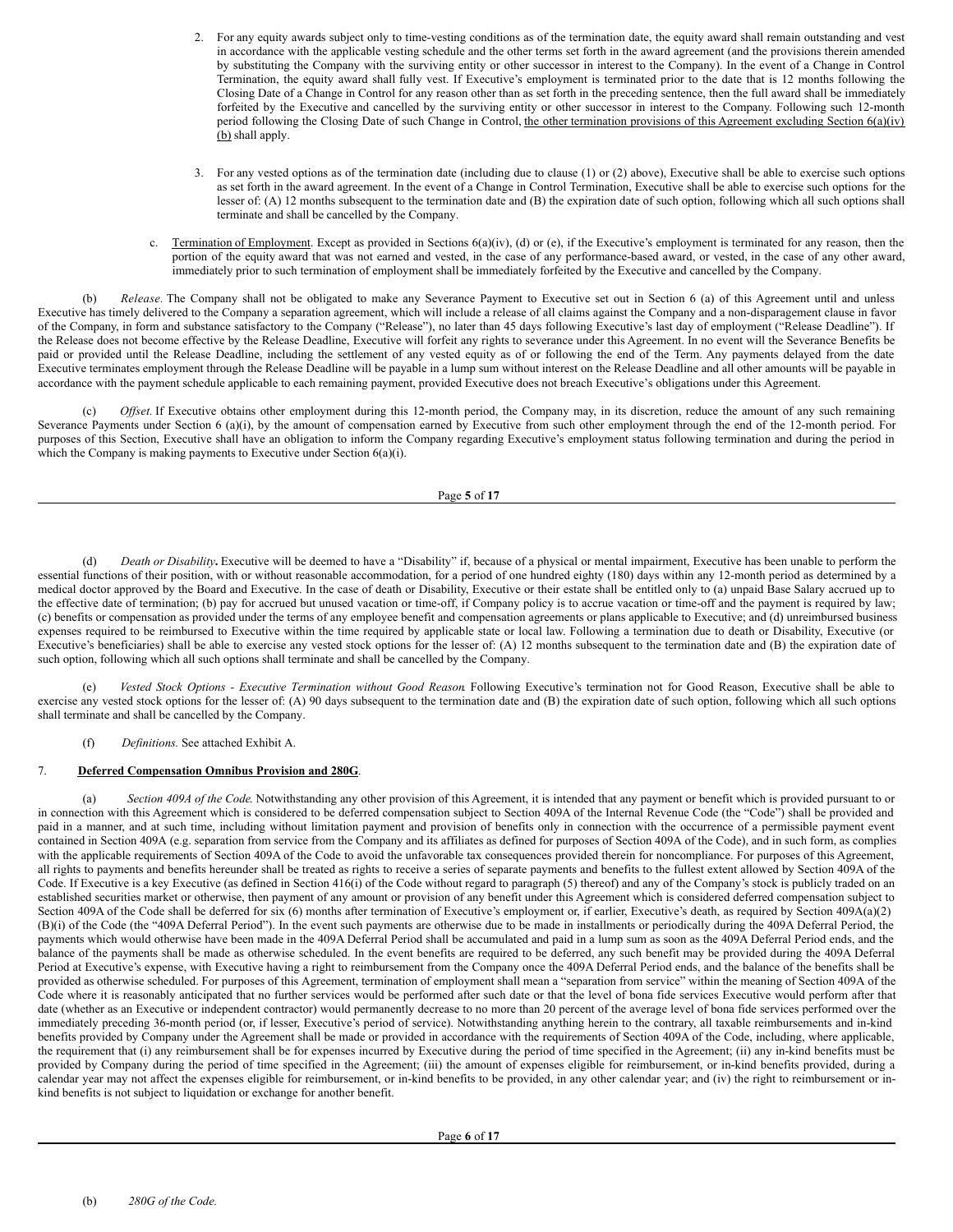2. For any equity awards subject only to time-vesting conditions as of the termination date, the equity award shall remain outstanding and vest in accordance with the applicable vesting schedule and the other terms set forth in the award agreement (and the provisions therein amended by substituting the Company with the surviving entity or other successor in interest to the Company). In the event of a Change in Control Termination, the equity award shall fully vest. If Executive's employment is terminated prior to the date that is 12 months following the Closing Date of a Change in Control for any reason other than as set forth in the preceding sentence, then the full award shall be immediately forfeited by the Executive and cancelled by the surviving entity or other successor in interest to the Company. Following such 12-month period following the Closing Date of such Change in Control, the other termination provisions of this Agreement excluding Section 6(a)(iv)(b) shall apply.

3. For any vested options as of the termination date (including due to clause (1) or (2) above), Executive shall be able to exercise such options as set forth in the award agreement. In the event of a Change in Control Termination, Executive shall be able to exercise such options for the lesser of: (A) 12 months subsequent to the termination date and (B) the expiration date of such option, following which all such options shall terminate and shall be cancelled by the Company.

c. Termination of Employment. Except as provided in Sections 6(a)(iv), (d) or (e), if the Executive's employment is terminated for any reason, then the portion of the equity award that was not earned and vested, in the case of any performance-based award, or vested, in the case of any other award, immediately prior to such termination of employment shall be immediately forfeited by the Executive and cancelled by the Company.

(b) *Release.* The Company shall not be obligated to make any Severance Payment to Executive set out in Section 6 (a) of this Agreement until and unless Executive has timely delivered to the Company a separation agreement, which will include a release of all claims against the Company and a non-disparagement clause in favor of the Company, in form and substance satisfactory to the Company ("Release"), no later than 45 days following Executive's last day of employment ("Release Deadline"). If the Release does not become effective by the Release Deadline, Executive will forfeit any rights to severance under this Agreement. In no event will the Severance Benefits be paid or provided until the Release Deadline, including the settlement of any vested equity as of or following the end of the Term. Any payments delayed from the date Executive terminates employment through the Release Deadline will be payable in a lump sum without interest on the Release Deadline and all other amounts will be payable in accordance with the payment schedule applicable to each remaining payment, provided Executive does not breach Executive's obligations under this Agreement.

(c) *Offset.* If Executive obtains other employment during this 12-month period, the Company may, in its discretion, reduce the amount of any such remaining Severance Payments under Section 6 (a)(i), by the amount of compensation earned by Executive from such other employment through the end of the 12-month period. For purposes of this Section, Executive shall have an obligation to inform the Company regarding Executive's employment status following termination and during the period in which the Company is making payments to Executive under Section 6(a)(i).

(d) *Death or Disability***.** Executive will be deemed to have a "Disability" if, because of a physical or mental impairment, Executive has been unable to perform the essential functions of their position, with or without reasonable accommodation, for a period of one hundred eighty (180) days within any 12-month period as determined by a medical doctor approved by the Board and Executive. In the case of death or Disability, Executive or their estate shall be entitled only to (a) unpaid Base Salary accrued up to the effective date of termination; (b) pay for accrued but unused vacation or time-off, if Company policy is to accrue vacation or time-off and the payment is required by law; (c) benefits or compensation as provided under the terms of any employee benefit and compensation agreements or plans applicable to Executive; and (d) unreimbursed business expenses required to be reimbursed to Executive within the time required by applicable state or local law. Following a termination due to death or Disability, Executive (or Executive's beneficiaries) shall be able to exercise any vested stock options for the lesser of: (A) 12 months subsequent to the termination date and (B) the expiration date of such option, following which all such options shall terminate and shall be cancelled by the Company.

(e) *Vested Stock Options - Executive Termination without Good Reason*. Following Executive's termination not for Good Reason, Executive shall be able to exercise any vested stock options for the lesser of: (A) 90 days subsequent to the termination date and (B) the expiration date of such option, following which all such options shall terminate and shall be cancelled by the Company.

(f) *Definitions.* See attached Exhibit A.

7. **Deferred Compensation Omnibus Provision and 280G**.

(a) *Section 409A of the Code*. Notwithstanding any other provision of this Agreement, it is intended that any payment or benefit which is provided pursuant to or in connection with this Agreement which is considered to be deferred compensation subject to Section 409A of the Internal Revenue Code (the "Code") shall be provided and paid in a manner, and at such time, including without limitation payment and provision of benefits only in connection with the occurrence of a permissible payment event contained in Section 409A (e.g. separation from service from the Company and its affiliates as defined for purposes of Section 409A of the Code), and in such form, as complies with the applicable requirements of Section 409A of the Code to avoid the unfavorable tax consequences provided therein for noncompliance. For purposes of this Agreement, all rights to payments and benefits hereunder shall be treated as rights to receive a series of separate payments and benefits to the fullest extent allowed by Section 409A of the Code. If Executive is a key Executive (as defined in Section 416(i) of the Code without regard to paragraph (5) thereof) and any of the Company's stock is publicly traded on an established securities market or otherwise, then payment of any amount or provision of any benefit under this Agreement which is considered deferred compensation subject to Section 409A of the Code shall be deferred for six (6) months after termination of Executive's employment or, if earlier, Executive's death, as required by Section 409A(a)(2)(B)(i) of the Code (the "409A Deferral Period"). In the event such payments are otherwise due to be made in installments or periodically during the 409A Deferral Period, the payments which would otherwise have been made in the 409A Deferral Period shall be accumulated and paid in a lump sum as soon as the 409A Deferral Period ends, and the balance of the payments shall be made as otherwise scheduled. In the event benefits are required to be deferred, any such benefit may be provided during the 409A Deferral Period at Executive's expense, with Executive having a right to reimbursement from the Company once the 409A Deferral Period ends, and the balance of the benefits shall be provided as otherwise scheduled. For purposes of this Agreement, termination of employment shall mean a "separation from service" within the meaning of Section 409A of the Code where it is reasonably anticipated that no further services would be performed after such date or that the level of bona fide services Executive would perform after that date (whether as an Executive or independent contractor) would permanently decrease to no more than 20 percent of the average level of bona fide services performed over the immediately preceding 36-month period (or, if lesser, Executive's period of service). Notwithstanding anything herein to the contrary, all taxable reimbursements and in-kind benefits provided by Company under the Agreement shall be made or provided in accordance with the requirements of Section 409A of the Code, including, where applicable, the requirement that (i) any reimbursement shall be for expenses incurred by Executive during the period of time specified in the Agreement; (ii) any in-kind benefits must be provided by Company during the period of time specified in the Agreement; (iii) the amount of expenses eligible for reimbursement, or in-kind benefits provided, during a calendar year may not affect the expenses eligible for reimbursement, or in-kind benefits to be provided, in any other calendar year; and (iv) the right to reimbursement or in-kind benefits is not subject to liquidation or exchange for another benefit.

(b) *280G of the Code.*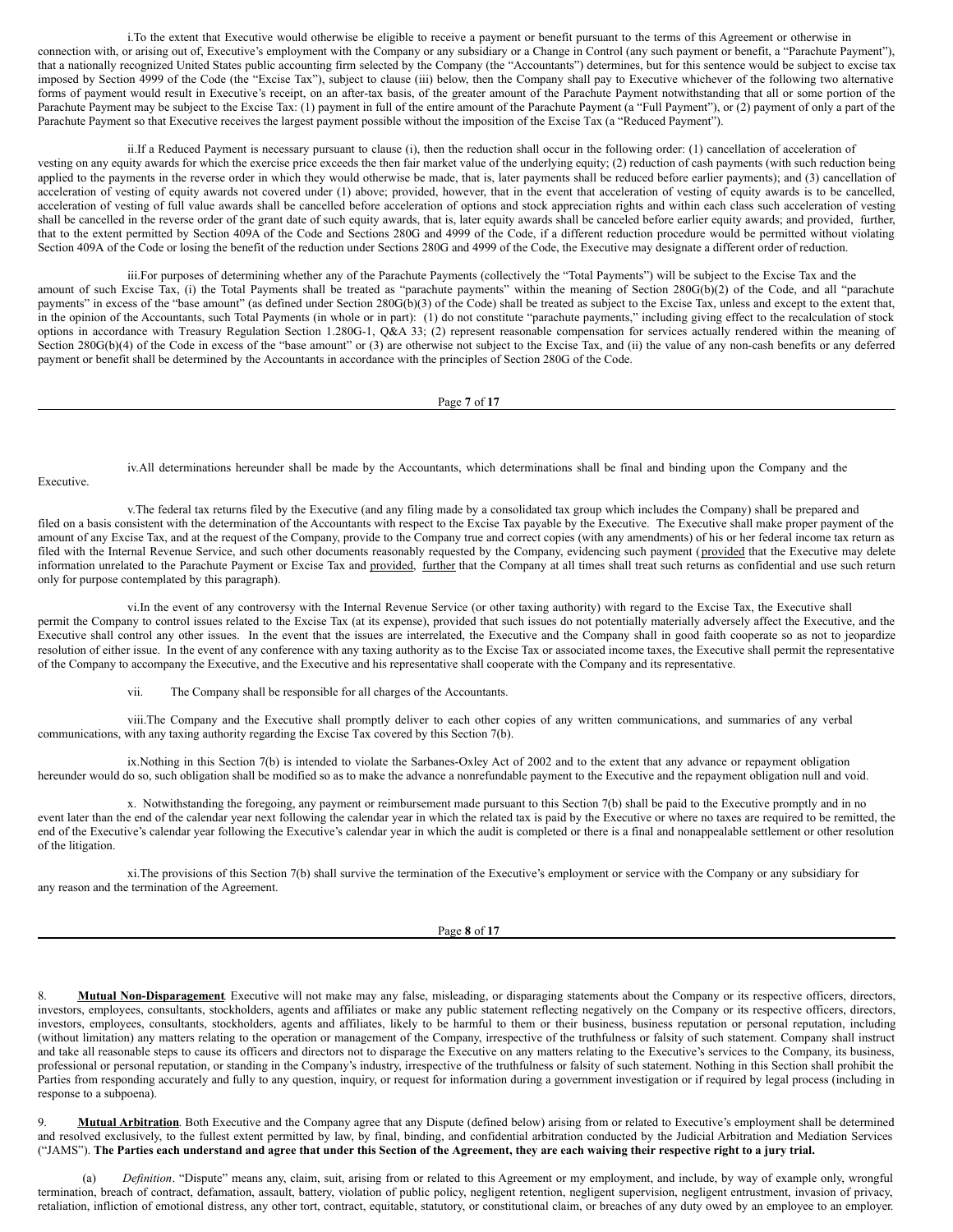i.To the extent that Executive would otherwise be eligible to receive a payment or benefit pursuant to the terms of this Agreement or otherwise in connection with, or arising out of, Executive's employment with the Company or any subsidiary or a Change in Control (any such payment or benefit, a "Parachute Payment"), that a nationally recognized United States public accounting firm selected by the Company (the "Accountants") determines, but for this sentence would be subject to excise tax imposed by Section 4999 of the Code (the "Excise Tax"), subject to clause (iii) below, then the Company shall pay to Executive whichever of the following two alternative forms of payment would result in Executive's receipt, on an after-tax basis, of the greater amount of the Parachute Payment notwithstanding that all or some portion of the Parachute Payment may be subject to the Excise Tax: (1) payment in full of the entire amount of the Parachute Payment (a "Full Payment"), or (2) payment of only a part of the Parachute Payment so that Executive receives the largest payment possible without the imposition of the Excise Tax (a "Reduced Payment").

ii.If a Reduced Payment is necessary pursuant to clause (i), then the reduction shall occur in the following order: (1) cancellation of acceleration of vesting on any equity awards for which the exercise price exceeds the then fair market value of the underlying equity; (2) reduction of cash payments (with such reduction being applied to the payments in the reverse order in which they would otherwise be made, that is, later payments shall be reduced before earlier payments); and (3) cancellation of acceleration of vesting of equity awards not covered under (1) above; provided, however, that in the event that acceleration of vesting of equity awards is to be cancelled, acceleration of vesting of full value awards shall be cancelled before acceleration of options and stock appreciation rights and within each class such acceleration of vesting shall be cancelled in the reverse order of the grant date of such equity awards, that is, later equity awards shall be canceled before earlier equity awards; and provided, further, that to the extent permitted by Section 409A of the Code and Sections 280G and 4999 of the Code, if a different reduction procedure would be permitted without violating Section 409A of the Code or losing the benefit of the reduction under Sections 280G and 4999 of the Code, the Executive may designate a different order of reduction.

iii.For purposes of determining whether any of the Parachute Payments (collectively the "Total Payments") will be subject to the Excise Tax and the amount of such Excise Tax, (i) the Total Payments shall be treated as "parachute payments" within the meaning of Section 280G(b)(2) of the Code, and all "parachute payments" in excess of the "base amount" (as defined under Section 280G(b)(3) of the Code) shall be treated as subject to the Excise Tax, unless and except to the extent that, in the opinion of the Accountants, such Total Payments (in whole or in part): (1) do not constitute "parachute payments," including giving effect to the recalculation of stock options in accordance with Treasury Regulation Section 1.280G-1, Q&A 33; (2) represent reasonable compensation for services actually rendered within the meaning of Section 280G(b)(4) of the Code in excess of the "base amount" or (3) are otherwise not subject to the Excise Tax, and (ii) the value of any non-cash benefits or any deferred payment or benefit shall be determined by the Accountants in accordance with the principles of Section 280G of the Code.

iv.All determinations hereunder shall be made by the Accountants, which determinations shall be final and binding upon the Company and the Executive.

v.The federal tax returns filed by the Executive (and any filing made by a consolidated tax group which includes the Company) shall be prepared and filed on a basis consistent with the determination of the Accountants with respect to the Excise Tax payable by the Executive. The Executive shall make proper payment of the amount of any Excise Tax, and at the request of the Company, provide to the Company true and correct copies (with any amendments) of his or her federal income tax return as filed with the Internal Revenue Service, and such other documents reasonably requested by the Company, evidencing such payment (provided that the Executive may delete information unrelated to the Parachute Payment or Excise Tax and provided, further that the Company at all times shall treat such returns as confidential and use such return only for purpose contemplated by this paragraph).

vi.In the event of any controversy with the Internal Revenue Service (or other taxing authority) with regard to the Excise Tax, the Executive shall permit the Company to control issues related to the Excise Tax (at its expense), provided that such issues do not potentially materially adversely affect the Executive, and the Executive shall control any other issues. In the event that the issues are interrelated, the Executive and the Company shall in good faith cooperate so as not to jeopardize resolution of either issue. In the event of any conference with any taxing authority as to the Excise Tax or associated income taxes, the Executive shall permit the representative of the Company to accompany the Executive, and the Executive and his representative shall cooperate with the Company and its representative.

vii. The Company shall be responsible for all charges of the Accountants.

viii.The Company and the Executive shall promptly deliver to each other copies of any written communications, and summaries of any verbal communications, with any taxing authority regarding the Excise Tax covered by this Section 7(b).

ix.Nothing in this Section 7(b) is intended to violate the Sarbanes-Oxley Act of 2002 and to the extent that any advance or repayment obligation hereunder would do so, such obligation shall be modified so as to make the advance a nonrefundable payment to the Executive and the repayment obligation null and void.

x. Notwithstanding the foregoing, any payment or reimbursement made pursuant to this Section 7(b) shall be paid to the Executive promptly and in no event later than the end of the calendar year next following the calendar year in which the related tax is paid by the Executive or where no taxes are required to be remitted, the end of the Executive's calendar year following the Executive's calendar year in which the audit is completed or there is a final and nonappealable settlement or other resolution of the litigation.

xi.The provisions of this Section 7(b) shall survive the termination of the Executive's employment or service with the Company or any subsidiary for any reason and the termination of the Agreement.

8. **Mutual Non-Disparagement**. Executive will not make may any false, misleading, or disparaging statements about the Company or its respective officers, directors, investors, employees, consultants, stockholders, agents and affiliates or make any public statement reflecting negatively on the Company or its respective officers, directors, investors, employees, consultants, stockholders, agents and affiliates, likely to be harmful to them or their business, business reputation or personal reputation, including (without limitation) any matters relating to the operation or management of the Company, irrespective of the truthfulness or falsity of such statement. Company shall instruct and take all reasonable steps to cause its officers and directors not to disparage the Executive on any matters relating to the Executive's services to the Company, its business, professional or personal reputation, or standing in the Company's industry, irrespective of the truthfulness or falsity of such statement. Nothing in this Section shall prohibit the Parties from responding accurately and fully to any question, inquiry, or request for information during a government investigation or if required by legal process (including in response to a subpoena).

9. **Mutual Arbitration**. Both Executive and the Company agree that any Dispute (defined below) arising from or related to Executive's employment shall be determined and resolved exclusively, to the fullest extent permitted by law, by final, binding, and confidential arbitration conducted by the Judicial Arbitration and Mediation Services ("JAMS"). **The Parties each understand and agree that under this Section of the Agreement, they are each waiving their respective right to a jury trial.**

(a) *Definition*. "Dispute" means any, claim, suit, arising from or related to this Agreement or my employment, and include, by way of example only, wrongful termination, breach of contract, defamation, assault, battery, violation of public policy, negligent retention, negligent supervision, negligent entrustment, invasion of privacy, retaliation, infliction of emotional distress, any other tort, contract, equitable, statutory, or constitutional claim, or breaches of any duty owed by an employee to an employer.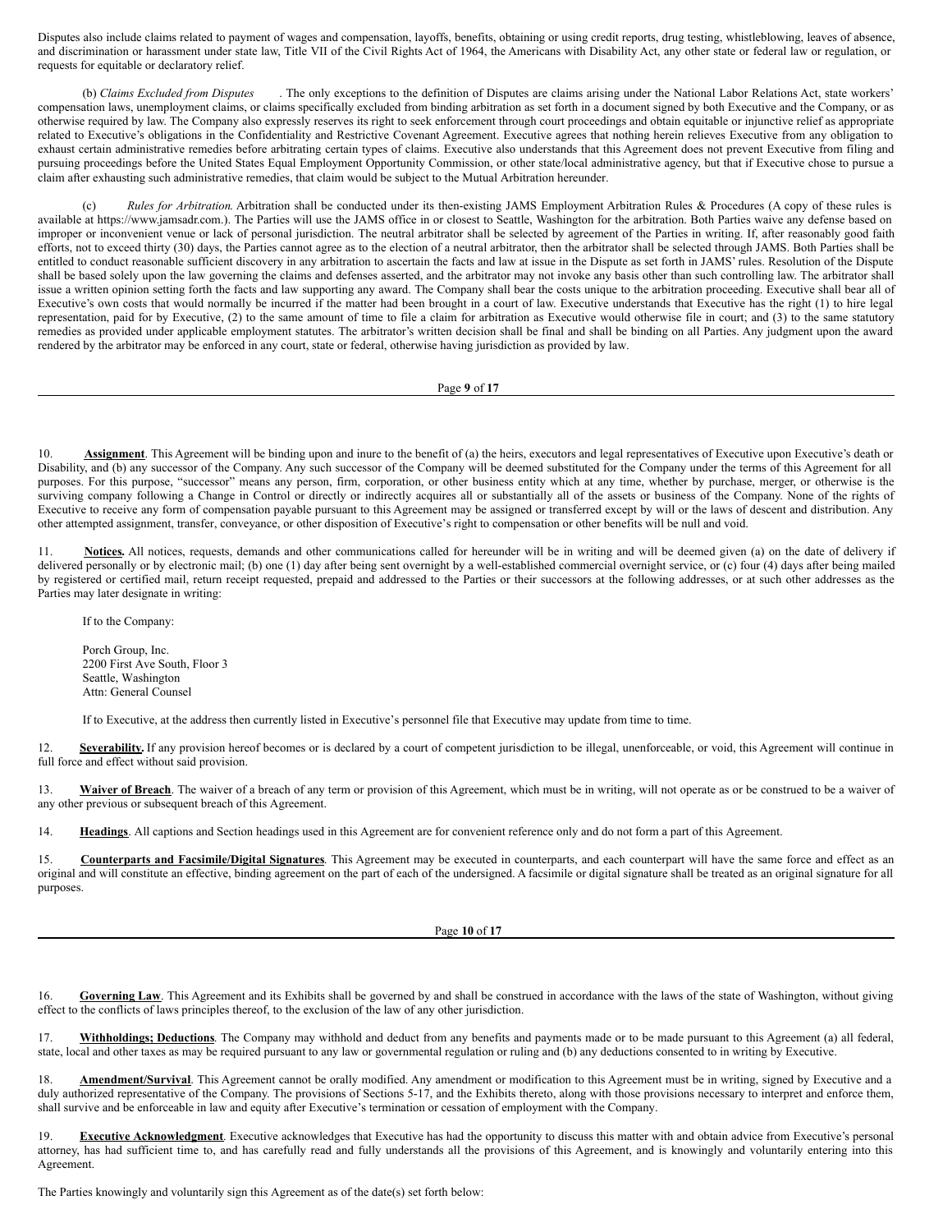Disputes also include claims related to payment of wages and compensation, layoffs, benefits, obtaining or using credit reports, drug testing, whistleblowing, leaves of absence, and discrimination or harassment under state law, Title VII of the Civil Rights Act of 1964, the Americans with Disability Act, any other state or federal law or regulation, or requests for equitable or declaratory relief.

(b) *Claims Excluded from Disputes*. The only exceptions to the definition of Disputes are claims arising under the National Labor Relations Act, state workers' compensation laws, unemployment claims, or claims specifically excluded from binding arbitration as set forth in a document signed by both Executive and the Company, or as otherwise required by law. The Company also expressly reserves its right to seek enforcement through court proceedings and obtain equitable or injunctive relief as appropriate related to Executive's obligations in the Confidentiality and Restrictive Covenant Agreement. Executive agrees that nothing herein relieves Executive from any obligation to exhaust certain administrative remedies before arbitrating certain types of claims. Executive also understands that this Agreement does not prevent Executive from filing and pursuing proceedings before the United States Equal Employment Opportunity Commission, or other state/local administrative agency, but that if Executive chose to pursue a claim after exhausting such administrative remedies, that claim would be subject to the Mutual Arbitration hereunder.

(c) *Rules for Arbitration*. Arbitration shall be conducted under its then-existing JAMS Employment Arbitration Rules & Procedures (A copy of these rules is available at https://www.jamsadr.com.). The Parties will use the JAMS office in or closest to Seattle, Washington for the arbitration. Both Parties waive any defense based on improper or inconvenient venue or lack of personal jurisdiction. The neutral arbitrator shall be selected by agreement of the Parties in writing. If, after reasonably good faith efforts, not to exceed thirty (30) days, the Parties cannot agree as to the election of a neutral arbitrator, then the arbitrator shall be selected through JAMS. Both Parties shall be entitled to conduct reasonable sufficient discovery in any arbitration to ascertain the facts and law at issue in the Dispute as set forth in JAMS' rules. Resolution of the Dispute shall be based solely upon the law governing the claims and defenses asserted, and the arbitrator may not invoke any basis other than such controlling law. The arbitrator shall issue a written opinion setting forth the facts and law supporting any award. The Company shall bear the costs unique to the arbitration proceeding. Executive shall bear all of Executive's own costs that would normally be incurred if the matter had been brought in a court of law. Executive understands that Executive has the right (1) to hire legal representation, paid for by Executive, (2) to the same amount of time to file a claim for arbitration as Executive would otherwise file in court; and (3) to the same statutory remedies as provided under applicable employment statutes. The arbitrator's written decision shall be final and shall be binding on all Parties. Any judgment upon the award rendered by the arbitrator may be enforced in any court, state or federal, otherwise having jurisdiction as provided by law.

10. **Assignment**. This Agreement will be binding upon and inure to the benefit of (a) the heirs, executors and legal representatives of Executive upon Executive's death or Disability, and (b) any successor of the Company. Any such successor of the Company will be deemed substituted for the Company under the terms of this Agreement for all purposes. For this purpose, "successor" means any person, firm, corporation, or other business entity which at any time, whether by purchase, merger, or otherwise is the surviving company following a Change in Control or directly or indirectly acquires all or substantially all of the assets or business of the Company. None of the rights of Executive to receive any form of compensation payable pursuant to this Agreement may be assigned or transferred except by will or the laws of descent and distribution. Any other attempted assignment, transfer, conveyance, or other disposition of Executive's right to compensation or other benefits will be null and void.

11. **Notices.** All notices, requests, demands and other communications called for hereunder will be in writing and will be deemed given (a) on the date of delivery if delivered personally or by electronic mail; (b) one (1) day after being sent overnight by a well-established commercial overnight service, or (c) four (4) days after being mailed by registered or certified mail, return receipt requested, prepaid and addressed to the Parties or their successors at the following addresses, or at such other addresses as the Parties may later designate in writing:

If to the Company:

Porch Group, Inc.
2200 First Ave South, Floor 3
Seattle, Washington
Attn: General Counsel

If to Executive, at the address then currently listed in Executive's personnel file that Executive may update from time to time.

12. **Severability.** If any provision hereof becomes or is declared by a court of competent jurisdiction to be illegal, unenforceable, or void, this Agreement will continue in full force and effect without said provision.

13. **Waiver of Breach**. The waiver of a breach of any term or provision of this Agreement, which must be in writing, will not operate as or be construed to be a waiver of any other previous or subsequent breach of this Agreement.

14. **Headings**. All captions and Section headings used in this Agreement are for convenient reference only and do not form a part of this Agreement.

15. **Counterparts and Facsimile/Digital Signatures**. This Agreement may be executed in counterparts, and each counterpart will have the same force and effect as an original and will constitute an effective, binding agreement on the part of each of the undersigned. A facsimile or digital signature shall be treated as an original signature for all purposes.

16. **Governing Law**. This Agreement and its Exhibits shall be governed by and shall be construed in accordance with the laws of the state of Washington, without giving effect to the conflicts of laws principles thereof, to the exclusion of the law of any other jurisdiction.

17. **Withholdings; Deductions**. The Company may withhold and deduct from any benefits and payments made or to be made pursuant to this Agreement (a) all federal, state, local and other taxes as may be required pursuant to any law or governmental regulation or ruling and (b) any deductions consented to in writing by Executive.

18. **Amendment/Survival**. This Agreement cannot be orally modified. Any amendment or modification to this Agreement must be in writing, signed by Executive and a duly authorized representative of the Company. The provisions of Sections 5-17, and the Exhibits thereto, along with those provisions necessary to interpret and enforce them, shall survive and be enforceable in law and equity after Executive's termination or cessation of employment with the Company.

19. **Executive Acknowledgment**. Executive acknowledges that Executive has had the opportunity to discuss this matter with and obtain advice from Executive's personal attorney, has had sufficient time to, and has carefully read and fully understands all the provisions of this Agreement, and is knowingly and voluntarily entering into this Agreement.

The Parties knowingly and voluntarily sign this Agreement as of the date(s) set forth below: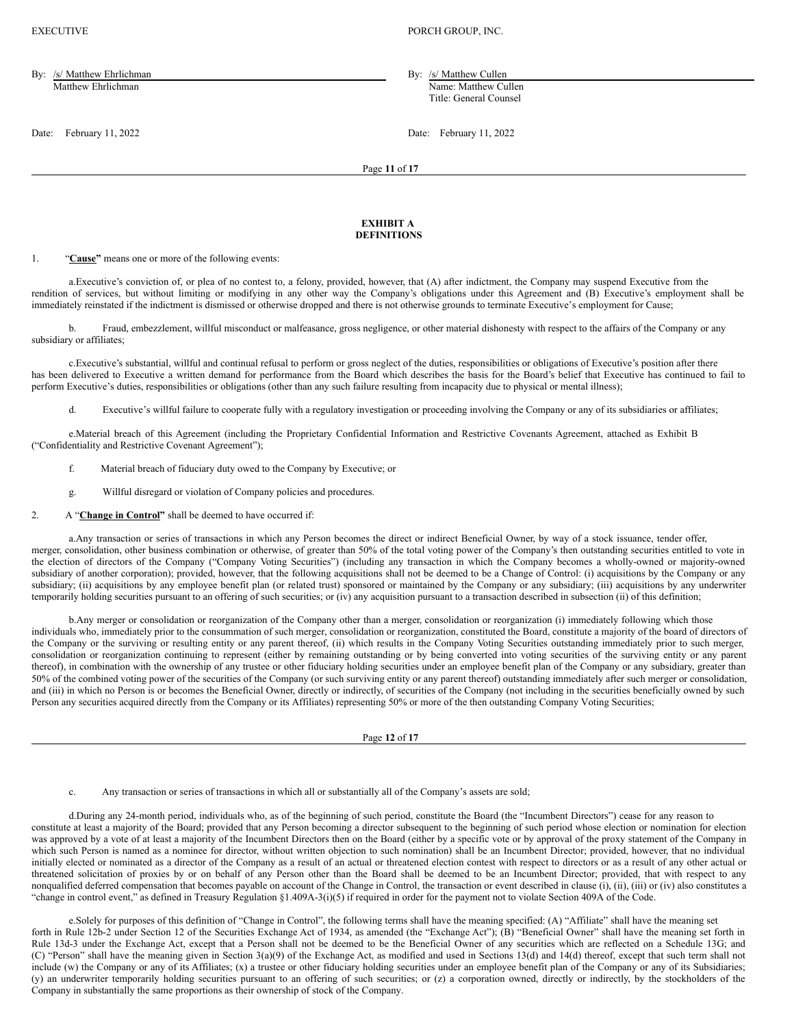EXECUTIVE PORCH GROUP, INC.

By: /s/ Matthew Ehrlichman
Matthew Ehrlichman

By: /s/ Matthew Cullen
Name: Matthew Cullen
Title: General Counsel

Date: February 11, 2022

Date: February 11, 2022

**EXHIBIT A**
**DEFINITIONS**

1. "**Cause**" means one or more of the following events:

a. Executive's conviction of, or plea of no contest to, a felony, provided, however, that (A) after indictment, the Company may suspend Executive from the rendition of services, but without limiting or modifying in any other way the Company's obligations under this Agreement and (B) Executive's employment shall be immediately reinstated if the indictment is dismissed or otherwise dropped and there is not otherwise grounds to terminate Executive's employment for Cause;

b. Fraud, embezzlement, willful misconduct or malfeasance, gross negligence, or other material dishonesty with respect to the affairs of the Company or any subsidiary or affiliates;

c. Executive's substantial, willful and continual refusal to perform or gross neglect of the duties, responsibilities or obligations of Executive's position after there has been delivered to Executive a written demand for performance from the Board which describes the basis for the Board's belief that Executive has continued to fail to perform Executive's duties, responsibilities or obligations (other than any such failure resulting from incapacity due to physical or mental illness);

d. Executive's willful failure to cooperate fully with a regulatory investigation or proceeding involving the Company or any of its subsidiaries or affiliates;

e. Material breach of this Agreement (including the Proprietary Confidential Information and Restrictive Covenants Agreement, attached as Exhibit B ("Confidentiality and Restrictive Covenant Agreement");

f. Material breach of fiduciary duty owed to the Company by Executive; or

g. Willful disregard or violation of Company policies and procedures.

2. A "**Change in Control**" shall be deemed to have occurred if:

a. Any transaction or series of transactions in which any Person becomes the direct or indirect Beneficial Owner, by way of a stock issuance, tender offer, merger, consolidation, other business combination or otherwise, of greater than 50% of the total voting power of the Company's then outstanding securities entitled to vote in the election of directors of the Company ("Company Voting Securities") (including any transaction in which the Company becomes a wholly-owned or majority-owned subsidiary of another corporation); provided, however, that the following acquisitions shall not be deemed to be a Change of Control: (i) acquisitions by the Company or any subsidiary; (ii) acquisitions by any employee benefit plan (or related trust) sponsored or maintained by the Company or any subsidiary; (iii) acquisitions by any underwriter temporarily holding securities pursuant to an offering of such securities; or (iv) any acquisition pursuant to a transaction described in subsection (ii) of this definition;

b. Any merger or consolidation or reorganization of the Company other than a merger, consolidation or reorganization (i) immediately following which those individuals who, immediately prior to the consummation of such merger, consolidation or reorganization, constituted the Board, constitute a majority of the board of directors of the Company or the surviving or resulting entity or any parent thereof, (ii) which results in the Company Voting Securities outstanding immediately prior to such merger, consolidation or reorganization continuing to represent (either by remaining outstanding or by being converted into voting securities of the surviving entity or any parent thereof), in combination with the ownership of any trustee or other fiduciary holding securities under an employee benefit plan of the Company or any subsidiary, greater than 50% of the combined voting power of the securities of the Company (or such surviving entity or any parent thereof) outstanding immediately after such merger or consolidation, and (iii) in which no Person is or becomes the Beneficial Owner, directly or indirectly, of securities of the Company (not including in the securities beneficially owned by such Person any securities acquired directly from the Company or its Affiliates) representing 50% or more of the then outstanding Company Voting Securities;

c. Any transaction or series of transactions in which all or substantially all of the Company's assets are sold;

d. During any 24-month period, individuals who, as of the beginning of such period, constitute the Board (the "Incumbent Directors") cease for any reason to constitute at least a majority of the Board; provided that any Person becoming a director subsequent to the beginning of such period whose election or nomination for election was approved by a vote of at least a majority of the Incumbent Directors then on the Board (either by a specific vote or by approval of the proxy statement of the Company in which such Person is named as a nominee for director, without written objection to such nomination) shall be an Incumbent Director; provided, however, that no individual initially elected or nominated as a director of the Company as a result of an actual or threatened election contest with respect to directors or as a result of any other actual or threatened solicitation of proxies by or on behalf of any Person other than the Board shall be deemed to be an Incumbent Director; provided, that with respect to any nonqualified deferred compensation that becomes payable on account of the Change in Control, the transaction or event described in clause (i), (ii), (iii) or (iv) also constitutes a "change in control event," as defined in Treasury Regulation §1.409A-3(i)(5) if required in order for the payment not to violate Section 409A of the Code.

e. Solely for purposes of this definition of "Change in Control", the following terms shall have the meaning specified: (A) "Affiliate" shall have the meaning set forth in Rule 12b-2 under Section 12 of the Securities Exchange Act of 1934, as amended (the "Exchange Act"); (B) "Beneficial Owner" shall have the meaning set forth in Rule 13d-3 under the Exchange Act, except that a Person shall not be deemed to be the Beneficial Owner of any securities which are reflected on a Schedule 13G; and (C) "Person" shall have the meaning given in Section 3(a)(9) of the Exchange Act, as modified and used in Sections 13(d) and 14(d) thereof, except that such term shall not include (w) the Company or any of its Affiliates; (x) a trustee or other fiduciary holding securities under an employee benefit plan of the Company or any of its Subsidiaries; (y) an underwriter temporarily holding securities pursuant to an offering of such securities; or (z) a corporation owned, directly or indirectly, by the stockholders of the Company in substantially the same proportions as their ownership of stock of the Company.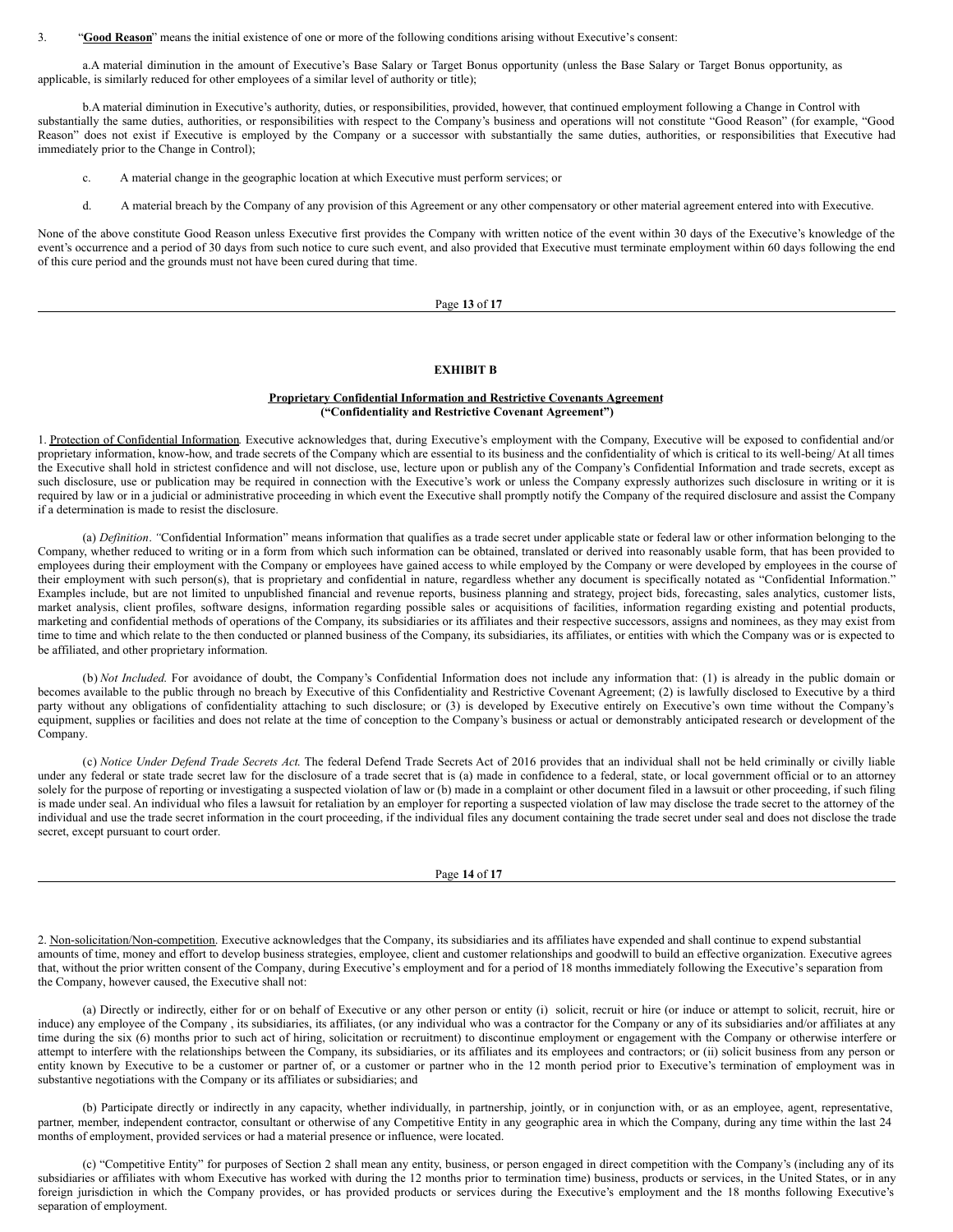3. "**Good Reason**" means the initial existence of one or more of the following conditions arising without Executive's consent:

a.A material diminution in the amount of Executive's Base Salary or Target Bonus opportunity (unless the Base Salary or Target Bonus opportunity, as applicable, is similarly reduced for other employees of a similar level of authority or title);

b.A material diminution in Executive's authority, duties, or responsibilities, provided, however, that continued employment following a Change in Control with substantially the same duties, authorities, or responsibilities with respect to the Company's business and operations will not constitute "Good Reason" (for example, "Good Reason" does not exist if Executive is employed by the Company or a successor with substantially the same duties, authorities, or responsibilities that Executive had immediately prior to the Change in Control);

c. A material change in the geographic location at which Executive must perform services; or

d. A material breach by the Company of any provision of this Agreement or any other compensatory or other material agreement entered into with Executive.

None of the above constitute Good Reason unless Executive first provides the Company with written notice of the event within 30 days of the Executive's knowledge of the event's occurrence and a period of 30 days from such notice to cure such event, and also provided that Executive must terminate employment within 60 days following the end of this cure period and the grounds must not have been cured during that time.

**EXHIBIT B**

**Proprietary Confidential Information and Restrictive Covenants Agreement**
**("Confidentiality and Restrictive Covenant Agreement")**

1. Protection of Confidential Information. Executive acknowledges that, during Executive's employment with the Company, Executive will be exposed to confidential and/or proprietary information, know-how, and trade secrets of the Company which are essential to its business and the confidentiality of which is critical to its well-being/ At all times the Executive shall hold in strictest confidence and will not disclose, use, lecture upon or publish any of the Company's Confidential Information and trade secrets, except as such disclosure, use or publication may be required in connection with the Executive's work or unless the Company expressly authorizes such disclosure in writing or it is required by law or in a judicial or administrative proceeding in which event the Executive shall promptly notify the Company of the required disclosure and assist the Company if a determination is made to resist the disclosure.

(a) *Definition*. "Confidential Information" means information that qualifies as a trade secret under applicable state or federal law or other information belonging to the Company, whether reduced to writing or in a form from which such information can be obtained, translated or derived into reasonably usable form, that has been provided to employees during their employment with the Company or employees have gained access to while employed by the Company or were developed by employees in the course of their employment with such person(s), that is proprietary and confidential in nature, regardless whether any document is specifically notated as "Confidential Information." Examples include, but are not limited to unpublished financial and revenue reports, business planning and strategy, project bids, forecasting, sales analytics, customer lists, market analysis, client profiles, software designs, information regarding possible sales or acquisitions of facilities, information regarding existing and potential products, marketing and confidential methods of operations of the Company, its subsidiaries or its affiliates and their respective successors, assigns and nominees, as they may exist from time to time and which relate to the then conducted or planned business of the Company, its subsidiaries, its affiliates, or entities with which the Company was or is expected to be affiliated, and other proprietary information.

(b) *Not Included.* For avoidance of doubt, the Company's Confidential Information does not include any information that: (1) is already in the public domain or becomes available to the public through no breach by Executive of this Confidentiality and Restrictive Covenant Agreement; (2) is lawfully disclosed to Executive by a third party without any obligations of confidentiality attaching to such disclosure; or (3) is developed by Executive entirely on Executive's own time without the Company's equipment, supplies or facilities and does not relate at the time of conception to the Company's business or actual or demonstrably anticipated research or development of the Company.

(c) *Notice Under Defend Trade Secrets Act.* The federal Defend Trade Secrets Act of 2016 provides that an individual shall not be held criminally or civilly liable under any federal or state trade secret law for the disclosure of a trade secret that is (a) made in confidence to a federal, state, or local government official or to an attorney solely for the purpose of reporting or investigating a suspected violation of law or (b) made in a complaint or other document filed in a lawsuit or other proceeding, if such filing is made under seal. An individual who files a lawsuit for retaliation by an employer for reporting a suspected violation of law may disclose the trade secret to the attorney of the individual and use the trade secret information in the court proceeding, if the individual files any document containing the trade secret under seal and does not disclose the trade secret, except pursuant to court order.

2. Non-solicitation/Non-competition. Executive acknowledges that the Company, its subsidiaries and its affiliates have expended and shall continue to expend substantial amounts of time, money and effort to develop business strategies, employee, client and customer relationships and goodwill to build an effective organization. Executive agrees that, without the prior written consent of the Company, during Executive's employment and for a period of 18 months immediately following the Executive's separation from the Company, however caused, the Executive shall not:

(a) Directly or indirectly, either for or on behalf of Executive or any other person or entity (i) solicit, recruit or hire (or induce or attempt to solicit, recruit, hire or induce) any employee of the Company , its subsidiaries, its affiliates, (or any individual who was a contractor for the Company or any of its subsidiaries and/or affiliates at any time during the six (6) months prior to such act of hiring, solicitation or recruitment) to discontinue employment or engagement with the Company or otherwise interfere or attempt to interfere with the relationships between the Company, its subsidiaries, or its affiliates and its employees and contractors; or (ii) solicit business from any person or entity known by Executive to be a customer or partner of, or a customer or partner who in the 12 month period prior to Executive's termination of employment was in substantive negotiations with the Company or its affiliates or subsidiaries; and

(b) Participate directly or indirectly in any capacity, whether individually, in partnership, jointly, or in conjunction with, or as an employee, agent, representative, partner, member, independent contractor, consultant or otherwise of any Competitive Entity in any geographic area in which the Company, during any time within the last 24 months of employment, provided services or had a material presence or influence, were located.

(c) "Competitive Entity" for purposes of Section 2 shall mean any entity, business, or person engaged in direct competition with the Company's (including any of its subsidiaries or affiliates with whom Executive has worked with during the 12 months prior to termination time) business, products or services, in the United States, or in any foreign jurisdiction in which the Company provides, or has provided products or services during the Executive's employment and the 18 months following Executive's separation of employment.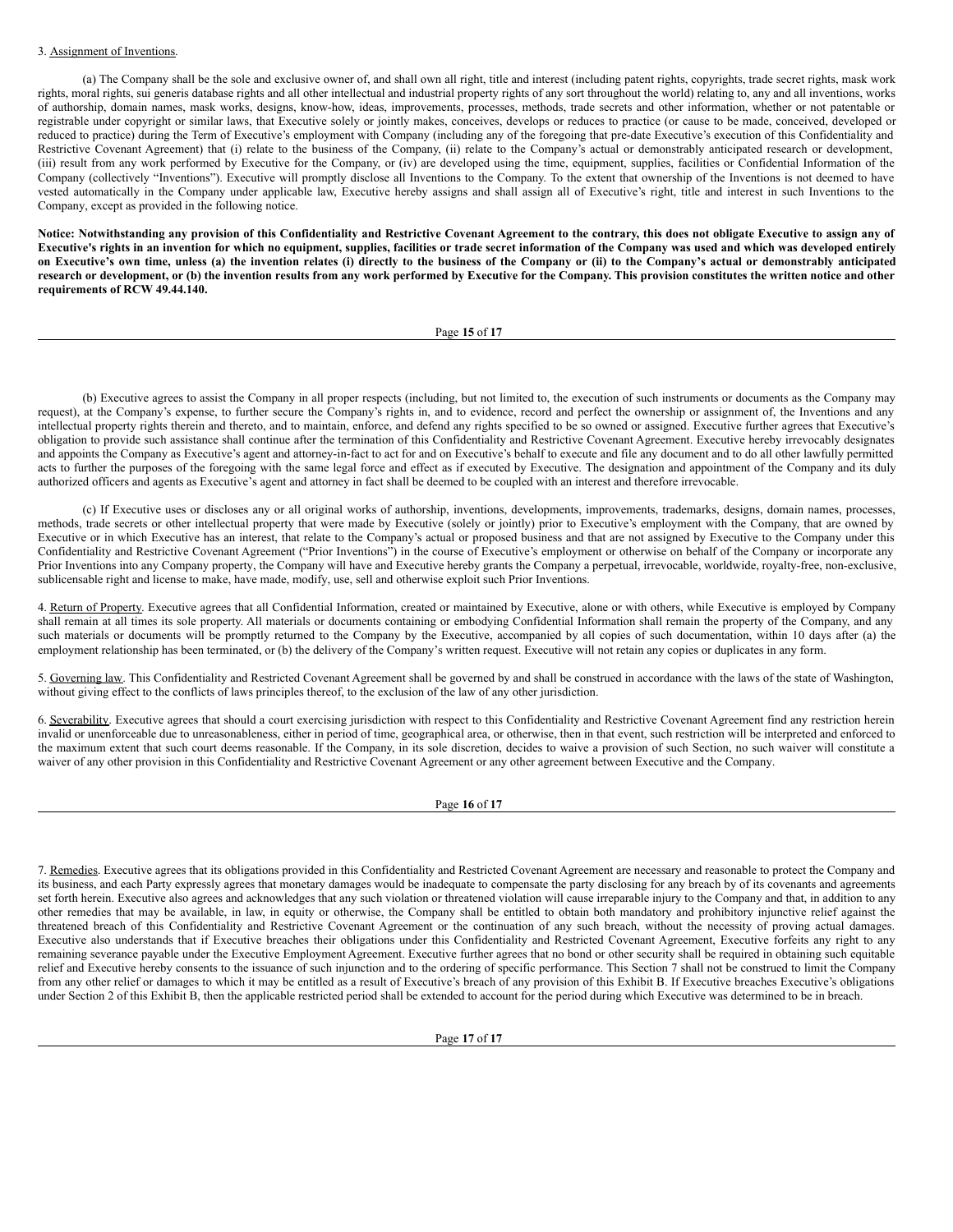3. Assignment of Inventions.

(a) The Company shall be the sole and exclusive owner of, and shall own all right, title and interest (including patent rights, copyrights, trade secret rights, mask work rights, moral rights, sui generis database rights and all other intellectual and industrial property rights of any sort throughout the world) relating to, any and all inventions, works of authorship, domain names, mask works, designs, know-how, ideas, improvements, processes, methods, trade secrets and other information, whether or not patentable or registrable under copyright or similar laws, that Executive solely or jointly makes, conceives, develops or reduces to practice (or cause to be made, conceived, developed or reduced to practice) during the Term of Executive's employment with Company (including any of the foregoing that pre-date Executive's execution of this Confidentiality and Restrictive Covenant Agreement) that (i) relate to the business of the Company, (ii) relate to the Company's actual or demonstrably anticipated research or development, (iii) result from any work performed by Executive for the Company, or (iv) are developed using the time, equipment, supplies, facilities or Confidential Information of the Company (collectively "Inventions"). Executive will promptly disclose all Inventions to the Company. To the extent that ownership of the Inventions is not deemed to have vested automatically in the Company under applicable law, Executive hereby assigns and shall assign all of Executive's right, title and interest in such Inventions to the Company, except as provided in the following notice.

**Notice: Notwithstanding any provision of this Confidentiality and Restrictive Covenant Agreement to the contrary, this does not obligate Executive to assign any of Executive's rights in an invention for which no equipment, supplies, facilities or trade secret information of the Company was used and which was developed entirely on Executive's own time, unless (a) the invention relates (i) directly to the business of the Company or (ii) to the Company's actual or demonstrably anticipated research or development, or (b) the invention results from any work performed by Executive for the Company. This provision constitutes the written notice and other requirements of RCW 49.44.140.**

(b) Executive agrees to assist the Company in all proper respects (including, but not limited to, the execution of such instruments or documents as the Company may request), at the Company's expense, to further secure the Company's rights in, and to evidence, record and perfect the ownership or assignment of, the Inventions and any intellectual property rights therein and thereto, and to maintain, enforce, and defend any rights specified to be so owned or assigned. Executive further agrees that Executive's obligation to provide such assistance shall continue after the termination of this Confidentiality and Restrictive Covenant Agreement. Executive hereby irrevocably designates and appoints the Company as Executive's agent and attorney-in-fact to act for and on Executive's behalf to execute and file any document and to do all other lawfully permitted acts to further the purposes of the foregoing with the same legal force and effect as if executed by Executive. The designation and appointment of the Company and its duly authorized officers and agents as Executive's agent and attorney in fact shall be deemed to be coupled with an interest and therefore irrevocable.

(c) If Executive uses or discloses any or all original works of authorship, inventions, developments, improvements, trademarks, designs, domain names, processes, methods, trade secrets or other intellectual property that were made by Executive (solely or jointly) prior to Executive's employment with the Company, that are owned by Executive or in which Executive has an interest, that relate to the Company's actual or proposed business and that are not assigned by Executive to the Company under this Confidentiality and Restrictive Covenant Agreement ("Prior Inventions") in the course of Executive's employment or otherwise on behalf of the Company or incorporate any Prior Inventions into any Company property, the Company will have and Executive hereby grants the Company a perpetual, irrevocable, worldwide, royalty-free, non-exclusive, sublicensable right and license to make, have made, modify, use, sell and otherwise exploit such Prior Inventions.

4. Return of Property. Executive agrees that all Confidential Information, created or maintained by Executive, alone or with others, while Executive is employed by Company shall remain at all times its sole property. All materials or documents containing or embodying Confidential Information shall remain the property of the Company, and any such materials or documents will be promptly returned to the Company by the Executive, accompanied by all copies of such documentation, within 10 days after (a) the employment relationship has been terminated, or (b) the delivery of the Company's written request. Executive will not retain any copies or duplicates in any form.

5. Governing law. This Confidentiality and Restricted Covenant Agreement shall be governed by and shall be construed in accordance with the laws of the state of Washington, without giving effect to the conflicts of laws principles thereof, to the exclusion of the law of any other jurisdiction.

6. Severability. Executive agrees that should a court exercising jurisdiction with respect to this Confidentiality and Restrictive Covenant Agreement find any restriction herein invalid or unenforceable due to unreasonableness, either in period of time, geographical area, or otherwise, then in that event, such restriction will be interpreted and enforced to the maximum extent that such court deems reasonable. If the Company, in its sole discretion, decides to waive a provision of such Section, no such waiver will constitute a waiver of any other provision in this Confidentiality and Restrictive Covenant Agreement or any other agreement between Executive and the Company.

7. Remedies. Executive agrees that its obligations provided in this Confidentiality and Restricted Covenant Agreement are necessary and reasonable to protect the Company and its business, and each Party expressly agrees that monetary damages would be inadequate to compensate the party disclosing for any breach by of its covenants and agreements set forth herein. Executive also agrees and acknowledges that any such violation or threatened violation will cause irreparable injury to the Company and that, in addition to any other remedies that may be available, in law, in equity or otherwise, the Company shall be entitled to obtain both mandatory and prohibitory injunctive relief against the threatened breach of this Confidentiality and Restrictive Covenant Agreement or the continuation of any such breach, without the necessity of proving actual damages. Executive also understands that if Executive breaches their obligations under this Confidentiality and Restricted Covenant Agreement, Executive forfeits any right to any remaining severance payable under the Executive Employment Agreement. Executive further agrees that no bond or other security shall be required in obtaining such equitable relief and Executive hereby consents to the issuance of such injunction and to the ordering of specific performance. This Section 7 shall not be construed to limit the Company from any other relief or damages to which it may be entitled as a result of Executive's breach of any provision of this Exhibit B. If Executive breaches Executive's obligations under Section 2 of this Exhibit B, then the applicable restricted period shall be extended to account for the period during which Executive was determined to be in breach.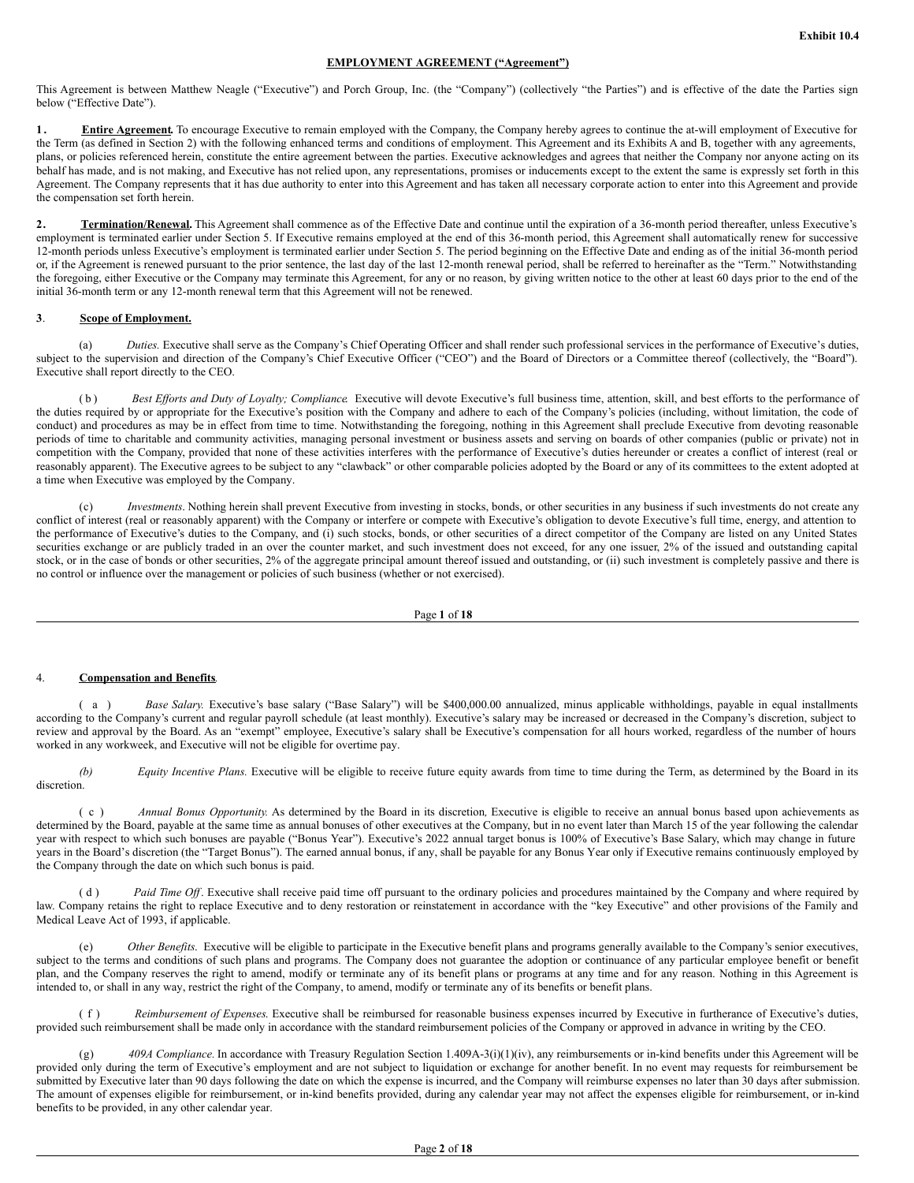**Exhibit 10.4**

**EMPLOYMENT AGREEMENT ("Agreement")**

This Agreement is between Matthew Neagle ("Executive") and Porch Group, Inc. (the "Company") (collectively "the Parties") and is effective of the date the Parties sign below ("Effective Date").

**1. Entire Agreement.** To encourage Executive to remain employed with the Company, the Company hereby agrees to continue the at-will employment of Executive for the Term (as defined in Section 2) with the following enhanced terms and conditions of employment. This Agreement and its Exhibits A and B, together with any agreements, plans, or policies referenced herein, constitute the entire agreement between the parties. Executive acknowledges and agrees that neither the Company nor anyone acting on its behalf has made, and is not making, and Executive has not relied upon, any representations, promises or inducements except to the extent the same is expressly set forth in this Agreement. The Company represents that it has due authority to enter into this Agreement and has taken all necessary corporate action to enter into this Agreement and provide the compensation set forth herein.

**2. Termination/Renewal.** This Agreement shall commence as of the Effective Date and continue until the expiration of a 36-month period thereafter, unless Executive's employment is terminated earlier under Section 5. If Executive remains employed at the end of this 36-month period, this Agreement shall automatically renew for successive 12-month periods unless Executive's employment is terminated earlier under Section 5. The period beginning on the Effective Date and ending as of the initial 36-month period or, if the Agreement is renewed pursuant to the prior sentence, the last day of the last 12-month renewal period, shall be referred to hereinafter as the "Term." Notwithstanding the foregoing, either Executive or the Company may terminate this Agreement, for any or no reason, by giving written notice to the other at least 60 days prior to the end of the initial 36-month term or any 12-month renewal term that this Agreement will not be renewed.

**3. Scope of Employment.**

(a) *Duties.* Executive shall serve as the Company's Chief Operating Officer and shall render such professional services in the performance of Executive's duties, subject to the supervision and direction of the Company's Chief Executive Officer ("CEO") and the Board of Directors or a Committee thereof (collectively, the "Board"). Executive shall report directly to the CEO.

(b) *Best Efforts and Duty of Loyalty; Compliance.* Executive will devote Executive's full business time, attention, skill, and best efforts to the performance of the duties required by or appropriate for the Executive's position with the Company and adhere to each of the Company's policies (including, without limitation, the code of conduct) and procedures as may be in effect from time to time. Notwithstanding the foregoing, nothing in this Agreement shall preclude Executive from devoting reasonable periods of time to charitable and community activities, managing personal investment or business assets and serving on boards of other companies (public or private) not in competition with the Company, provided that none of these activities interferes with the performance of Executive's duties hereunder or creates a conflict of interest (real or reasonably apparent). The Executive agrees to be subject to any "clawback" or other comparable policies adopted by the Board or any of its committees to the extent adopted at a time when Executive was employed by the Company.

(c) *Investments*. Nothing herein shall prevent Executive from investing in stocks, bonds, or other securities in any business if such investments do not create any conflict of interest (real or reasonably apparent) with the Company or interfere or compete with Executive's obligation to devote Executive's full time, energy, and attention to the performance of Executive's duties to the Company, and (i) such stocks, bonds, or other securities of a direct competitor of the Company are listed on any United States securities exchange or are publicly traded in an over the counter market, and such investment does not exceed, for any one issuer, 2% of the issued and outstanding capital stock, or in the case of bonds or other securities, 2% of the aggregate principal amount thereof issued and outstanding, or (ii) such investment is completely passive and there is no control or influence over the management or policies of such business (whether or not exercised).

4. **Compensation and Benefits**.

(a) *Base Salary.* Executive's base salary ("Base Salary") will be $400,000.00 annualized, minus applicable withholdings, payable in equal installments according to the Company's current and regular payroll schedule (at least monthly). Executive's salary may be increased or decreased in the Company's discretion, subject to review and approval by the Board. As an "exempt" employee, Executive's salary shall be Executive's compensation for all hours worked, regardless of the number of hours worked in any workweek, and Executive will not be eligible for overtime pay.

*(b)* *Equity Incentive Plans.* Executive will be eligible to receive future equity awards from time to time during the Term, as determined by the Board in its discretion.

(c) *Annual Bonus Opportunity.* As determined by the Board in its discretion, Executive is eligible to receive an annual bonus based upon achievements as determined by the Board, payable at the same time as annual bonuses of other executives at the Company, but in no event later than March 15 of the year following the calendar year with respect to which such bonuses are payable ("Bonus Year"). Executive's 2022 annual target bonus is 100% of Executive's Base Salary, which may change in future years in the Board's discretion (the "Target Bonus"). The earned annual bonus, if any, shall be payable for any Bonus Year only if Executive remains continuously employed by the Company through the date on which such bonus is paid.

(d) *Paid Time Off*. Executive shall receive paid time off pursuant to the ordinary policies and procedures maintained by the Company and where required by law. Company retains the right to replace Executive and to deny restoration or reinstatement in accordance with the "key Executive" and other provisions of the Family and Medical Leave Act of 1993, if applicable.

(e) *Other Benefits.* Executive will be eligible to participate in the Executive benefit plans and programs generally available to the Company's senior executives, subject to the terms and conditions of such plans and programs. The Company does not guarantee the adoption or continuance of any particular employee benefit or benefit plan, and the Company reserves the right to amend, modify or terminate any of its benefit plans or programs at any time and for any reason. Nothing in this Agreement is intended to, or shall in any way, restrict the right of the Company, to amend, modify or terminate any of its benefits or benefit plans.

(f) *Reimbursement of Expenses.* Executive shall be reimbursed for reasonable business expenses incurred by Executive in furtherance of Executive's duties, provided such reimbursement shall be made only in accordance with the standard reimbursement policies of the Company or approved in advance in writing by the CEO.

(g) *409A Compliance.* In accordance with Treasury Regulation Section 1.409A-3(i)(1)(iv), any reimbursements or in-kind benefits under this Agreement will be provided only during the term of Executive's employment and are not subject to liquidation or exchange for another benefit. In no event may requests for reimbursement be submitted by Executive later than 90 days following the date on which the expense is incurred, and the Company will reimburse expenses no later than 30 days after submission. The amount of expenses eligible for reimbursement, or in-kind benefits provided, during any calendar year may not affect the expenses eligible for reimbursement, or in-kind benefits to be provided, in any other calendar year.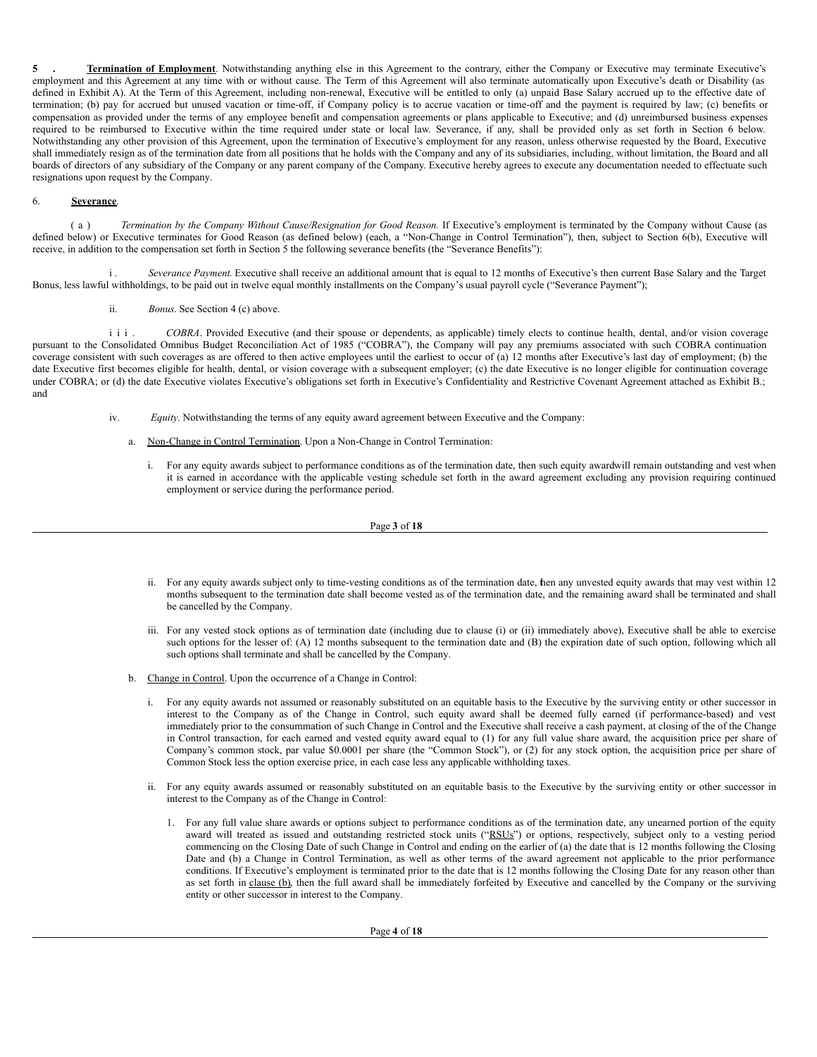**5. Termination of Employment**. Notwithstanding anything else in this Agreement to the contrary, either the Company or Executive may terminate Executive's employment and this Agreement at any time with or without cause. The Term of this Agreement will also terminate automatically upon Executive's death or Disability (as defined in Exhibit A). At the Term of this Agreement, including non-renewal, Executive will be entitled to only (a) unpaid Base Salary accrued up to the effective date of termination; (b) pay for accrued but unused vacation or time-off, if Company policy is to accrue vacation or time-off and the payment is required by law; (c) benefits or compensation as provided under the terms of any employee benefit and compensation agreements or plans applicable to Executive; and (d) unreimbursed business expenses required to be reimbursed to Executive within the time required under state or local law. Severance, if any, shall be provided only as set forth in Section 6 below. Notwithstanding any other provision of this Agreement, upon the termination of Executive's employment for any reason, unless otherwise requested by the Board, Executive shall immediately resign as of the termination date from all positions that he holds with the Company and any of its subsidiaries, including, without limitation, the Board and all boards of directors of any subsidiary of the Company or any parent company of the Company. Executive hereby agrees to execute any documentation needed to effectuate such resignations upon request by the Company.

6. **Severance**.

(a) *Termination by the Company Without Cause/Resignation for Good Reason.* If Executive's employment is terminated by the Company without Cause (as defined below) or Executive terminates for Good Reason (as defined below) (each, a "Non-Change in Control Termination"), then, subject to Section 6(b), Executive will receive, in addition to the compensation set forth in Section 5 the following severance benefits (the "Severance Benefits"):

i. *Severance Payment.* Executive shall receive an additional amount that is equal to 12 months of Executive's then current Base Salary and the Target Bonus, less lawful withholdings, to be paid out in twelve equal monthly installments on the Company's usual payroll cycle ("Severance Payment");

ii. *Bonus*. See Section 4 (c) above.

iii. *COBRA*. Provided Executive (and their spouse or dependents, as applicable) timely elects to continue health, dental, and/or vision coverage pursuant to the Consolidated Omnibus Budget Reconciliation Act of 1985 ("COBRA"), the Company will pay any premiums associated with such COBRA continuation coverage consistent with such coverages as are offered to then active employees until the earliest to occur of (a) 12 months after Executive's last day of employment; (b) the date Executive first becomes eligible for health, dental, or vision coverage with a subsequent employer; (c) the date Executive is no longer eligible for continuation coverage under COBRA; or (d) the date Executive violates Executive's obligations set forth in Executive's Confidentiality and Restrictive Covenant Agreement attached as Exhibit B.; and

iv. *Equity*. Notwithstanding the terms of any equity award agreement between Executive and the Company:

a. Non-Change in Control Termination. Upon a Non-Change in Control Termination:

i. For any equity awards subject to performance conditions as of the termination date, then such equity awardwill remain outstanding and vest when it is earned in accordance with the applicable vesting schedule set forth in the award agreement excluding any provision requiring continued employment or service during the performance period.

ii. For any equity awards subject only to time-vesting conditions as of the termination date, then any unvested equity awards that may vest within 12 months subsequent to the termination date shall become vested as of the termination date, and the remaining award shall be terminated and shall be cancelled by the Company.

iii. For any vested stock options as of termination date (including due to clause (i) or (ii) immediately above), Executive shall be able to exercise such options for the lesser of: (A) 12 months subsequent to the termination date and (B) the expiration date of such option, following which all such options shall terminate and shall be cancelled by the Company.

b. Change in Control. Upon the occurrence of a Change in Control:

i. For any equity awards not assumed or reasonably substituted on an equitable basis to the Executive by the surviving entity or other successor in interest to the Company as of the Change in Control, such equity award shall be deemed fully earned (if performance-based) and vest immediately prior to the consummation of such Change in Control and the Executive shall receive a cash payment, at closing of the of the Change in Control transaction, for each earned and vested equity award equal to (1) for any full value share award, the acquisition price per share of Company's common stock, par value $0.0001 per share (the "Common Stock"), or (2) for any stock option, the acquisition price per share of Common Stock less the option exercise price, in each case less any applicable withholding taxes.

ii. For any equity awards assumed or reasonably substituted on an equitable basis to the Executive by the surviving entity or other successor in interest to the Company as of the Change in Control:

1. For any full value share awards or options subject to performance conditions as of the termination date, any unearned portion of the equity award will treated as issued and outstanding restricted stock units ("RSUs") or options, respectively, subject only to a vesting period commencing on the Closing Date of such Change in Control and ending on the earlier of (a) the date that is 12 months following the Closing Date and (b) a Change in Control Termination, as well as other terms of the award agreement not applicable to the prior performance conditions. If Executive's employment is terminated prior to the date that is 12 months following the Closing Date for any reason other than as set forth in clause (b), then the full award shall be immediately forfeited by Executive and cancelled by the Company or the surviving entity or other successor in interest to the Company.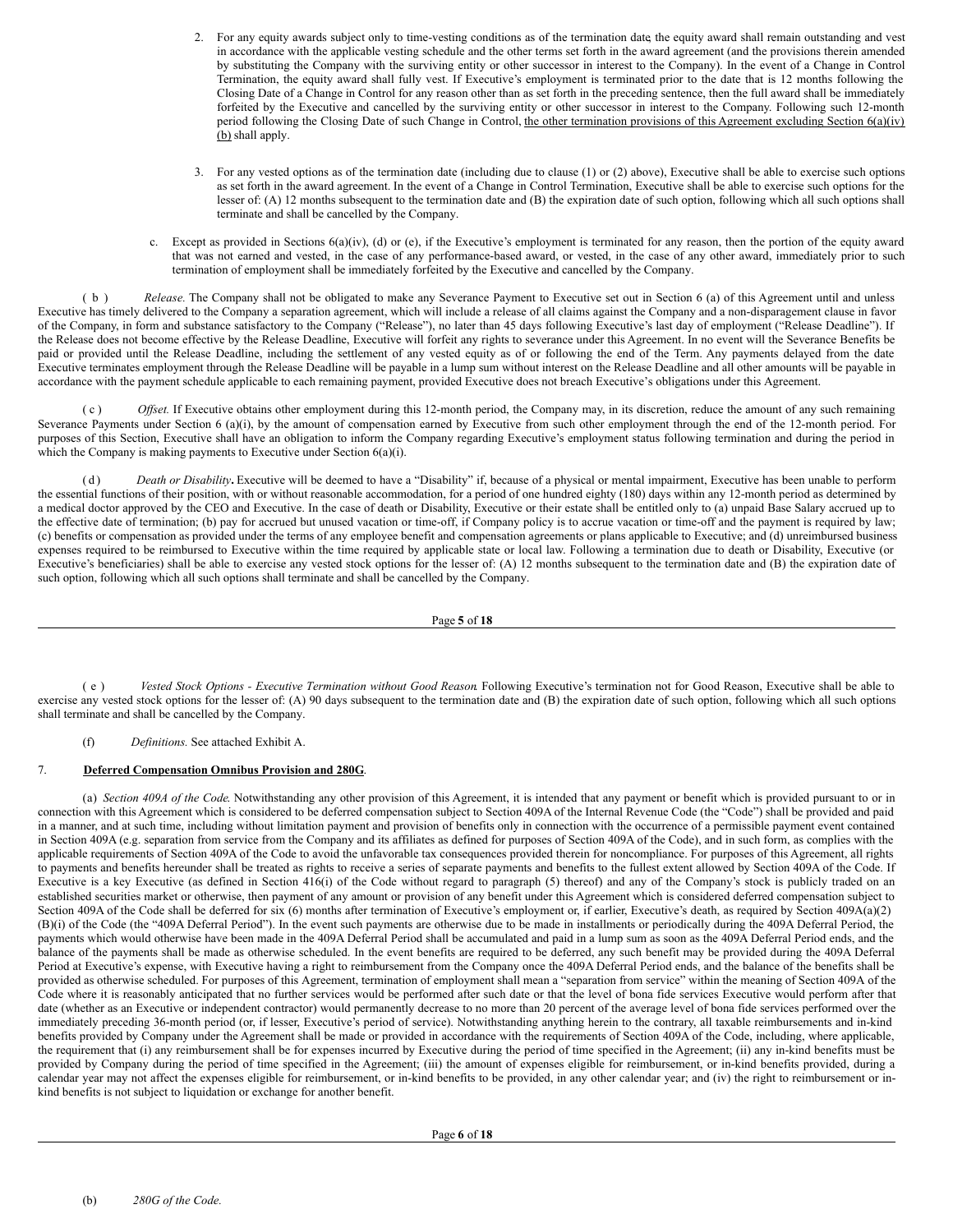2. For any equity awards subject only to time-vesting conditions as of the termination date, the equity award shall remain outstanding and vest in accordance with the applicable vesting schedule and the other terms set forth in the award agreement (and the provisions therein amended by substituting the Company with the surviving entity or other successor in interest to the Company). In the event of a Change in Control Termination, the equity award shall fully vest. If Executive's employment is terminated prior to the date that is 12 months following the Closing Date of a Change in Control for any reason other than as set forth in the preceding sentence, then the full award shall be immediately forfeited by the Executive and cancelled by the surviving entity or other successor in interest to the Company. Following such 12-month period following the Closing Date of such Change in Control, <u>the other termination provisions of this Agreement excluding Section 6(a)(iv)(b)</u> shall apply.

3. For any vested options as of the termination date (including due to clause (1) or (2) above), Executive shall be able to exercise such options as set forth in the award agreement. In the event of a Change in Control Termination, Executive shall be able to exercise such options for the lesser of: (A) 12 months subsequent to the termination date and (B) the expiration date of such option, following which all such options shall terminate and shall be cancelled by the Company.

c. Except as provided in Sections 6(a)(iv), (d) or (e), if the Executive's employment is terminated for any reason, then the portion of the equity award that was not earned and vested, in the case of any performance-based award, or vested, in the case of any other award, immediately prior to such termination of employment shall be immediately forfeited by the Executive and cancelled by the Company.

(b) *Release.* The Company shall not be obligated to make any Severance Payment to Executive set out in Section 6 (a) of this Agreement until and unless Executive has timely delivered to the Company a separation agreement, which will include a release of all claims against the Company and a non-disparagement clause in favor of the Company, in form and substance satisfactory to the Company ("Release"), no later than 45 days following Executive's last day of employment ("Release Deadline"). If the Release does not become effective by the Release Deadline, Executive will forfeit any rights to severance under this Agreement. In no event will the Severance Benefits be paid or provided until the Release Deadline, including the settlement of any vested equity as of or following the end of the Term. Any payments delayed from the date Executive terminates employment through the Release Deadline will be payable in a lump sum without interest on the Release Deadline and all other amounts will be payable in accordance with the payment schedule applicable to each remaining payment, provided Executive does not breach Executive's obligations under this Agreement.

(c) *Offset.* If Executive obtains other employment during this 12-month period, the Company may, in its discretion, reduce the amount of any such remaining Severance Payments under Section 6 (a)(i), by the amount of compensation earned by Executive from such other employment through the end of the 12-month period. For purposes of this Section, Executive shall have an obligation to inform the Company regarding Executive's employment status following termination and during the period in which the Company is making payments to Executive under Section 6(a)(i).

(d) *Death or Disability***.** Executive will be deemed to have a "Disability" if, because of a physical or mental impairment, Executive has been unable to perform the essential functions of their position, with or without reasonable accommodation, for a period of one hundred eighty (180) days within any 12-month period as determined by a medical doctor approved by the CEO and Executive. In the case of death or Disability, Executive or their estate shall be entitled only to (a) unpaid Base Salary accrued up to the effective date of termination; (b) pay for accrued but unused vacation or time-off, if Company policy is to accrue vacation or time-off and the payment is required by law; (c) benefits or compensation as provided under the terms of any employee benefit and compensation agreements or plans applicable to Executive; and (d) unreimbursed business expenses required to be reimbursed to Executive within the time required by applicable state or local law. Following a termination due to death or Disability, Executive (or Executive's beneficiaries) shall be able to exercise any vested stock options for the lesser of: (A) 12 months subsequent to the termination date and (B) the expiration date of such option, following which all such options shall terminate and shall be cancelled by the Company.

(e) *Vested Stock Options - Executive Termination without Good Reason*. Following Executive's termination not for Good Reason, Executive shall be able to exercise any vested stock options for the lesser of: (A) 90 days subsequent to the termination date and (B) the expiration date of such option, following which all such options shall terminate and shall be cancelled by the Company.

(f) *Definitions.* See attached Exhibit A.

7. **<u>Deferred Compensation Omnibus Provision and 280G</u>**.

(a) *Section 409A of the Code*. Notwithstanding any other provision of this Agreement, it is intended that any payment or benefit which is provided pursuant to or in connection with this Agreement which is considered to be deferred compensation subject to Section 409A of the Internal Revenue Code (the "Code") shall be provided and paid in a manner, and at such time, including without limitation payment and provision of benefits only in connection with the occurrence of a permissible payment event contained in Section 409A (e.g. separation from service from the Company and its affiliates as defined for purposes of Section 409A of the Code), and in such form, as complies with the applicable requirements of Section 409A of the Code to avoid the unfavorable tax consequences provided therein for noncompliance. For purposes of this Agreement, all rights to payments and benefits hereunder shall be treated as rights to receive a series of separate payments and benefits to the fullest extent allowed by Section 409A of the Code. If Executive is a key Executive (as defined in Section 416(i) of the Code without regard to paragraph (5) thereof) and any of the Company's stock is publicly traded on an established securities market or otherwise, then payment of any amount or provision of any benefit under this Agreement which is considered deferred compensation subject to Section 409A of the Code shall be deferred for six (6) months after termination of Executive's employment or, if earlier, Executive's death, as required by Section 409A(a)(2)(B)(i) of the Code (the "409A Deferral Period"). In the event such payments are otherwise due to be made in installments or periodically during the 409A Deferral Period, the payments which would otherwise have been made in the 409A Deferral Period shall be accumulated and paid in a lump sum as soon as the 409A Deferral Period ends, and the balance of the payments shall be made as otherwise scheduled. In the event benefits are required to be deferred, any such benefit may be provided during the 409A Deferral Period at Executive's expense, with Executive having a right to reimbursement from the Company once the 409A Deferral Period ends, and the balance of the benefits shall be provided as otherwise scheduled. For purposes of this Agreement, termination of employment shall mean a "separation from service" within the meaning of Section 409A of the Code where it is reasonably anticipated that no further services would be performed after such date or that the level of bona fide services Executive would perform after that date (whether as an Executive or independent contractor) would permanently decrease to no more than 20 percent of the average level of bona fide services performed over the immediately preceding 36-month period (or, if lesser, Executive's period of service). Notwithstanding anything herein to the contrary, all taxable reimbursements and in-kind benefits provided by Company under the Agreement shall be made or provided in accordance with the requirements of Section 409A of the Code, including, where applicable, the requirement that (i) any reimbursement shall be for expenses incurred by Executive during the period of time specified in the Agreement; (ii) any in-kind benefits must be provided by Company during the period of time specified in the Agreement; (iii) the amount of expenses eligible for reimbursement, or in-kind benefits provided, during a calendar year may not affect the expenses eligible for reimbursement, or in-kind benefits to be provided, in any other calendar year; and (iv) the right to reimbursement or in-kind benefits is not subject to liquidation or exchange for another benefit.

(b) *280G of the Code.*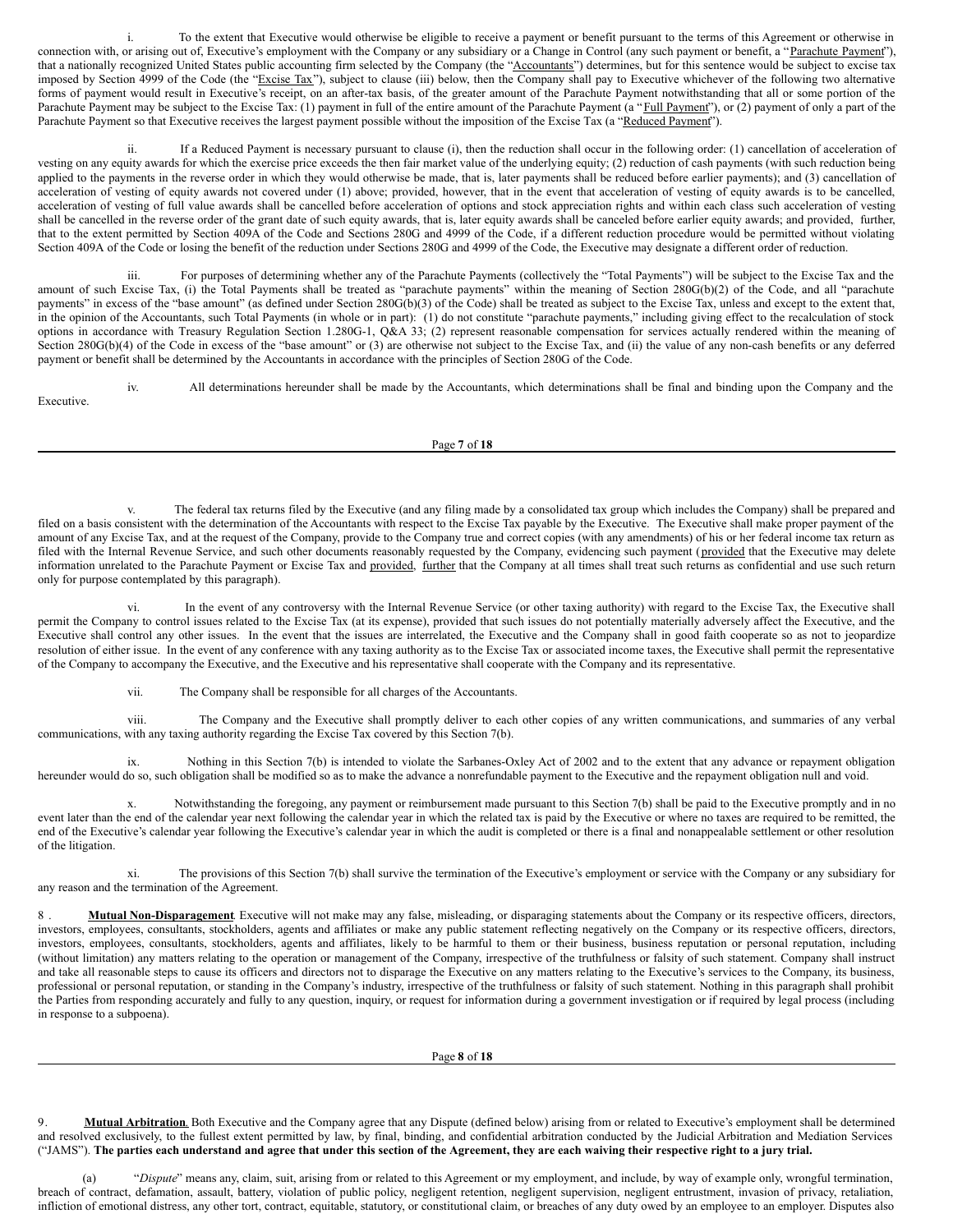i. To the extent that Executive would otherwise be eligible to receive a payment or benefit pursuant to the terms of this Agreement or otherwise in connection with, or arising out of, Executive's employment with the Company or any subsidiary or a Change in Control (any such payment or benefit, a "Parachute Payment"), that a nationally recognized United States public accounting firm selected by the Company (the "Accountants") determines, but for this sentence would be subject to excise tax imposed by Section 4999 of the Code (the "Excise Tax"), subject to clause (iii) below, then the Company shall pay to Executive whichever of the following two alternative forms of payment would result in Executive's receipt, on an after-tax basis, of the greater amount of the Parachute Payment notwithstanding that all or some portion of the Parachute Payment may be subject to the Excise Tax: (1) payment in full of the entire amount of the Parachute Payment (a "Full Payment"), or (2) payment of only a part of the Parachute Payment so that Executive receives the largest payment possible without the imposition of the Excise Tax (a "Reduced Payment").

ii. If a Reduced Payment is necessary pursuant to clause (i), then the reduction shall occur in the following order: (1) cancellation of acceleration of vesting on any equity awards for which the exercise price exceeds the then fair market value of the underlying equity; (2) reduction of cash payments (with such reduction being applied to the payments in the reverse order in which they would otherwise be made, that is, later payments shall be reduced before earlier payments); and (3) cancellation of acceleration of vesting of equity awards not covered under (1) above; provided, however, that in the event that acceleration of vesting of equity awards is to be cancelled, acceleration of vesting of full value awards shall be cancelled before acceleration of options and stock appreciation rights and within each class such acceleration of vesting shall be cancelled in the reverse order of the grant date of such equity awards, that is, later equity awards shall be canceled before earlier equity awards; and provided, further, that to the extent permitted by Section 409A of the Code and Sections 280G and 4999 of the Code, if a different reduction procedure would be permitted without violating Section 409A of the Code or losing the benefit of the reduction under Sections 280G and 4999 of the Code, the Executive may designate a different order of reduction.

iii. For purposes of determining whether any of the Parachute Payments (collectively the "Total Payments") will be subject to the Excise Tax and the amount of such Excise Tax, (i) the Total Payments shall be treated as "parachute payments" within the meaning of Section 280G(b)(2) of the Code, and all "parachute payments" in excess of the "base amount" (as defined under Section 280G(b)(3) of the Code) shall be treated as subject to the Excise Tax, unless and except to the extent that, in the opinion of the Accountants, such Total Payments (in whole or in part): (1) do not constitute "parachute payments," including giving effect to the recalculation of stock options in accordance with Treasury Regulation Section 1.280G-1, Q&A 33; (2) represent reasonable compensation for services actually rendered within the meaning of Section 280G(b)(4) of the Code in excess of the "base amount" or (3) are otherwise not subject to the Excise Tax, and (ii) the value of any non-cash benefits or any deferred payment or benefit shall be determined by the Accountants in accordance with the principles of Section 280G of the Code.

iv. All determinations hereunder shall be made by the Accountants, which determinations shall be final and binding upon the Company and the Executive.

v. The federal tax returns filed by the Executive (and any filing made by a consolidated tax group which includes the Company) shall be prepared and filed on a basis consistent with the determination of the Accountants with respect to the Excise Tax payable by the Executive. The Executive shall make proper payment of the amount of any Excise Tax, and at the request of the Company, provide to the Company true and correct copies (with any amendments) of his or her federal income tax return as filed with the Internal Revenue Service, and such other documents reasonably requested by the Company, evidencing such payment (provided that the Executive may delete information unrelated to the Parachute Payment or Excise Tax and provided, further that the Company at all times shall treat such returns as confidential and use such return only for purpose contemplated by this paragraph).

vi. In the event of any controversy with the Internal Revenue Service (or other taxing authority) with regard to the Excise Tax, the Executive shall permit the Company to control issues related to the Excise Tax (at its expense), provided that such issues do not potentially materially adversely affect the Executive, and the Executive shall control any other issues. In the event that the issues are interrelated, the Executive and the Company shall in good faith cooperate so as not to jeopardize resolution of either issue. In the event of any conference with any taxing authority as to the Excise Tax or associated income taxes, the Executive shall permit the representative of the Company to accompany the Executive, and the Executive and his representative shall cooperate with the Company and its representative.

vii. The Company shall be responsible for all charges of the Accountants.

viii. The Company and the Executive shall promptly deliver to each other copies of any written communications, and summaries of any verbal communications, with any taxing authority regarding the Excise Tax covered by this Section 7(b).

ix. Nothing in this Section 7(b) is intended to violate the Sarbanes-Oxley Act of 2002 and to the extent that any advance or repayment obligation hereunder would do so, such obligation shall be modified so as to make the advance a nonrefundable payment to the Executive and the repayment obligation null and void.

x. Notwithstanding the foregoing, any payment or reimbursement made pursuant to this Section 7(b) shall be paid to the Executive promptly and in no event later than the end of the calendar year next following the calendar year in which the related tax is paid by the Executive or where no taxes are required to be remitted, the end of the Executive's calendar year following the Executive's calendar year in which the audit is completed or there is a final and nonappealable settlement or other resolution of the litigation.

xi. The provisions of this Section 7(b) shall survive the termination of the Executive's employment or service with the Company or any subsidiary for any reason and the termination of the Agreement.

8 . **Mutual Non-Disparagement**. Executive will not make may any false, misleading, or disparaging statements about the Company or its respective officers, directors, investors, employees, consultants, stockholders, agents and affiliates or make any public statement reflecting negatively on the Company or its respective officers, directors, investors, employees, consultants, stockholders, agents and affiliates, likely to be harmful to them or their business, business reputation or personal reputation, including (without limitation) any matters relating to the operation or management of the Company, irrespective of the truthfulness or falsity of such statement. Company shall instruct and take all reasonable steps to cause its officers and directors not to disparage the Executive on any matters relating to the Executive's services to the Company, its business, professional or personal reputation, or standing in the Company's industry, irrespective of the truthfulness or falsity of such statement. Nothing in this paragraph shall prohibit the Parties from responding accurately and fully to any question, inquiry, or request for information during a government investigation or if required by legal process (including in response to a subpoena).

9. **Mutual Arbitration**. Both Executive and the Company agree that any Dispute (defined below) arising from or related to Executive's employment shall be determined and resolved exclusively, to the fullest extent permitted by law, by final, binding, and confidential arbitration conducted by the Judicial Arbitration and Mediation Services ("JAMS"). **The parties each understand and agree that under this section of the Agreement, they are each waiving their respective right to a jury trial.**

(a) "*Dispute*" means any, claim, suit, arising from or related to this Agreement or my employment, and include, by way of example only, wrongful termination, breach of contract, defamation, assault, battery, violation of public policy, negligent retention, negligent supervision, negligent entrustment, invasion of privacy, retaliation, infliction of emotional distress, any other tort, contract, equitable, statutory, or constitutional claim, or breaches of any duty owed by an employee to an employer. Disputes also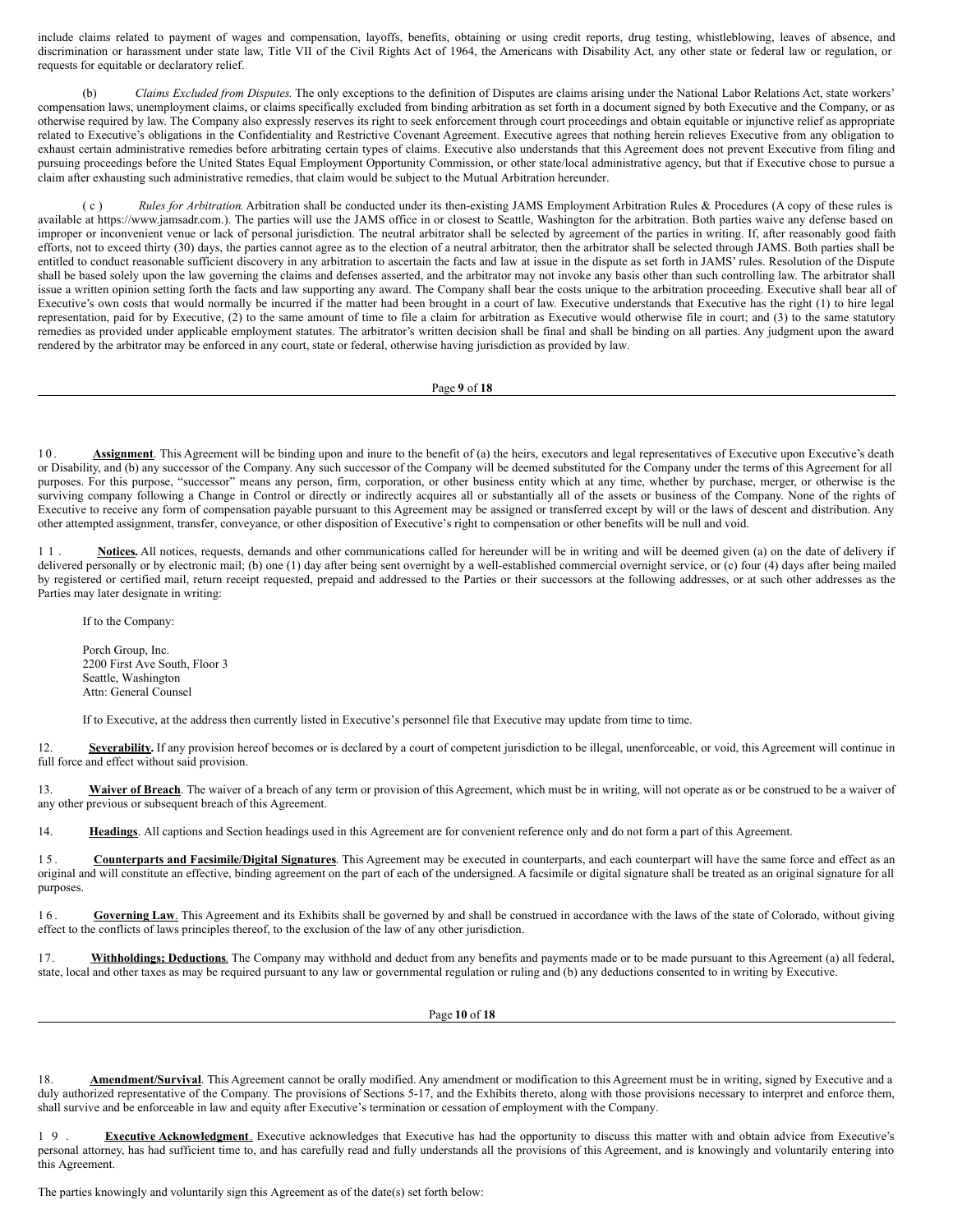include claims related to payment of wages and compensation, layoffs, benefits, obtaining or using credit reports, drug testing, whistleblowing, leaves of absence, and discrimination or harassment under state law, Title VII of the Civil Rights Act of 1964, the Americans with Disability Act, any other state or federal law or regulation, or requests for equitable or declaratory relief.

(b) *Claims Excluded from Disputes.* The only exceptions to the definition of Disputes are claims arising under the National Labor Relations Act, state workers' compensation laws, unemployment claims, or claims specifically excluded from binding arbitration as set forth in a document signed by both Executive and the Company, or as otherwise required by law. The Company also expressly reserves its right to seek enforcement through court proceedings and obtain equitable or injunctive relief as appropriate related to Executive's obligations in the Confidentiality and Restrictive Covenant Agreement. Executive agrees that nothing herein relieves Executive from any obligation to exhaust certain administrative remedies before arbitrating certain types of claims. Executive also understands that this Agreement does not prevent Executive from filing and pursuing proceedings before the United States Equal Employment Opportunity Commission, or other state/local administrative agency, but that if Executive chose to pursue a claim after exhausting such administrative remedies, that claim would be subject to the Mutual Arbitration hereunder.

(c) *Rules for Arbitration.* Arbitration shall be conducted under its then-existing JAMS Employment Arbitration Rules & Procedures (A copy of these rules is available at https://www.jamsadr.com.). The parties will use the JAMS office in or closest to Seattle, Washington for the arbitration. Both parties waive any defense based on improper or inconvenient venue or lack of personal jurisdiction. The neutral arbitrator shall be selected by agreement of the parties in writing. If, after reasonably good faith efforts, not to exceed thirty (30) days, the parties cannot agree as to the election of a neutral arbitrator, then the arbitrator shall be selected through JAMS. Both parties shall be entitled to conduct reasonable sufficient discovery in any arbitration to ascertain the facts and law at issue in the dispute as set forth in JAMS' rules. Resolution of the Dispute shall be based solely upon the law governing the claims and defenses asserted, and the arbitrator may not invoke any basis other than such controlling law. The arbitrator shall issue a written opinion setting forth the facts and law supporting any award. The Company shall bear the costs unique to the arbitration proceeding. Executive shall bear all of Executive's own costs that would normally be incurred if the matter had been brought in a court of law. Executive understands that Executive has the right (1) to hire legal representation, paid for by Executive, (2) to the same amount of time to file a claim for arbitration as Executive would otherwise file in court; and (3) to the same statutory remedies as provided under applicable employment statutes. The arbitrator's written decision shall be final and shall be binding on all parties. Any judgment upon the award rendered by the arbitrator may be enforced in any court, state or federal, otherwise having jurisdiction as provided by law.

10. **Assignment**. This Agreement will be binding upon and inure to the benefit of (a) the heirs, executors and legal representatives of Executive upon Executive's death or Disability, and (b) any successor of the Company. Any such successor of the Company will be deemed substituted for the Company under the terms of this Agreement for all purposes. For this purpose, "successor" means any person, firm, corporation, or other business entity which at any time, whether by purchase, merger, or otherwise is the surviving company following a Change in Control or directly or indirectly acquires all or substantially all of the assets or business of the Company. None of the rights of Executive to receive any form of compensation payable pursuant to this Agreement may be assigned or transferred except by will or the laws of descent and distribution. Any other attempted assignment, transfer, conveyance, or other disposition of Executive's right to compensation or other benefits will be null and void.

11. **Notices.** All notices, requests, demands and other communications called for hereunder will be in writing and will be deemed given (a) on the date of delivery if delivered personally or by electronic mail; (b) one (1) day after being sent overnight by a well-established commercial overnight service, or (c) four (4) days after being mailed by registered or certified mail, return receipt requested, prepaid and addressed to the Parties or their successors at the following addresses, or at such other addresses as the Parties may later designate in writing:

If to the Company:

Porch Group, Inc.
2200 First Ave South, Floor 3
Seattle, Washington
Attn: General Counsel

If to Executive, at the address then currently listed in Executive's personnel file that Executive may update from time to time.

12. **Severability.** If any provision hereof becomes or is declared by a court of competent jurisdiction to be illegal, unenforceable, or void, this Agreement will continue in full force and effect without said provision.

13. **Waiver of Breach**. The waiver of a breach of any term or provision of this Agreement, which must be in writing, will not operate as or be construed to be a waiver of any other previous or subsequent breach of this Agreement.

14. **Headings**. All captions and Section headings used in this Agreement are for convenient reference only and do not form a part of this Agreement.

15. **Counterparts and Facsimile/Digital Signatures**. This Agreement may be executed in counterparts, and each counterpart will have the same force and effect as an original and will constitute an effective, binding agreement on the part of each of the undersigned. A facsimile or digital signature shall be treated as an original signature for all purposes.

16. **Governing Law**. This Agreement and its Exhibits shall be governed by and shall be construed in accordance with the laws of the state of Colorado, without giving effect to the conflicts of laws principles thereof, to the exclusion of the law of any other jurisdiction.

17. **Withholdings; Deductions**. The Company may withhold and deduct from any benefits and payments made or to be made pursuant to this Agreement (a) all federal, state, local and other taxes as may be required pursuant to any law or governmental regulation or ruling and (b) any deductions consented to in writing by Executive.

18. **Amendment/Survival**. This Agreement cannot be orally modified. Any amendment or modification to this Agreement must be in writing, signed by Executive and a duly authorized representative of the Company. The provisions of Sections 5-17, and the Exhibits thereto, along with those provisions necessary to interpret and enforce them, shall survive and be enforceable in law and equity after Executive's termination or cessation of employment with the Company.

19. **Executive Acknowledgment**. Executive acknowledges that Executive has had the opportunity to discuss this matter with and obtain advice from Executive's personal attorney, has had sufficient time to, and has carefully read and fully understands all the provisions of this Agreement, and is knowingly and voluntarily entering into this Agreement.

The parties knowingly and voluntarily sign this Agreement as of the date(s) set forth below: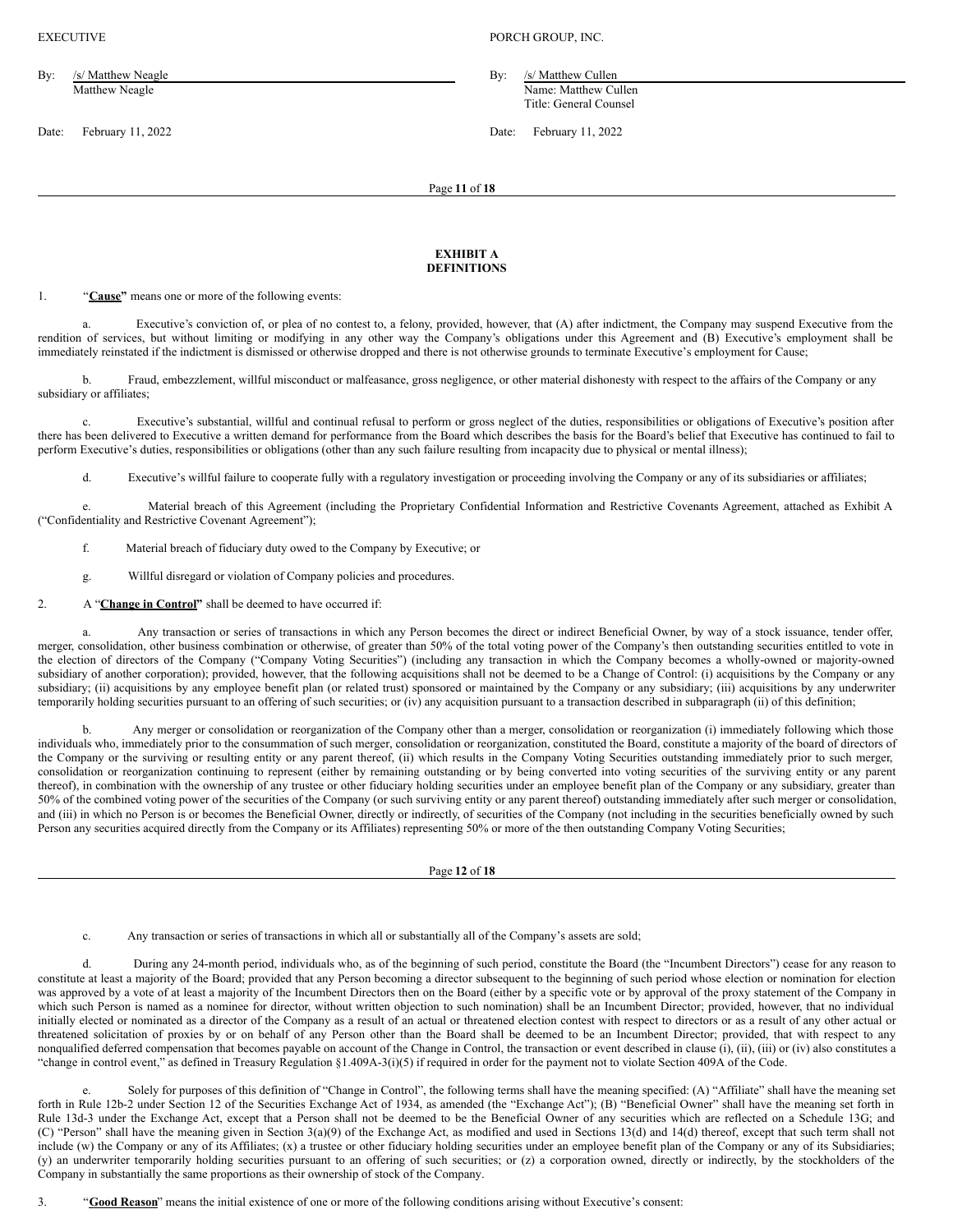| EXECUTIVE | PORCH GROUP, INC. |
|---|---|
| By: /s/ Matthew Neagle<br>Matthew Neagle | By: /s/ Matthew Cullen<br>Name: Matthew Cullen<br>Title: General Counsel |
| Date: February 11, 2022 | Date: February 11, 2022 |

**EXHIBIT A**
**DEFINITIONS**

1. "**Cause**" means one or more of the following events:

a. Executive's conviction of, or plea of no contest to, a felony, provided, however, that (A) after indictment, the Company may suspend Executive from the rendition of services, but without limiting or modifying in any other way the Company's obligations under this Agreement and (B) Executive's employment shall be immediately reinstated if the indictment is dismissed or otherwise dropped and there is not otherwise grounds to terminate Executive's employment for Cause;

b. Fraud, embezzlement, willful misconduct or malfeasance, gross negligence, or other material dishonesty with respect to the affairs of the Company or any subsidiary or affiliates;

c. Executive's substantial, willful and continual refusal to perform or gross neglect of the duties, responsibilities or obligations of Executive's position after there has been delivered to Executive a written demand for performance from the Board which describes the basis for the Board's belief that Executive has continued to fail to perform Executive's duties, responsibilities or obligations (other than any such failure resulting from incapacity due to physical or mental illness);

d. Executive's willful failure to cooperate fully with a regulatory investigation or proceeding involving the Company or any of its subsidiaries or affiliates;

e. Material breach of this Agreement (including the Proprietary Confidential Information and Restrictive Covenants Agreement, attached as Exhibit A ("Confidentiality and Restrictive Covenant Agreement");

f. Material breach of fiduciary duty owed to the Company by Executive; or

g. Willful disregard or violation of Company policies and procedures.

2. A "**Change in Control**" shall be deemed to have occurred if:

a. Any transaction or series of transactions in which any Person becomes the direct or indirect Beneficial Owner, by way of a stock issuance, tender offer, merger, consolidation, other business combination or otherwise, of greater than 50% of the total voting power of the Company's then outstanding securities entitled to vote in the election of directors of the Company ("Company Voting Securities") (including any transaction in which the Company becomes a wholly-owned or majority-owned subsidiary of another corporation); provided, however, that the following acquisitions shall not be deemed to be a Change of Control: (i) acquisitions by the Company or any subsidiary; (ii) acquisitions by any employee benefit plan (or related trust) sponsored or maintained by the Company or any subsidiary; (iii) acquisitions by any underwriter temporarily holding securities pursuant to an offering of such securities; or (iv) any acquisition pursuant to a transaction described in subparagraph (ii) of this definition;

b. Any merger or consolidation or reorganization of the Company other than a merger, consolidation or reorganization (i) immediately following which those individuals who, immediately prior to the consummation of such merger, consolidation or reorganization, constituted the Board, constitute a majority of the board of directors of the Company or the surviving or resulting entity or any parent thereof, (ii) which results in the Company Voting Securities outstanding immediately prior to such merger, consolidation or reorganization continuing to represent (either by remaining outstanding or by being converted into voting securities of the surviving entity or any parent thereof), in combination with the ownership of any trustee or other fiduciary holding securities under an employee benefit plan of the Company or any subsidiary, greater than 50% of the combined voting power of the securities of the Company (or such surviving entity or any parent thereof) outstanding immediately after such merger or consolidation, and (iii) in which no Person is or becomes the Beneficial Owner, directly or indirectly, of securities of the Company (not including in the securities beneficially owned by such Person any securities acquired directly from the Company or its Affiliates) representing 50% or more of the then outstanding Company Voting Securities;

c. Any transaction or series of transactions in which all or substantially all of the Company's assets are sold;

d. During any 24-month period, individuals who, as of the beginning of such period, constitute the Board (the "Incumbent Directors") cease for any reason to constitute at least a majority of the Board; provided that any Person becoming a director subsequent to the beginning of such period whose election or nomination for election was approved by a vote of at least a majority of the Incumbent Directors then on the Board (either by a specific vote or by approval of the proxy statement of the Company in which such Person is named as a nominee for director, without written objection to such nomination) shall be an Incumbent Director; provided, however, that no individual initially elected or nominated as a director of the Company as a result of an actual or threatened election contest with respect to directors or as a result of any other actual or threatened solicitation of proxies by or on behalf of any Person other than the Board shall be deemed to be an Incumbent Director; provided, that with respect to any nonqualified deferred compensation that becomes payable on account of the Change in Control, the transaction or event described in clause (i), (ii), (iii) or (iv) also constitutes a "change in control event," as defined in Treasury Regulation §1.409A-3(i)(5) if required in order for the payment not to violate Section 409A of the Code.

e. Solely for purposes of this definition of "Change in Control", the following terms shall have the meaning specified: (A) "Affiliate" shall have the meaning set forth in Rule 12b-2 under Section 12 of the Securities Exchange Act of 1934, as amended (the "Exchange Act"); (B) "Beneficial Owner" shall have the meaning set forth in Rule 13d-3 under the Exchange Act, except that a Person shall not be deemed to be the Beneficial Owner of any securities which are reflected on a Schedule 13G; and (C) "Person" shall have the meaning given in Section 3(a)(9) of the Exchange Act, as modified and used in Sections 13(d) and 14(d) thereof, except that such term shall not include (w) the Company or any of its Affiliates; (x) a trustee or other fiduciary holding securities under an employee benefit plan of the Company or any of its Subsidiaries; (y) an underwriter temporarily holding securities pursuant to an offering of such securities; or (z) a corporation owned, directly or indirectly, by the stockholders of the Company in substantially the same proportions as their ownership of stock of the Company.

3. "**Good Reason**" means the initial existence of one or more of the following conditions arising without Executive's consent: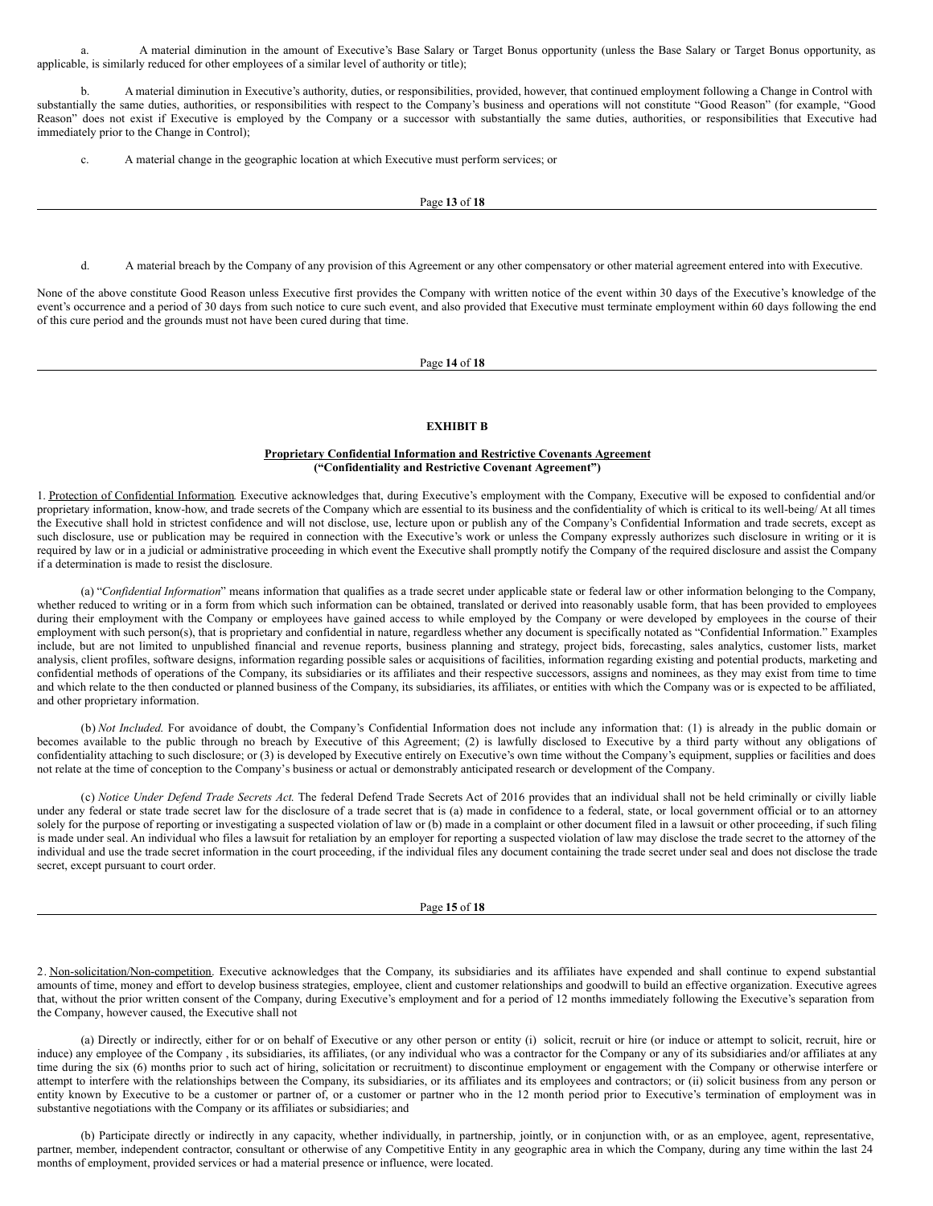a. A material diminution in the amount of Executive's Base Salary or Target Bonus opportunity (unless the Base Salary or Target Bonus opportunity, as applicable, is similarly reduced for other employees of a similar level of authority or title);

b. A material diminution in Executive's authority, duties, or responsibilities, provided, however, that continued employment following a Change in Control with substantially the same duties, authorities, or responsibilities with respect to the Company's business and operations will not constitute "Good Reason" (for example, "Good Reason" does not exist if Executive is employed by the Company or a successor with substantially the same duties, authorities, or responsibilities that Executive had immediately prior to the Change in Control);

c. A material change in the geographic location at which Executive must perform services; or

d. A material breach by the Company of any provision of this Agreement or any other compensatory or other material agreement entered into with Executive.

None of the above constitute Good Reason unless Executive first provides the Company with written notice of the event within 30 days of the Executive's knowledge of the event's occurrence and a period of 30 days from such notice to cure such event, and also provided that Executive must terminate employment within 60 days following the end of this cure period and the grounds must not have been cured during that time.

**EXHIBIT B**

**Proprietary Confidential Information and Restrictive Covenants Agreement**
**("Confidentiality and Restrictive Covenant Agreement")**

1. Protection of Confidential Information. Executive acknowledges that, during Executive's employment with the Company, Executive will be exposed to confidential and/or proprietary information, know-how, and trade secrets of the Company which are essential to its business and the confidentiality of which is critical to its well-being/ At all times the Executive shall hold in strictest confidence and will not disclose, use, lecture upon or publish any of the Company's Confidential Information and trade secrets, except as such disclosure, use or publication may be required in connection with the Executive's work or unless the Company expressly authorizes such disclosure in writing or it is required by law or in a judicial or administrative proceeding in which event the Executive shall promptly notify the Company of the required disclosure and assist the Company if a determination is made to resist the disclosure.

(a) "*Confidential Information*" means information that qualifies as a trade secret under applicable state or federal law or other information belonging to the Company, whether reduced to writing or in a form from which such information can be obtained, translated or derived into reasonably usable form, that has been provided to employees during their employment with the Company or employees have gained access to while employed by the Company or were developed by employees in the course of their employment with such person(s), that is proprietary and confidential in nature, regardless whether any document is specifically notated as "Confidential Information." Examples include, but are not limited to unpublished financial and revenue reports, business planning and strategy, project bids, forecasting, sales analytics, customer lists, market analysis, client profiles, software designs, information regarding possible sales or acquisitions of facilities, information regarding existing and potential products, marketing and confidential methods of operations of the Company, its subsidiaries or its affiliates and their respective successors, assigns and nominees, as they may exist from time to time and which relate to the then conducted or planned business of the Company, its subsidiaries, its affiliates, or entities with which the Company was or is expected to be affiliated, and other proprietary information.

(b) *Not Included.* For avoidance of doubt, the Company's Confidential Information does not include any information that: (1) is already in the public domain or becomes available to the public through no breach by Executive of this Agreement; (2) is lawfully disclosed to Executive by a third party without any obligations of confidentiality attaching to such disclosure; or (3) is developed by Executive entirely on Executive's own time without the Company's equipment, supplies or facilities and does not relate at the time of conception to the Company's business or actual or demonstrably anticipated research or development of the Company.

(c) *Notice Under Defend Trade Secrets Act.* The federal Defend Trade Secrets Act of 2016 provides that an individual shall not be held criminally or civilly liable under any federal or state trade secret law for the disclosure of a trade secret that is (a) made in confidence to a federal, state, or local government official or to an attorney solely for the purpose of reporting or investigating a suspected violation of law or (b) made in a complaint or other document filed in a lawsuit or other proceeding, if such filing is made under seal. An individual who files a lawsuit for retaliation by an employer for reporting a suspected violation of law may disclose the trade secret to the attorney of the individual and use the trade secret information in the court proceeding, if the individual files any document containing the trade secret under seal and does not disclose the trade secret, except pursuant to court order.

2. Non-solicitation/Non-competition. Executive acknowledges that the Company, its subsidiaries and its affiliates have expended and shall continue to expend substantial amounts of time, money and effort to develop business strategies, employee, client and customer relationships and goodwill to build an effective organization. Executive agrees that, without the prior written consent of the Company, during Executive's employment and for a period of 12 months immediately following the Executive's separation from the Company, however caused, the Executive shall not

(a) Directly or indirectly, either for or on behalf of Executive or any other person or entity (i) solicit, recruit or hire (or induce or attempt to solicit, recruit, hire or induce) any employee of the Company , its subsidiaries, its affiliates, (or any individual who was a contractor for the Company or any of its subsidiaries and/or affiliates at any time during the six (6) months prior to such act of hiring, solicitation or recruitment) to discontinue employment or engagement with the Company or otherwise interfere or attempt to interfere with the relationships between the Company, its subsidiaries, or its affiliates and its employees and contractors; or (ii) solicit business from any person or entity known by Executive to be a customer or partner of, or a customer or partner who in the 12 month period prior to Executive's termination of employment was in substantive negotiations with the Company or its affiliates or subsidiaries; and

(b) Participate directly or indirectly in any capacity, whether individually, in partnership, jointly, or in conjunction with, or as an employee, agent, representative, partner, member, independent contractor, consultant or otherwise of any Competitive Entity in any geographic area in which the Company, during any time within the last 24 months of employment, provided services or had a material presence or influence, were located.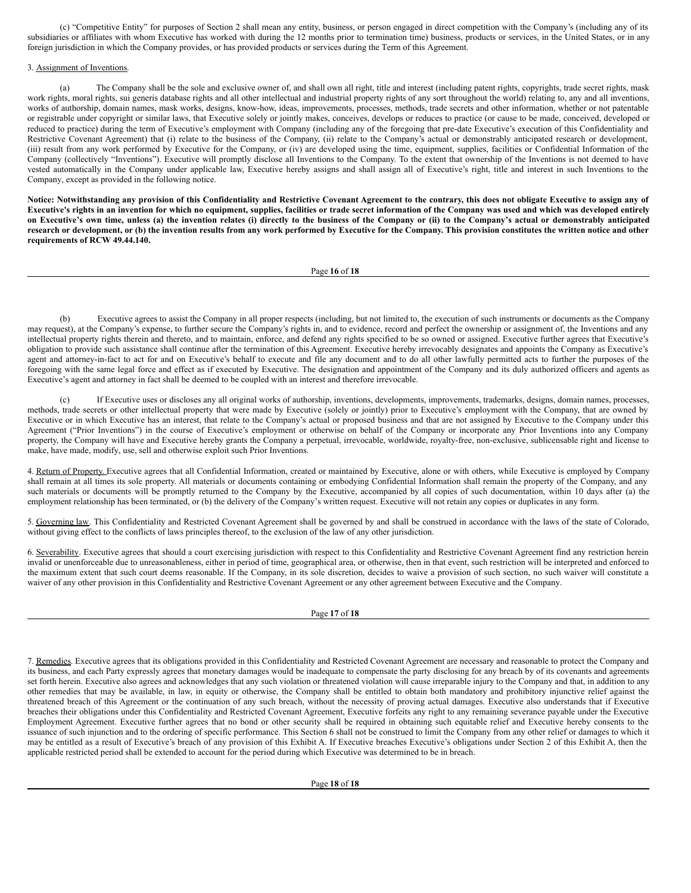(c) "Competitive Entity" for purposes of Section 2 shall mean any entity, business, or person engaged in direct competition with the Company's (including any of its subsidiaries or affiliates with whom Executive has worked with during the 12 months prior to termination time) business, products or services, in the United States, or in any foreign jurisdiction in which the Company provides, or has provided products or services during the Term of this Agreement.

3. Assignment of Inventions.

(a) The Company shall be the sole and exclusive owner of, and shall own all right, title and interest (including patent rights, copyrights, trade secret rights, mask work rights, moral rights, sui generis database rights and all other intellectual and industrial property rights of any sort throughout the world) relating to, any and all inventions, works of authorship, domain names, mask works, designs, know-how, ideas, improvements, processes, methods, trade secrets and other information, whether or not patentable or registrable under copyright or similar laws, that Executive solely or jointly makes, conceives, develops or reduces to practice (or cause to be made, conceived, developed or reduced to practice) during the term of Executive's employment with Company (including any of the foregoing that pre-date Executive's execution of this Confidentiality and Restrictive Covenant Agreement) that (i) relate to the business of the Company, (ii) relate to the Company's actual or demonstrably anticipated research or development, (iii) result from any work performed by Executive for the Company, or (iv) are developed using the time, equipment, supplies, facilities or Confidential Information of the Company (collectively "Inventions"). Executive will promptly disclose all Inventions to the Company. To the extent that ownership of the Inventions is not deemed to have vested automatically in the Company under applicable law, Executive hereby assigns and shall assign all of Executive's right, title and interest in such Inventions to the Company, except as provided in the following notice.

**Notice: Notwithstanding any provision of this Confidentiality and Restrictive Covenant Agreement to the contrary, this does not obligate Executive to assign any of Executive's rights in an invention for which no equipment, supplies, facilities or trade secret information of the Company was used and which was developed entirely on Executive's own time, unless (a) the invention relates (i) directly to the business of the Company or (ii) to the Company's actual or demonstrably anticipated research or development, or (b) the invention results from any work performed by Executive for the Company. This provision constitutes the written notice and other requirements of RCW 49.44.140.**

(b) Executive agrees to assist the Company in all proper respects (including, but not limited to, the execution of such instruments or documents as the Company may request), at the Company's expense, to further secure the Company's rights in, and to evidence, record and perfect the ownership or assignment of, the Inventions and any intellectual property rights therein and thereto, and to maintain, enforce, and defend any rights specified to be so owned or assigned. Executive further agrees that Executive's obligation to provide such assistance shall continue after the termination of this Agreement. Executive hereby irrevocably designates and appoints the Company as Executive's agent and attorney-in-fact to act for and on Executive's behalf to execute and file any document and to do all other lawfully permitted acts to further the purposes of the foregoing with the same legal force and effect as if executed by Executive. The designation and appointment of the Company and its duly authorized officers and agents as Executive's agent and attorney in fact shall be deemed to be coupled with an interest and therefore irrevocable.

(c) If Executive uses or discloses any all original works of authorship, inventions, developments, improvements, trademarks, designs, domain names, processes, methods, trade secrets or other intellectual property that were made by Executive (solely or jointly) prior to Executive's employment with the Company, that are owned by Executive or in which Executive has an interest, that relate to the Company's actual or proposed business and that are not assigned by Executive to the Company under this Agreement ("Prior Inventions") in the course of Executive's employment or otherwise on behalf of the Company or incorporate any Prior Inventions into any Company property, the Company will have and Executive hereby grants the Company a perpetual, irrevocable, worldwide, royalty-free, non-exclusive, sublicensable right and license to make, have made, modify, use, sell and otherwise exploit such Prior Inventions.

4. Return of Property. Executive agrees that all Confidential Information, created or maintained by Executive, alone or with others, while Executive is employed by Company shall remain at all times its sole property. All materials or documents containing or embodying Confidential Information shall remain the property of the Company, and any such materials or documents will be promptly returned to the Company by the Executive, accompanied by all copies of such documentation, within 10 days after (a) the employment relationship has been terminated, or (b) the delivery of the Company's written request. Executive will not retain any copies or duplicates in any form.

5. Governing law. This Confidentiality and Restricted Covenant Agreement shall be governed by and shall be construed in accordance with the laws of the state of Colorado, without giving effect to the conflicts of laws principles thereof, to the exclusion of the law of any other jurisdiction.

6. Severability. Executive agrees that should a court exercising jurisdiction with respect to this Confidentiality and Restrictive Covenant Agreement find any restriction herein invalid or unenforceable due to unreasonableness, either in period of time, geographical area, or otherwise, then in that event, such restriction will be interpreted and enforced to the maximum extent that such court deems reasonable. If the Company, in its sole discretion, decides to waive a provision of such section, no such waiver will constitute a waiver of any other provision in this Confidentiality and Restrictive Covenant Agreement or any other agreement between Executive and the Company.

7. Remedies. Executive agrees that its obligations provided in this Confidentiality and Restricted Covenant Agreement are necessary and reasonable to protect the Company and its business, and each Party expressly agrees that monetary damages would be inadequate to compensate the party disclosing for any breach by of its covenants and agreements set forth herein. Executive also agrees and acknowledges that any such violation or threatened violation will cause irreparable injury to the Company and that, in addition to any other remedies that may be available, in law, in equity or otherwise, the Company shall be entitled to obtain both mandatory and prohibitory injunctive relief against the threatened breach of this Agreement or the continuation of any such breach, without the necessity of proving actual damages. Executive also understands that if Executive breaches their obligations under this Confidentiality and Restricted Covenant Agreement, Executive forfeits any right to any remaining severance payable under the Executive Employment Agreement. Executive further agrees that no bond or other security shall be required in obtaining such equitable relief and Executive hereby consents to the issuance of such injunction and to the ordering of specific performance. This Section 6 shall not be construed to limit the Company from any other relief or damages to which it may be entitled as a result of Executive's breach of any provision of this Exhibit A. If Executive breaches Executive's obligations under Section 2 of this Exhibit A, then the applicable restricted period shall be extended to account for the period during which Executive was determined to be in breach.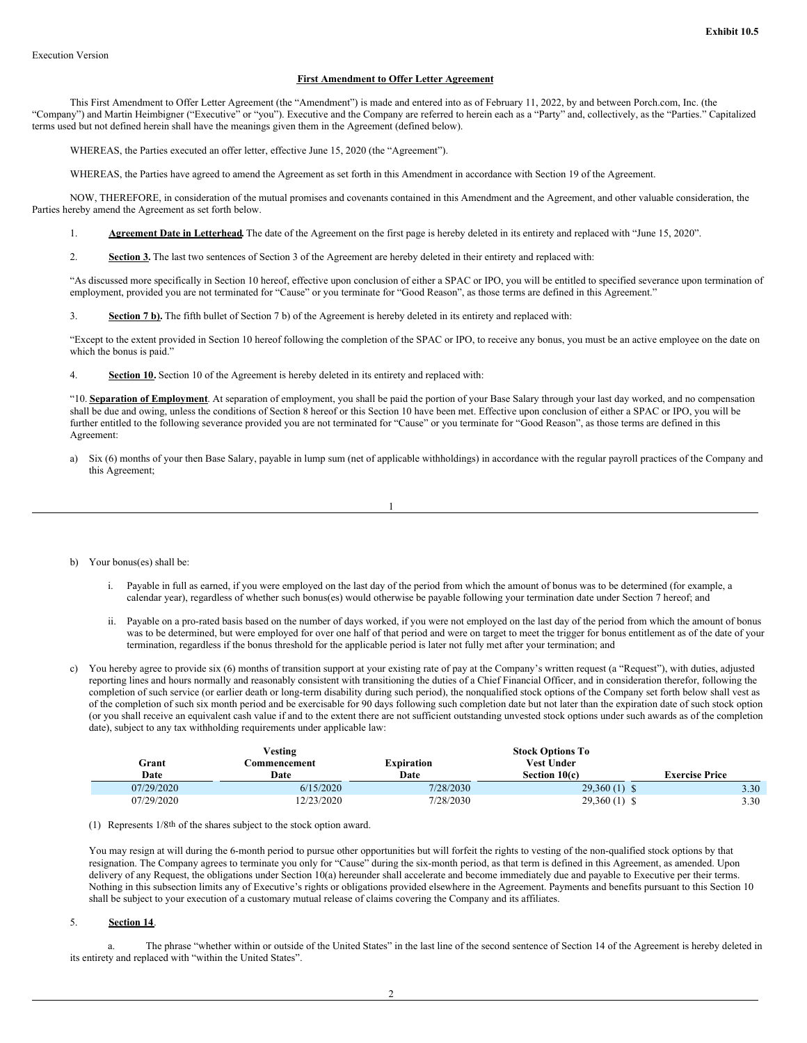Exhibit 10.5

Execution Version

**First Amendment to Offer Letter Agreement**

This First Amendment to Offer Letter Agreement (the "Amendment") is made and entered into as of February 11, 2022, by and between Porch.com, Inc. (the "Company") and Martin Heimbigner ("Executive" or "you"). Executive and the Company are referred to herein each as a "Party" and, collectively, as the "Parties." Capitalized terms used but not defined herein shall have the meanings given them in the Agreement (defined below).

WHEREAS, the Parties executed an offer letter, effective June 15, 2020 (the "Agreement").

WHEREAS, the Parties have agreed to amend the Agreement as set forth in this Amendment in accordance with Section 19 of the Agreement.

NOW, THEREFORE, in consideration of the mutual promises and covenants contained in this Amendment and the Agreement, and other valuable consideration, the Parties hereby amend the Agreement as set forth below.

1. **Agreement Date in Letterhead.** The date of the Agreement on the first page is hereby deleted in its entirety and replaced with "June 15, 2020".

2. **Section 3.** The last two sentences of Section 3 of the Agreement are hereby deleted in their entirety and replaced with:

"As discussed more specifically in Section 10 hereof, effective upon conclusion of either a SPAC or IPO, you will be entitled to specified severance upon termination of employment, provided you are not terminated for "Cause" or you terminate for "Good Reason", as those terms are defined in this Agreement."

3. **Section 7 b).** The fifth bullet of Section 7 b) of the Agreement is hereby deleted in its entirety and replaced with:

"Except to the extent provided in Section 10 hereof following the completion of the SPAC or IPO, to receive any bonus, you must be an active employee on the date on which the bonus is paid."

4. **Section 10.** Section 10 of the Agreement is hereby deleted in its entirety and replaced with:

"10. **Separation of Employment**. At separation of employment, you shall be paid the portion of your Base Salary through your last day worked, and no compensation shall be due and owing, unless the conditions of Section 8 hereof or this Section 10 have been met. Effective upon conclusion of either a SPAC or IPO, you will be further entitled to the following severance provided you are not terminated for "Cause" or you terminate for "Good Reason", as those terms are defined in this Agreement:

a) Six (6) months of your then Base Salary, payable in lump sum (net of applicable withholdings) in accordance with the regular payroll practices of the Company and this Agreement;

b) Your bonus(es) shall be:

   i. Payable in full as earned, if you were employed on the last day of the period from which the amount of bonus was to be determined (for example, a calendar year), regardless of whether such bonus(es) would otherwise be payable following your termination date under Section 7 hereof; and

   ii. Payable on a pro-rated basis based on the number of days worked, if you were not employed on the last day of the period from which the amount of bonus was to be determined, but were employed for over one half of that period and were on target to meet the trigger for bonus entitlement as of the date of your termination, regardless if the bonus threshold for the applicable period is later not fully met after your termination; and

c) You hereby agree to provide six (6) months of transition support at your existing rate of pay at the Company's written request (a "Request"), with duties, adjusted reporting lines and hours normally and reasonably consistent with transitioning the duties of a Chief Financial Officer, and in consideration therefor, following the completion of such service (or earlier death or long-term disability during such period), the nonqualified stock options of the Company set forth below shall vest as of the completion of such six month period and be exercisable for 90 days following such completion date but not later than the expiration date of such stock option (or you shall receive an equivalent cash value if and to the extent there are not sufficient outstanding unvested stock options under such awards as of the completion date), subject to any tax withholding requirements under applicable law:

| Grant Date | Vesting Commencement Date | Expiration Date | Stock Options To Vest Under Section 10(c) | Exercise Price |
|---|---|---|---|---|
| 07/29/2020 | 6/15/2020 | 7/28/2030 | 29,360 (1) | $ 3.30 |
| 07/29/2020 | 12/23/2020 | 7/28/2030 | 29,360 (1) | $ 3.30 |

(1) Represents 1/8th of the shares subject to the stock option award.

You may resign at will during the 6-month period to pursue other opportunities but will forfeit the rights to vesting of the non-qualified stock options by that resignation. The Company agrees to terminate you only for "Cause" during the six-month period, as that term is defined in this Agreement, as amended. Upon delivery of any Request, the obligations under Section 10(a) hereunder shall accelerate and become immediately due and payable to Executive per their terms. Nothing in this subsection limits any of Executive's rights or obligations provided elsewhere in the Agreement. Payments and benefits pursuant to this Section 10 shall be subject to your execution of a customary mutual release of claims covering the Company and its affiliates.

5. **Section 14**.

   a. The phrase "whether within or outside of the United States" in the last line of the second sentence of Section 14 of the Agreement is hereby deleted in its entirety and replaced with "within the United States".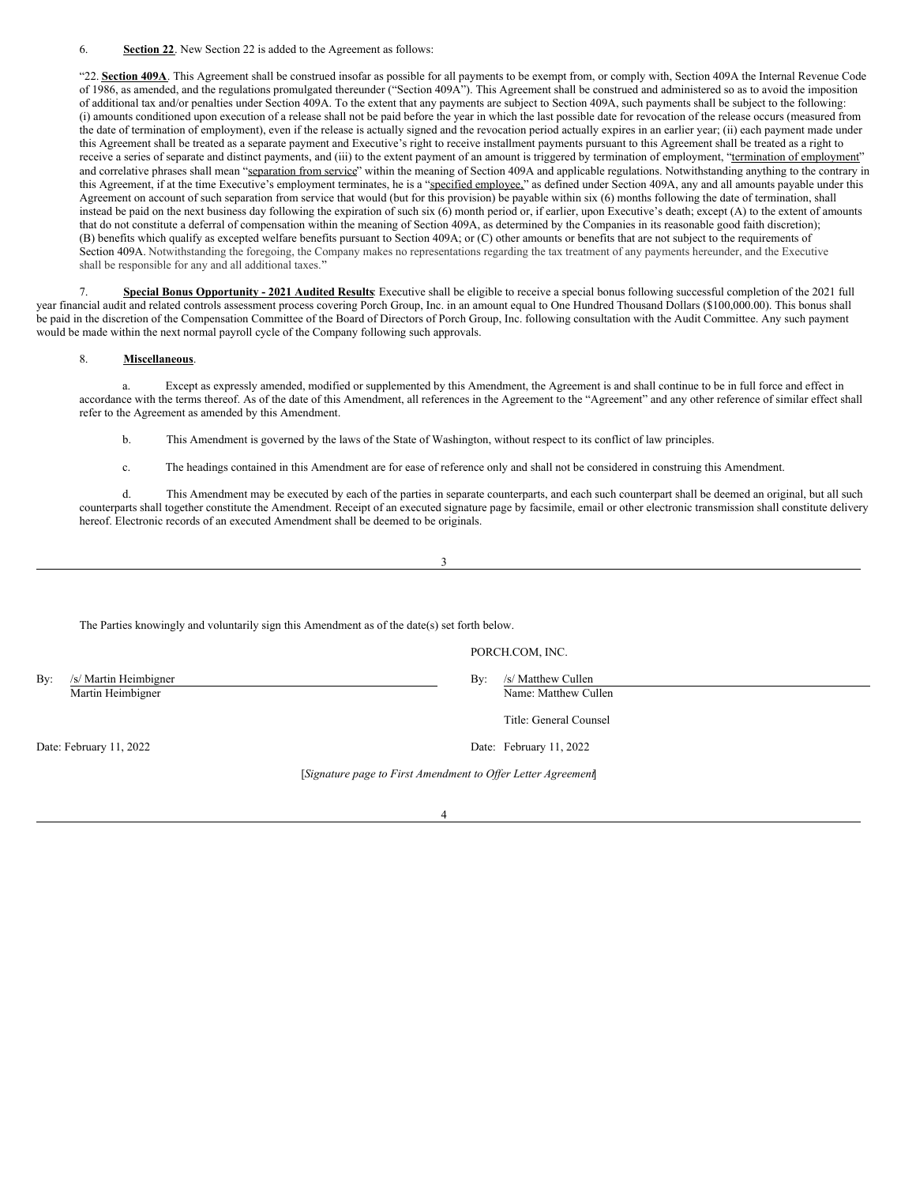6. **Section 22**. New Section 22 is added to the Agreement as follows:

"22. **Section 409A**. This Agreement shall be construed insofar as possible for all payments to be exempt from, or comply with, Section 409A the Internal Revenue Code of 1986, as amended, and the regulations promulgated thereunder ("Section 409A"). This Agreement shall be construed and administered so as to avoid the imposition of additional tax and/or penalties under Section 409A. To the extent that any payments are subject to Section 409A, such payments shall be subject to the following: (i) amounts conditioned upon execution of a release shall not be paid before the year in which the last possible date for revocation of the release occurs (measured from the date of termination of employment), even if the release is actually signed and the revocation period actually expires in an earlier year; (ii) each payment made under this Agreement shall be treated as a separate payment and Executive's right to receive installment payments pursuant to this Agreement shall be treated as a right to receive a series of separate and distinct payments, and (iii) to the extent payment of an amount is triggered by termination of employment, "termination of employment" and correlative phrases shall mean "separation from service" within the meaning of Section 409A and applicable regulations. Notwithstanding anything to the contrary in this Agreement, if at the time Executive's employment terminates, he is a "specified employee," as defined under Section 409A, any and all amounts payable under this Agreement on account of such separation from service that would (but for this provision) be payable within six (6) months following the date of termination, shall instead be paid on the next business day following the expiration of such six (6) month period or, if earlier, upon Executive's death; except (A) to the extent of amounts that do not constitute a deferral of compensation within the meaning of Section 409A, as determined by the Companies in its reasonable good faith discretion); (B) benefits which qualify as excepted welfare benefits pursuant to Section 409A; or (C) other amounts or benefits that are not subject to the requirements of Section 409A. Notwithstanding the foregoing, the Company makes no representations regarding the tax treatment of any payments hereunder, and the Executive shall be responsible for any and all additional taxes."

7. **Special Bonus Opportunity - 2021 Audited Results**: Executive shall be eligible to receive a special bonus following successful completion of the 2021 full year financial audit and related controls assessment process covering Porch Group, Inc. in an amount equal to One Hundred Thousand Dollars ($100,000.00). This bonus shall be paid in the discretion of the Compensation Committee of the Board of Directors of Porch Group, Inc. following consultation with the Audit Committee. Any such payment would be made within the next normal payroll cycle of the Company following such approvals.

8. **Miscellaneous**.

a. Except as expressly amended, modified or supplemented by this Amendment, the Agreement is and shall continue to be in full force and effect in accordance with the terms thereof. As of the date of this Amendment, all references in the Agreement to the "Agreement" and any other reference of similar effect shall refer to the Agreement as amended by this Amendment.

b. This Amendment is governed by the laws of the State of Washington, without respect to its conflict of law principles.

c. The headings contained in this Amendment are for ease of reference only and shall not be considered in construing this Amendment.

d. This Amendment may be executed by each of the parties in separate counterparts, and each such counterpart shall be deemed an original, but all such counterparts shall together constitute the Amendment. Receipt of an executed signature page by facsimile, email or other electronic transmission shall constitute delivery hereof. Electronic records of an executed Amendment shall be deemed to be originals.

The Parties knowingly and voluntarily sign this Amendment as of the date(s) set forth below.

PORCH.COM, INC.

By: /s/ Martin Heimbigner
Martin Heimbigner

Date: February 11, 2022

By: /s/ Matthew Cullen
Name: Matthew Cullen

Title: General Counsel

Date: February 11, 2022

[*Signature page to First Amendment to Offer Letter Agreement*]